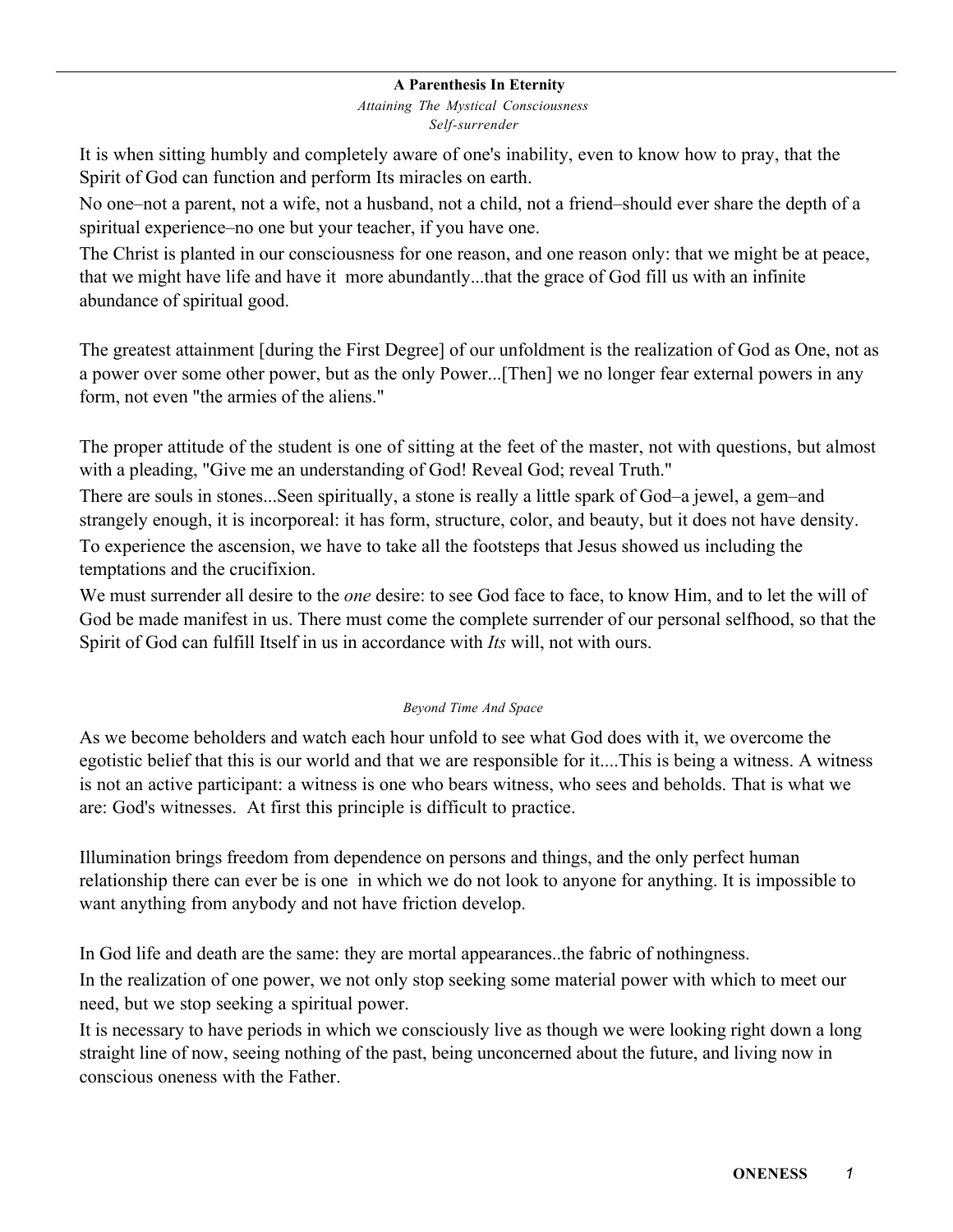**A Parenthesis In Eternity**

*Attaining The Mystical Consciousness*

*Self-surrender*

It is when sitting humbly and completely aware of one's inability, even to know how to pray, that the Spirit of God can function and perform Its miracles on earth.

No one–not a parent, not a wife, not a husband, not a child, not a friend–should ever share the depth of a spiritual experience–no one but your teacher, if you have one.

The Christ is planted in our consciousness for one reason, and one reason only: that we might be at peace, that we might have life and have it more abundantly...that the grace of God fill us with an infinite abundance of spiritual good.

The greatest attainment [during the First Degree] of our unfoldment is the realization of God as One, not as a power over some other power, but as the only Power...[Then] we no longer fear external powers in any form, not even "the armies of the aliens."

The proper attitude of the student is one of sitting at the feet of the master, not with questions, but almost with a pleading, "Give me an understanding of God! Reveal God; reveal Truth."

There are souls in stones...Seen spiritually, a stone is really a little spark of God–a jewel, a gem–and strangely enough, it is incorporeal: it has form, structure, color, and beauty, but it does not have density.

To experience the ascension, we have to take all the footsteps that Jesus showed us including the temptations and the crucifixion.

We must surrender all desire to the *one* desire: to see God face to face, to know Him, and to let the will of God be made manifest in us. There must come the complete surrender of our personal selfhood, so that the Spirit of God can fulfill Itself in us in accordance with *Its* will, not with ours.

*Beyond Time And Space*

As we become beholders and watch each hour unfold to see what God does with it, we overcome the egotistic belief that this is our world and that we are responsible for it....This is being a witness. A witness is not an active participant: a witness is one who bears witness, who sees and beholds. That is what we are: God's witnesses. At first this principle is difficult to practice.

Illumination brings freedom from dependence on persons and things, and the only perfect human relationship there can ever be is one in which we do not look to anyone for anything. It is impossible to want anything from anybody and not have friction develop.

In God life and death are the same: they are mortal appearances..the fabric of nothingness.

In the realization of one power, we not only stop seeking some material power with which to meet our need, but we stop seeking a spiritual power.

It is necessary to have periods in which we consciously live as though we were looking right down a long straight line of now, seeing nothing of the past, being unconcerned about the future, and living now in conscious oneness with the Father.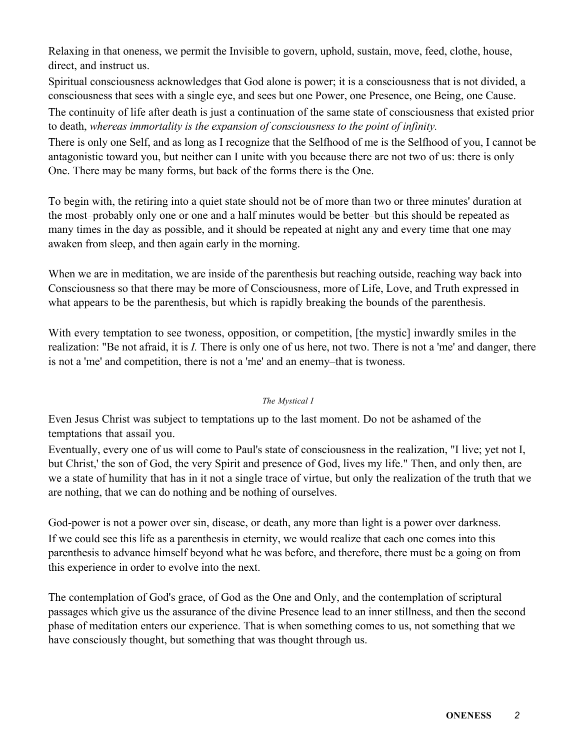Relaxing in that oneness, we permit the Invisible to govern, uphold, sustain, move, feed, clothe, house, direct, and instruct us.

Spiritual consciousness acknowledges that God alone is power; it is a consciousness that is not divided, a consciousness that sees with a single eye, and sees but one Power, one Presence, one Being, one Cause.

The continuity of life after death is just a continuation of the same state of consciousness that existed prior to death, *whereas immortality is the expansion of consciousness to the point of infinity.*

There is only one Self, and as long as I recognize that the Selfhood of me is the Selfhood of you, I cannot be antagonistic toward you, but neither can I unite with you because there are not two of us: there is only One. There may be many forms, but back of the forms there is the One.

To begin with, the retiring into a quiet state should not be of more than two or three minutes' duration at the most–probably only one or one and a half minutes would be better–but this should be repeated as many times in the day as possible, and it should be repeated at night any and every time that one may awaken from sleep, and then again early in the morning.

When we are in meditation, we are inside of the parenthesis but reaching outside, reaching way back into Consciousness so that there may be more of Consciousness, more of Life, Love, and Truth expressed in what appears to be the parenthesis, but which is rapidly breaking the bounds of the parenthesis.

With every temptation to see twoness, opposition, or competition, [the mystic] inwardly smiles in the realization: "Be not afraid, it is *I.* There is only one of us here, not two. There is not a 'me' and danger, there is not a 'me' and competition, there is not a 'me' and an enemy–that is twoness.

*The Mystical I*

Even Jesus Christ was subject to temptations up to the last moment. Do not be ashamed of the temptations that assail you.

Eventually, every one of us will come to Paul's state of consciousness in the realization, "I live; yet not I, but Christ,' the son of God, the very Spirit and presence of God, lives my life." Then, and only then, are we a state of humility that has in it not a single trace of virtue, but only the realization of the truth that we are nothing, that we can do nothing and be nothing of ourselves.

God-power is not a power over sin, disease, or death, any more than light is a power over darkness.

If we could see this life as a parenthesis in eternity, we would realize that each one comes into this parenthesis to advance himself beyond what he was before, and therefore, there must be a going on from this experience in order to evolve into the next.

The contemplation of God's grace, of God as the One and Only, and the contemplation of scriptural passages which give us the assurance of the divine Presence lead to an inner stillness, and then the second phase of meditation enters our experience. That is when something comes to us, not something that we have consciously thought, but something that was thought through us.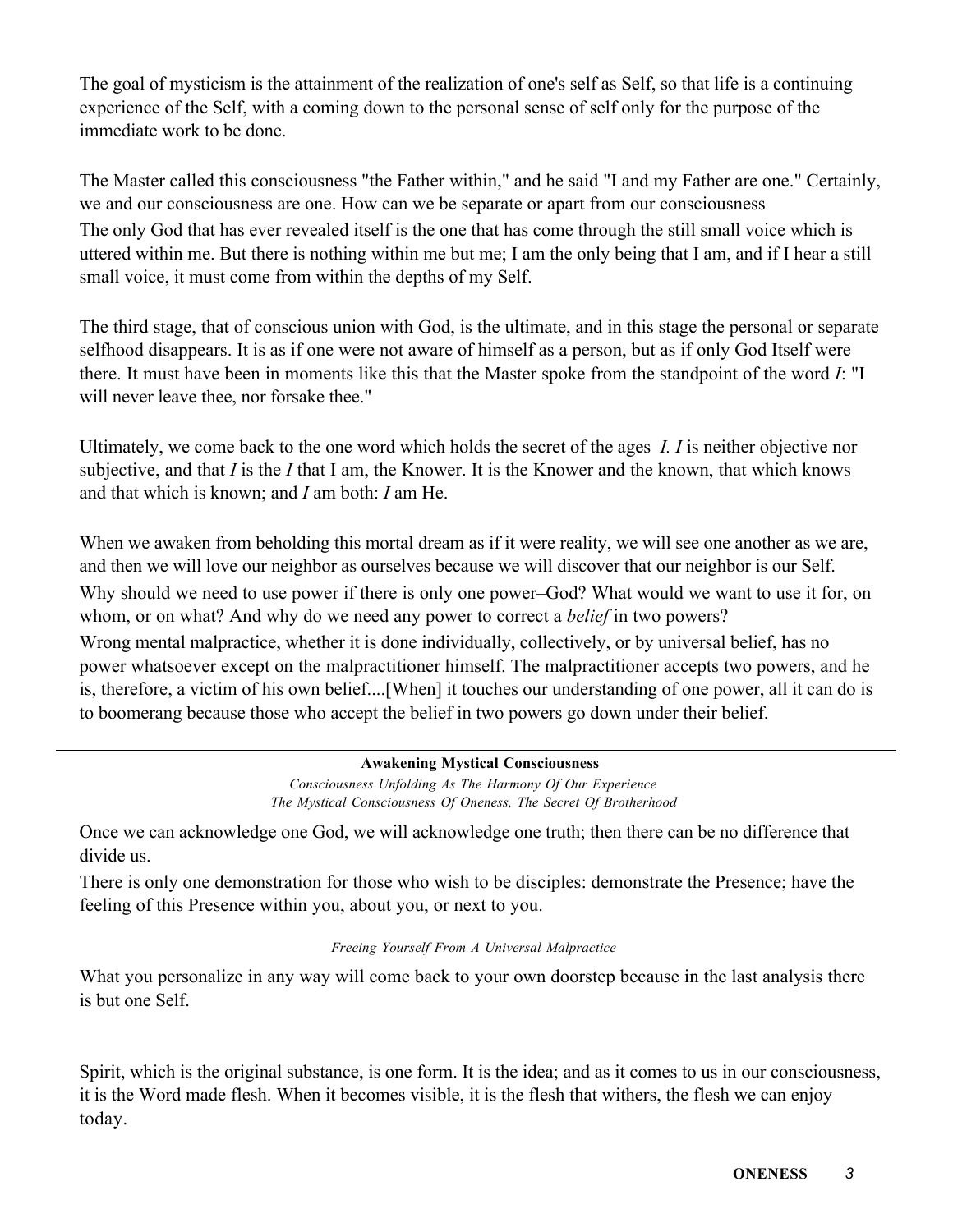The goal of mysticism is the attainment of the realization of one's self as Self, so that life is a continuing experience of the Self, with a coming down to the personal sense of self only for the purpose of the immediate work to be done.

The Master called this consciousness "the Father within," and he said "I and my Father are one." Certainly, we and our consciousness are one. How can we be separate or apart from our consciousness

The only God that has ever revealed itself is the one that has come through the still small voice which is uttered within me. But there is nothing within me but me; I am the only being that I am, and if I hear a still small voice, it must come from within the depths of my Self.

The third stage, that of conscious union with God, is the ultimate, and in this stage the personal or separate selfhood disappears. It is as if one were not aware of himself as a person, but as if only God Itself were there. It must have been in moments like this that the Master spoke from the standpoint of the word *I*: "I will never leave thee, nor forsake thee."

Ultimately, we come back to the one word which holds the secret of the ages–*I. I* is neither objective nor subjective, and that *I* is the *I* that I am, the Knower. It is the Knower and the known, that which knows and that which is known; and *I* am both: *I* am He.

When we awaken from beholding this mortal dream as if it were reality, we will see one another as we are, and then we will love our neighbor as ourselves because we will discover that our neighbor is our Self.

Why should we need to use power if there is only one power–God? What would we want to use it for, on whom, or on what? And why do we need any power to correct a *belief* in two powers?

Wrong mental malpractice, whether it is done individually, collectively, or by universal belief, has no power whatsoever except on the malpractitioner himself. The malpractitioner accepts two powers, and he is, therefore, a victim of his own belief....[When] it touches our understanding of one power, all it can do is to boomerang because those who accept the belief in two powers go down under their belief.

---

**Awakening Mystical Consciousness**

*Consciousness Unfolding As The Harmony Of Our Experience*

*The Mystical Consciousness Of Oneness, The Secret Of Brotherhood*

Once we can acknowledge one God, we will acknowledge one truth; then there can be no difference that divide us.

There is only one demonstration for those who wish to be disciples: demonstrate the Presence; have the feeling of this Presence within you, about you, or next to you.

*Freeing Yourself From A Universal Malpractice*

What you personalize in any way will come back to your own doorstep because in the last analysis there is but one Self.

Spirit, which is the original substance, is one form. It is the idea; and as it comes to us in our consciousness, it is the Word made flesh. When it becomes visible, it is the flesh that withers, the flesh we can enjoy today.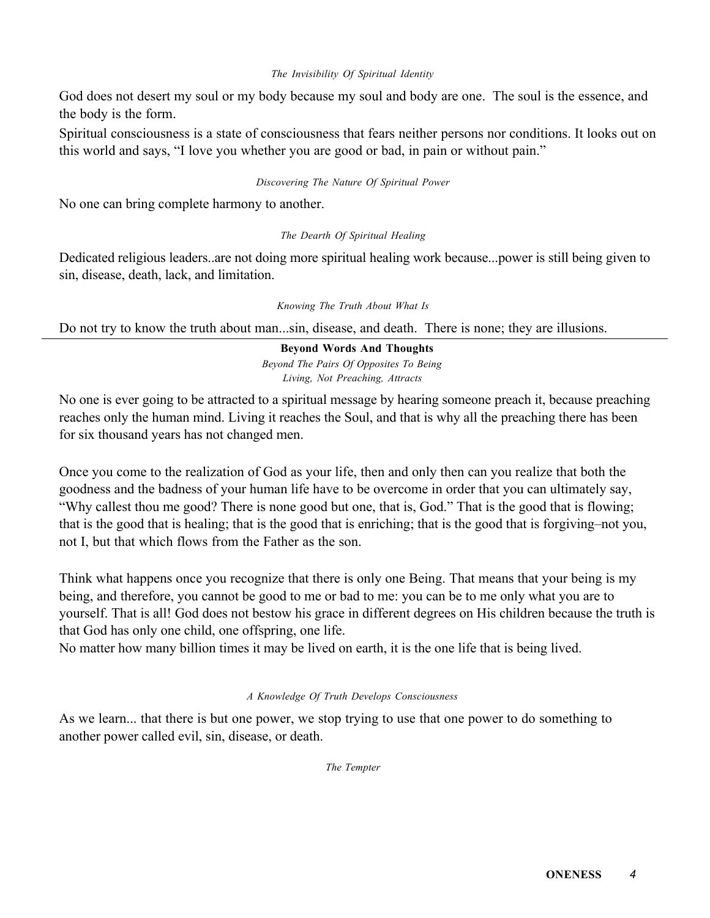*The Invisibility Of Spiritual Identity*

God does not desert my soul or my body because my soul and body are one.  The soul is the essence, and the body is the form.

Spiritual consciousness is a state of consciousness that fears neither persons nor conditions. It looks out on this world and says, "I love you whether you are good or bad, in pain or without pain."

*Discovering The Nature Of Spiritual Power*

No one can bring complete harmony to another.

*The Dearth Of Spiritual Healing*

Dedicated religious leaders..are not doing more spiritual healing work because...power is still being given to sin, disease, death, lack, and limitation.

*Knowing The Truth About What Is*

Do not try to know the truth about man...sin, disease, and death.  There is none; they are illusions.

---

**Beyond Words And Thoughts**

*Beyond The Pairs Of Opposites To Being*

*Living, Not Preaching, Attracts*

No one is ever going to be attracted to a spiritual message by hearing someone preach it, because preaching reaches only the human mind. Living it reaches the Soul, and that is why all the preaching there has been for six thousand years has not changed men.

Once you come to the realization of God as your life, then and only then can you realize that both the goodness and the badness of your human life have to be overcome in order that you can ultimately say, "Why callest thou me good? There is none good but one, that is, God." That is the good that is flowing; that is the good that is healing; that is the good that is enriching; that is the good that is forgiving–not you, not I, but that which flows from the Father as the son.

Think what happens once you recognize that there is only one Being. That means that your being is my being, and therefore, you cannot be good to me or bad to me: you can be to me only what you are to yourself. That is all! God does not bestow his grace in different degrees on His children because the truth is that God has only one child, one offspring, one life.

No matter how many billion times it may be lived on earth, it is the one life that is being lived.

*A Knowledge Of Truth Develops Consciousness*

As we learn... that there is but one power, we stop trying to use that one power to do something to another power called evil, sin, disease, or death.

*The Tempter*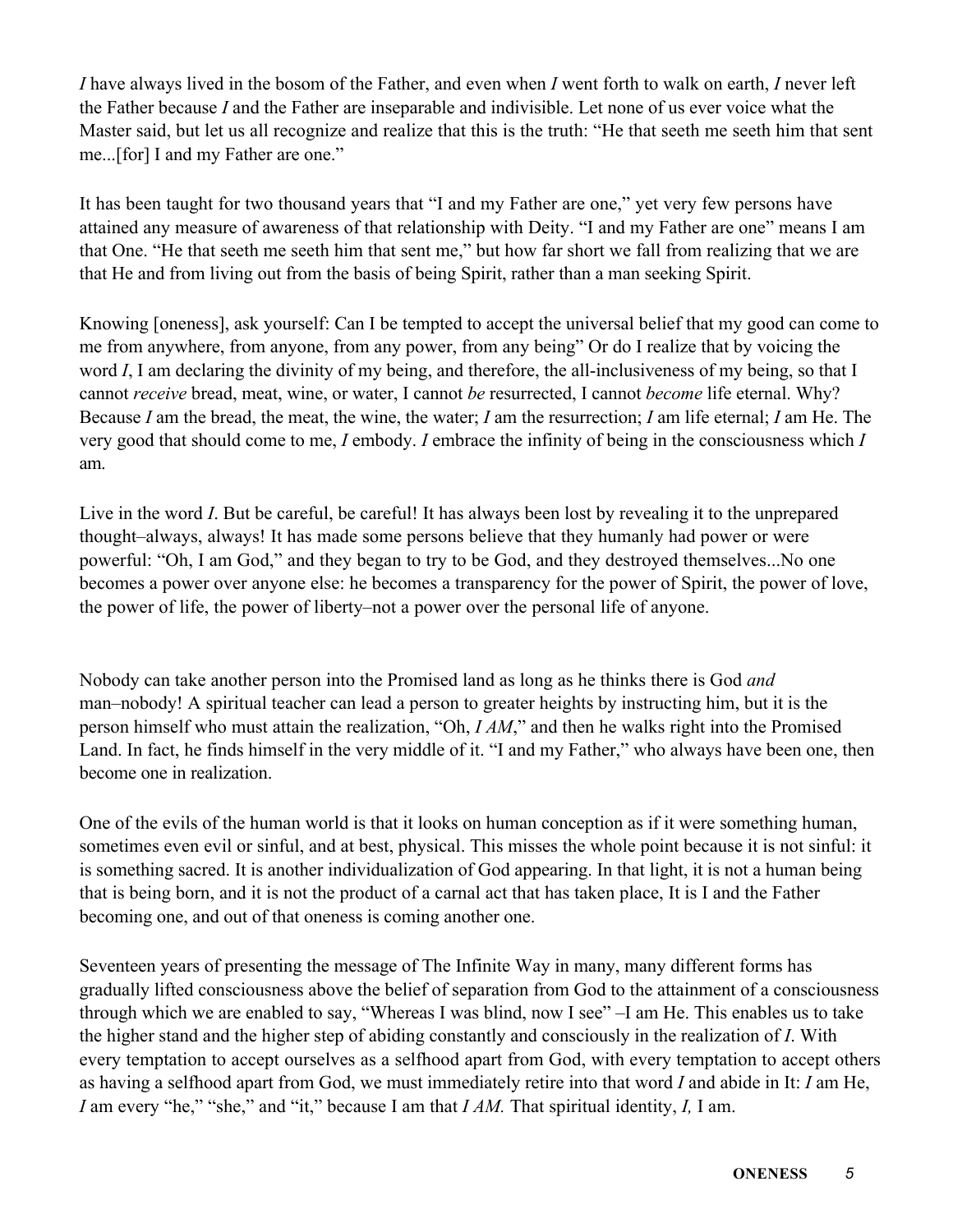*I* have always lived in the bosom of the Father, and even when *I* went forth to walk on earth, *I* never left the Father because *I* and the Father are inseparable and indivisible. Let none of us ever voice what the Master said, but let us all recognize and realize that this is the truth: "He that seeth me seeth him that sent me...[for] I and my Father are one."

It has been taught for two thousand years that "I and my Father are one," yet very few persons have attained any measure of awareness of that relationship with Deity. "I and my Father are one" means I am that One. "He that seeth me seeth him that sent me," but how far short we fall from realizing that we are that He and from living out from the basis of being Spirit, rather than a man seeking Spirit.

Knowing [oneness], ask yourself: Can I be tempted to accept the universal belief that my good can come to me from anywhere, from anyone, from any power, from any being" Or do I realize that by voicing the word *I*, I am declaring the divinity of my being, and therefore, the all-inclusiveness of my being, so that I cannot *receive* bread, meat, wine, or water, I cannot *be* resurrected, I cannot *become* life eternal. Why? Because *I* am the bread, the meat, the wine, the water; *I* am the resurrection; *I* am life eternal; *I* am He. The very good that should come to me, *I* embody. *I* embrace the infinity of being in the consciousness which *I* am.

Live in the word *I*. But be careful, be careful! It has always been lost by revealing it to the unprepared thought–always, always! It has made some persons believe that they humanly had power or were powerful: "Oh, I am God," and they began to try to be God, and they destroyed themselves...No one becomes a power over anyone else: he becomes a transparency for the power of Spirit, the power of love, the power of life, the power of liberty–not a power over the personal life of anyone.

Nobody can take another person into the Promised land as long as he thinks there is God *and* man–nobody! A spiritual teacher can lead a person to greater heights by instructing him, but it is the person himself who must attain the realization, "Oh, *I AM*," and then he walks right into the Promised Land. In fact, he finds himself in the very middle of it. "I and my Father," who always have been one, then become one in realization.

One of the evils of the human world is that it looks on human conception as if it were something human, sometimes even evil or sinful, and at best, physical. This misses the whole point because it is not sinful: it is something sacred. It is another individualization of God appearing. In that light, it is not a human being that is being born, and it is not the product of a carnal act that has taken place, It is I and the Father becoming one, and out of that oneness is coming another one.

Seventeen years of presenting the message of The Infinite Way in many, many different forms has gradually lifted consciousness above the belief of separation from God to the attainment of a consciousness through which we are enabled to say, "Whereas I was blind, now I see" –I am He. This enables us to take the higher stand and the higher step of abiding constantly and consciously in the realization of *I*. With every temptation to accept ourselves as a selfhood apart from God, with every temptation to accept others as having a selfhood apart from God, we must immediately retire into that word *I* and abide in It: *I* am He, *I* am every "he," "she," and "it," because I am that *I AM.* That spiritual identity, *I,* I am.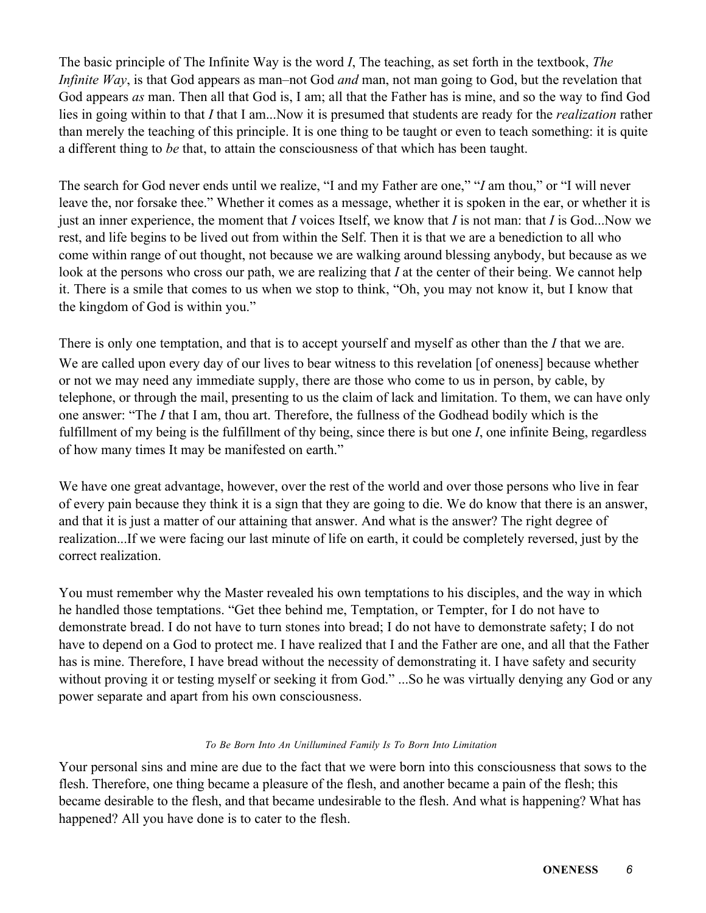The basic principle of The Infinite Way is the word *I*, The teaching, as set forth in the textbook, *The Infinite Way*, is that God appears as man–not God *and* man, not man going to God, but the revelation that God appears *as* man. Then all that God is, I am; all that the Father has is mine, and so the way to find God lies in going within to that *I* that I am...Now it is presumed that students are ready for the *realization* rather than merely the teaching of this principle. It is one thing to be taught or even to teach something: it is quite a different thing to *be* that, to attain the consciousness of that which has been taught.

The search for God never ends until we realize, "I and my Father are one," "*I* am thou," or "I will never leave the, nor forsake thee." Whether it comes as a message, whether it is spoken in the ear, or whether it is just an inner experience, the moment that *I* voices Itself, we know that *I* is not man: that *I* is God...Now we rest, and life begins to be lived out from within the Self. Then it is that we are a benediction to all who come within range of out thought, not because we are walking around blessing anybody, but because as we look at the persons who cross our path, we are realizing that *I* at the center of their being. We cannot help it. There is a smile that comes to us when we stop to think, "Oh, you may not know it, but I know that the kingdom of God is within you."

There is only one temptation, and that is to accept yourself and myself as other than the *I* that we are. We are called upon every day of our lives to bear witness to this revelation [of oneness] because whether or not we may need any immediate supply, there are those who come to us in person, by cable, by telephone, or through the mail, presenting to us the claim of lack and limitation. To them, we can have only one answer: "The *I* that I am, thou art. Therefore, the fullness of the Godhead bodily which is the fulfillment of my being is the fulfillment of thy being, since there is but one *I*, one infinite Being, regardless of how many times It may be manifested on earth."

We have one great advantage, however, over the rest of the world and over those persons who live in fear of every pain because they think it is a sign that they are going to die. We do know that there is an answer, and that it is just a matter of our attaining that answer. And what is the answer? The right degree of realization...If we were facing our last minute of life on earth, it could be completely reversed, just by the correct realization.

You must remember why the Master revealed his own temptations to his disciples, and the way in which he handled those temptations. "Get thee behind me, Temptation, or Tempter, for I do not have to demonstrate bread. I do not have to turn stones into bread; I do not have to demonstrate safety; I do not have to depend on a God to protect me. I have realized that I and the Father are one, and all that the Father has is mine. Therefore, I have bread without the necessity of demonstrating it. I have safety and security without proving it or testing myself or seeking it from God." ...So he was virtually denying any God or any power separate and apart from his own consciousness.

###### *To Be Born Into An Unillumined Family Is To Born Into Limitation*

Your personal sins and mine are due to the fact that we were born into this consciousness that sows to the flesh. Therefore, one thing became a pleasure of the flesh, and another became a pain of the flesh; this became desirable to the flesh, and that became undesirable to the flesh. And what is happening? What has happened? All you have done is to cater to the flesh.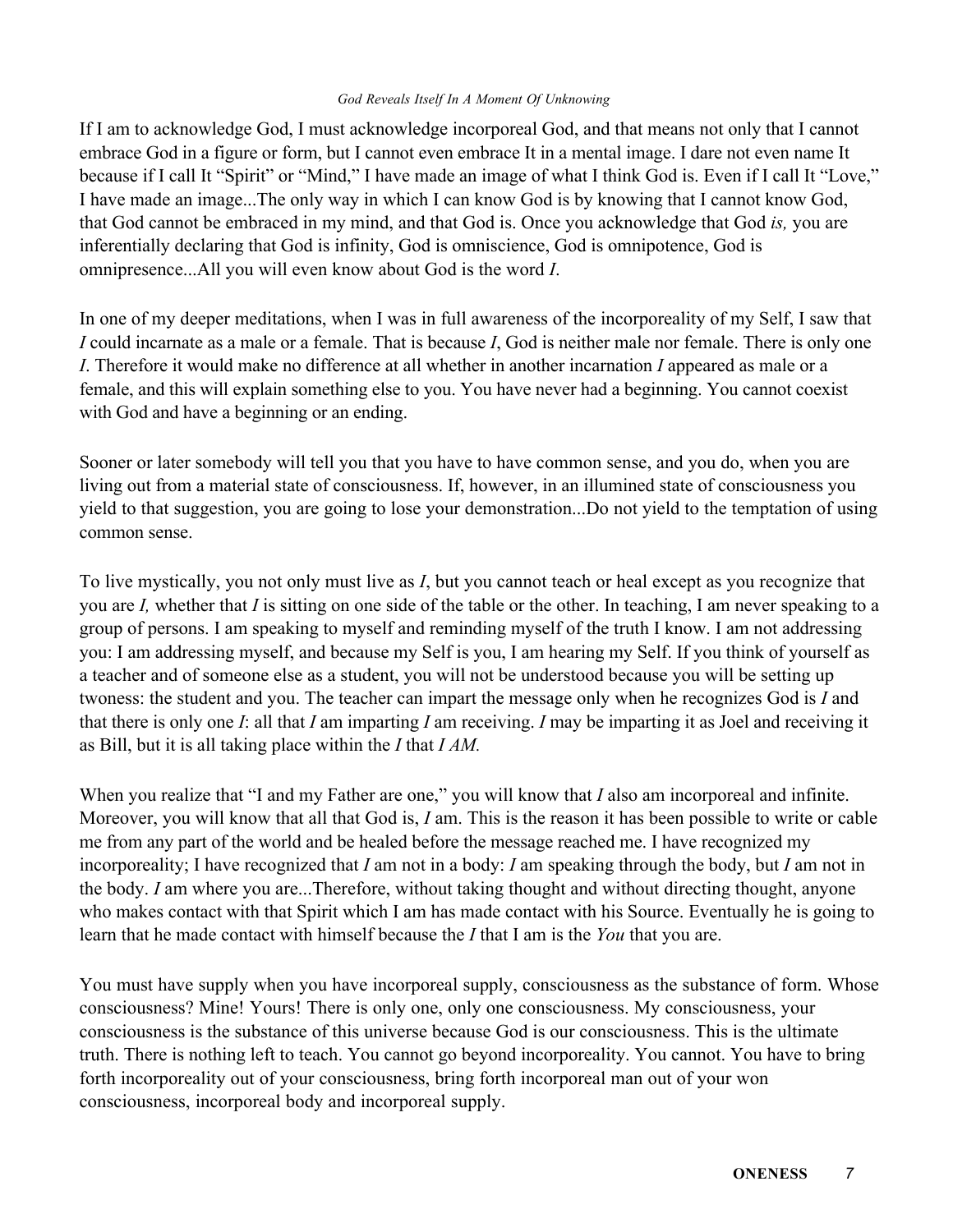If I am to acknowledge God, I must acknowledge incorporeal God, and that means not only that I cannot embrace God in a figure or form, but I cannot even embrace It in a mental image. I dare not even name It because if I call It "Spirit" or "Mind," I have made an image of what I think God is. Even if I call It "Love," I have made an image...The only way in which I can know God is by knowing that I cannot know God, that God cannot be embraced in my mind, and that God is. Once you acknowledge that God *is,* you are inferentially declaring that God is infinity, God is omniscience, God is omnipotence, God is omnipresence...All you will even know about God is the word *I*.

In one of my deeper meditations, when I was in full awareness of the incorporeality of my Self, I saw that *I* could incarnate as a male or a female. That is because *I*, God is neither male nor female. There is only one *I*. Therefore it would make no difference at all whether in another incarnation *I* appeared as male or a female, and this will explain something else to you. You have never had a beginning. You cannot coexist with God and have a beginning or an ending.

Sooner or later somebody will tell you that you have to have common sense, and you do, when you are living out from a material state of consciousness. If, however, in an illumined state of consciousness you yield to that suggestion, you are going to lose your demonstration...Do not yield to the temptation of using common sense.

To live mystically, you not only must live as *I*, but you cannot teach or heal except as you recognize that you are *I,* whether that *I* is sitting on one side of the table or the other. In teaching, I am never speaking to a group of persons. I am speaking to myself and reminding myself of the truth I know. I am not addressing you: I am addressing myself, and because my Self is you, I am hearing my Self. If you think of yourself as a teacher and of someone else as a student, you will not be understood because you will be setting up twoness: the student and you. The teacher can impart the message only when he recognizes God is *I* and that there is only one *I*: all that *I* am imparting *I* am receiving. *I* may be imparting it as Joel and receiving it as Bill, but it is all taking place within the *I* that *I AM.*

When you realize that "I and my Father are one," you will know that *I* also am incorporeal and infinite. Moreover, you will know that all that God is, *I* am. This is the reason it has been possible to write or cable me from any part of the world and be healed before the message reached me. I have recognized my incorporeality; I have recognized that *I* am not in a body: *I* am speaking through the body, but *I* am not in the body. *I* am where you are...Therefore, without taking thought and without directing thought, anyone who makes contact with that Spirit which I am has made contact with his Source. Eventually he is going to learn that he made contact with himself because the *I* that I am is the *You* that you are.

You must have supply when you have incorporeal supply, consciousness as the substance of form. Whose consciousness? Mine! Yours! There is only one, only one consciousness. My consciousness, your consciousness is the substance of this universe because God is our consciousness. This is the ultimate truth. There is nothing left to teach. You cannot go beyond incorporeality. You cannot. You have to bring forth incorporeality out of your consciousness, bring forth incorporeal man out of your won consciousness, incorporeal body and incorporeal supply.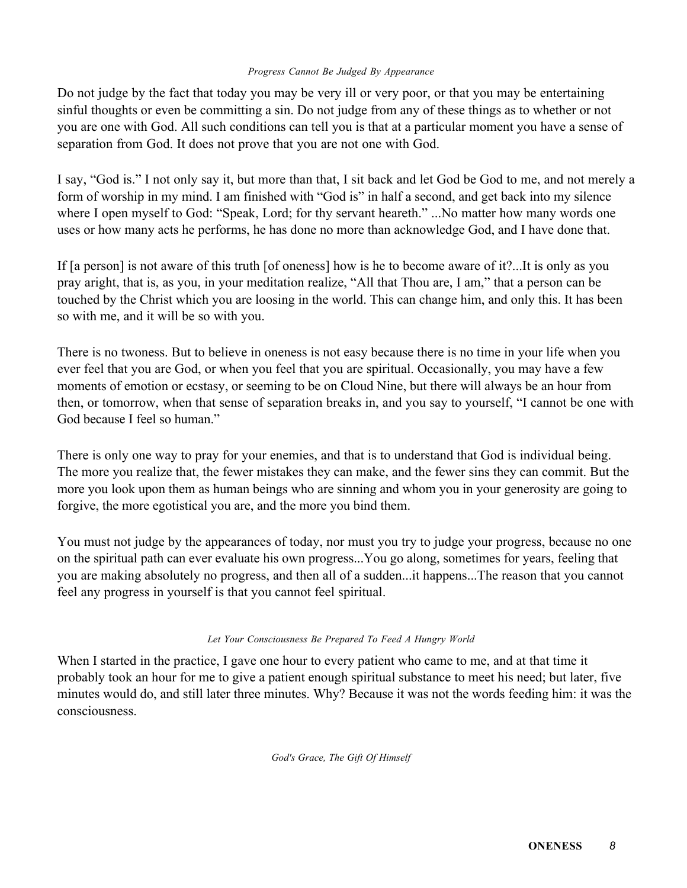*Progress Cannot Be Judged By Appearance*

Do not judge by the fact that today you may be very ill or very poor, or that you may be entertaining sinful thoughts or even be committing a sin. Do not judge from any of these things as to whether or not you are one with God. All such conditions can tell you is that at a particular moment you have a sense of separation from God. It does not prove that you are not one with God.

I say, "God is." I not only say it, but more than that, I sit back and let God be God to me, and not merely a form of worship in my mind. I am finished with "God is" in half a second, and get back into my silence where I open myself to God: "Speak, Lord; for thy servant heareth." ...No matter how many words one uses or how many acts he performs, he has done no more than acknowledge God, and I have done that.

If [a person] is not aware of this truth [of oneness] how is he to become aware of it?...It is only as you pray aright, that is, as you, in your meditation realize, "All that Thou are, I am," that a person can be touched by the Christ which you are loosing in the world. This can change him, and only this. It has been so with me, and it will be so with you.

There is no twoness. But to believe in oneness is not easy because there is no time in your life when you ever feel that you are God, or when you feel that you are spiritual. Occasionally, you may have a few moments of emotion or ecstasy, or seeming to be on Cloud Nine, but there will always be an hour from then, or tomorrow, when that sense of separation breaks in, and you say to yourself, "I cannot be one with God because I feel so human."

There is only one way to pray for your enemies, and that is to understand that God is individual being. The more you realize that, the fewer mistakes they can make, and the fewer sins they can commit. But the more you look upon them as human beings who are sinning and whom you in your generosity are going to forgive, the more egotistical you are, and the more you bind them.

You must not judge by the appearances of today, nor must you try to judge your progress, because no one on the spiritual path can ever evaluate his own progress...You go along, sometimes for years, feeling that you are making absolutely no progress, and then all of a sudden...it happens...The reason that you cannot feel any progress in yourself is that you cannot feel spiritual.

*Let Your Consciousness Be Prepared To Feed A Hungry World*

When I started in the practice, I gave one hour to every patient who came to me, and at that time it probably took an hour for me to give a patient enough spiritual substance to meet his need; but later, five minutes would do, and still later three minutes. Why? Because it was not the words feeding him: it was the consciousness.

*God's Grace, The Gift Of Himself*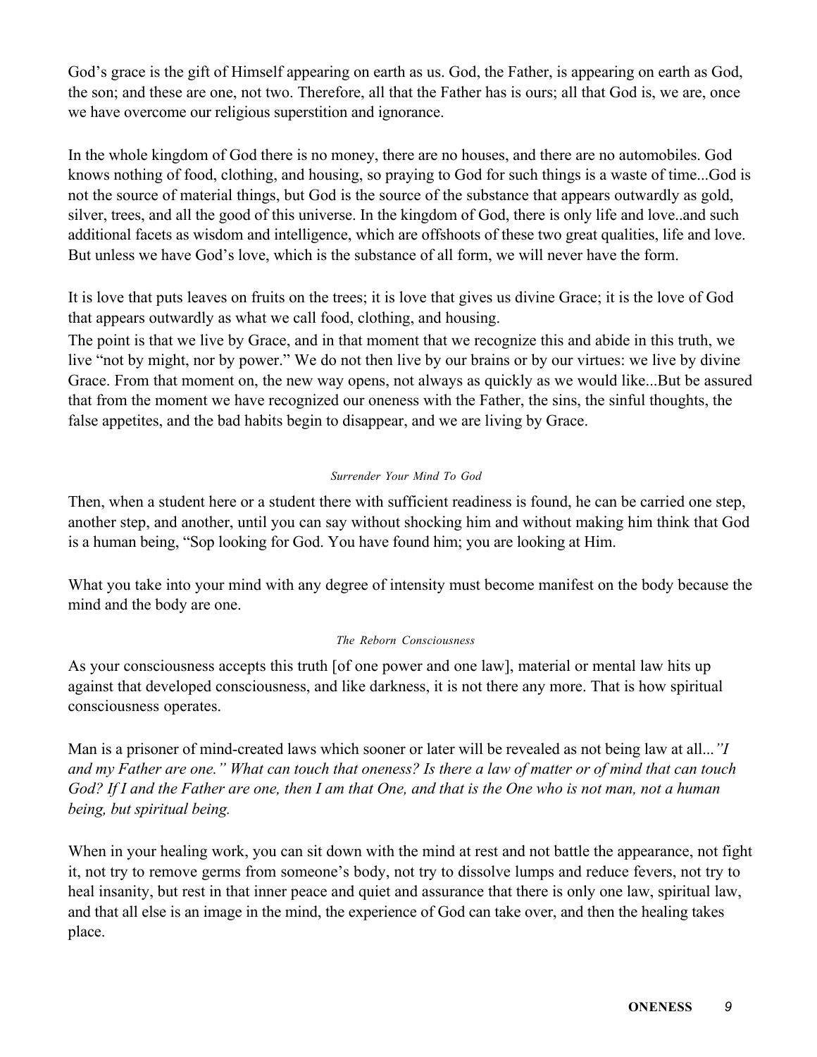God's grace is the gift of Himself appearing on earth as us. God, the Father, is appearing on earth as God, the son; and these are one, not two. Therefore, all that the Father has is ours; all that God is, we are, once we have overcome our religious superstition and ignorance.

In the whole kingdom of God there is no money, there are no houses, and there are no automobiles. God knows nothing of food, clothing, and housing, so praying to God for such things is a waste of time...God is not the source of material things, but God is the source of the substance that appears outwardly as gold, silver, trees, and all the good of this universe. In the kingdom of God, there is only life and love..and such additional facets as wisdom and intelligence, which are offshoots of these two great qualities, life and love. But unless we have God's love, which is the substance of all form, we will never have the form.

It is love that puts leaves on fruits on the trees; it is love that gives us divine Grace; it is the love of God that appears outwardly as what we call food, clothing, and housing.

The point is that we live by Grace, and in that moment that we recognize this and abide in this truth, we live "not by might, nor by power." We do not then live by our brains or by our virtues: we live by divine Grace. From that moment on, the new way opens, not always as quickly as we would like...But be assured that from the moment we have recognized our oneness with the Father, the sins, the sinful thoughts, the false appetites, and the bad habits begin to disappear, and we are living by Grace.

*Surrender Your Mind To God*

Then, when a student here or a student there with sufficient readiness is found, he can be carried one step, another step, and another, until you can say without shocking him and without making him think that God is a human being, "Sop looking for God. You have found him; you are looking at Him.

What you take into your mind with any degree of intensity must become manifest on the body because the mind and the body are one.

*The Reborn Consciousness*

As your consciousness accepts this truth [of one power and one law], material or mental law hits up against that developed consciousness, and like darkness, it is not there any more. That is how spiritual consciousness operates.

Man is a prisoner of mind-created laws which sooner or later will be revealed as not being law at all...*"I and my Father are one." What can touch that oneness? Is there a law of matter or of mind that can touch God? If I and the Father are one, then I am that One, and that is the One who is not man, not a human being, but spiritual being.*

When in your healing work, you can sit down with the mind at rest and not battle the appearance, not fight it, not try to remove germs from someone's body, not try to dissolve lumps and reduce fevers, not try to heal insanity, but rest in that inner peace and quiet and assurance that there is only one law, spiritual law, and that all else is an image in the mind, the experience of God can take over, and then the healing takes place.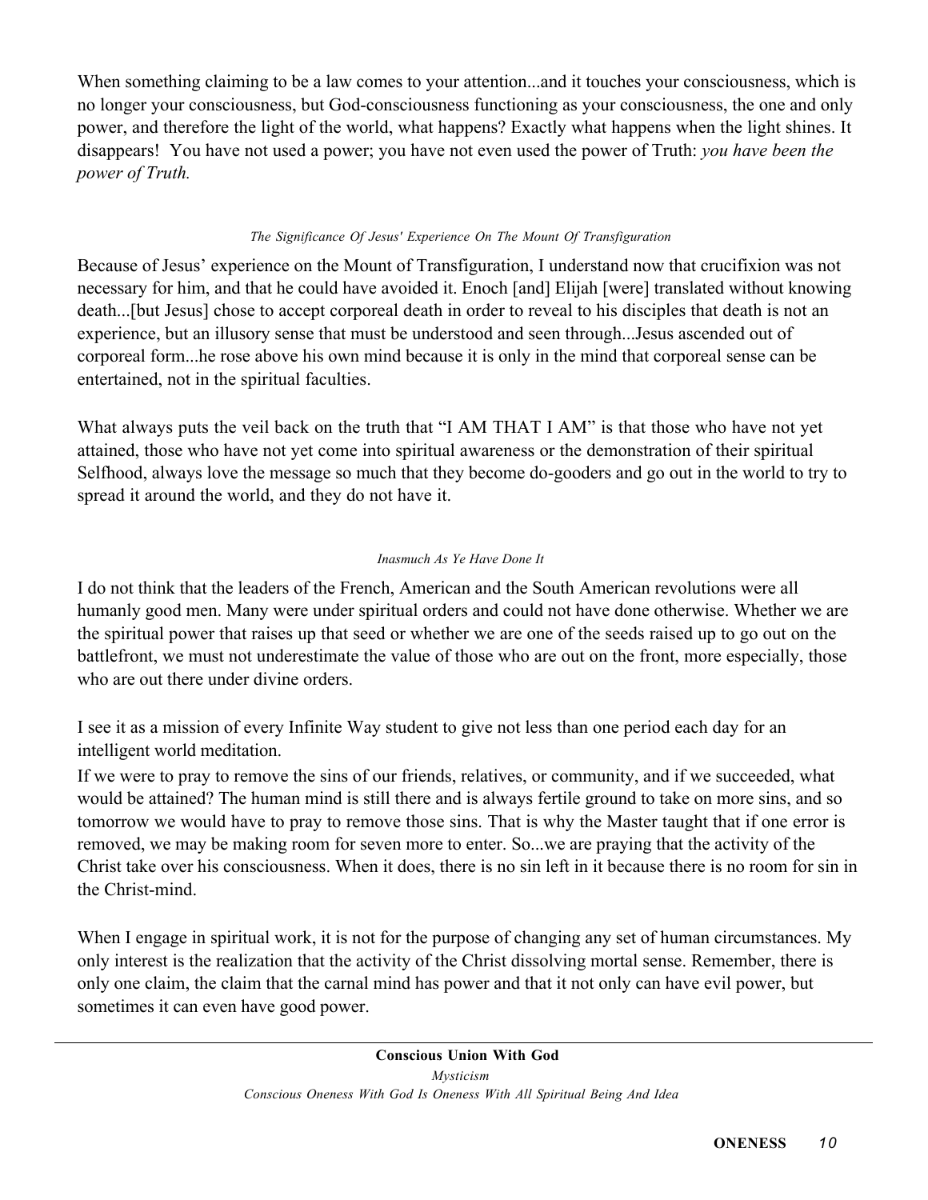When something claiming to be a law comes to your attention...and it touches your consciousness, which is no longer your consciousness, but God-consciousness functioning as your consciousness, the one and only power, and therefore the light of the world, what happens? Exactly what happens when the light shines. It disappears! You have not used a power; you have not even used the power of Truth: *you have been the power of Truth.*

###### *The Significance Of Jesus' Experience On The Mount Of Transfiguration*

Because of Jesus' experience on the Mount of Transfiguration, I understand now that crucifixion was not necessary for him, and that he could have avoided it. Enoch [and] Elijah [were] translated without knowing death...[but Jesus] chose to accept corporeal death in order to reveal to his disciples that death is not an experience, but an illusory sense that must be understood and seen through...Jesus ascended out of corporeal form...he rose above his own mind because it is only in the mind that corporeal sense can be entertained, not in the spiritual faculties.

What always puts the veil back on the truth that "I AM THAT I AM" is that those who have not yet attained, those who have not yet come into spiritual awareness or the demonstration of their spiritual Selfhood, always love the message so much that they become do-gooders and go out in the world to try to spread it around the world, and they do not have it.

###### *Inasmuch As Ye Have Done It*

I do not think that the leaders of the French, American and the South American revolutions were all humanly good men. Many were under spiritual orders and could not have done otherwise. Whether we are the spiritual power that raises up that seed or whether we are one of the seeds raised up to go out on the battlefront, we must not underestimate the value of those who are out on the front, more especially, those who are out there under divine orders.

I see it as a mission of every Infinite Way student to give not less than one period each day for an intelligent world meditation.

If we were to pray to remove the sins of our friends, relatives, or community, and if we succeeded, what would be attained? The human mind is still there and is always fertile ground to take on more sins, and so tomorrow we would have to pray to remove those sins. That is why the Master taught that if one error is removed, we may be making room for seven more to enter. So...we are praying that the activity of the Christ take over his consciousness. When it does, there is no sin left in it because there is no room for sin in the Christ-mind.

When I engage in spiritual work, it is not for the purpose of changing any set of human circumstances. My only interest is the realization that the activity of the Christ dissolving mortal sense. Remember, there is only one claim, the claim that the carnal mind has power and that it not only can have evil power, but sometimes it can even have good power.

---

**Conscious Union With God**

*Mysticism*

*Conscious Oneness With God Is Oneness With All Spiritual Being And Idea*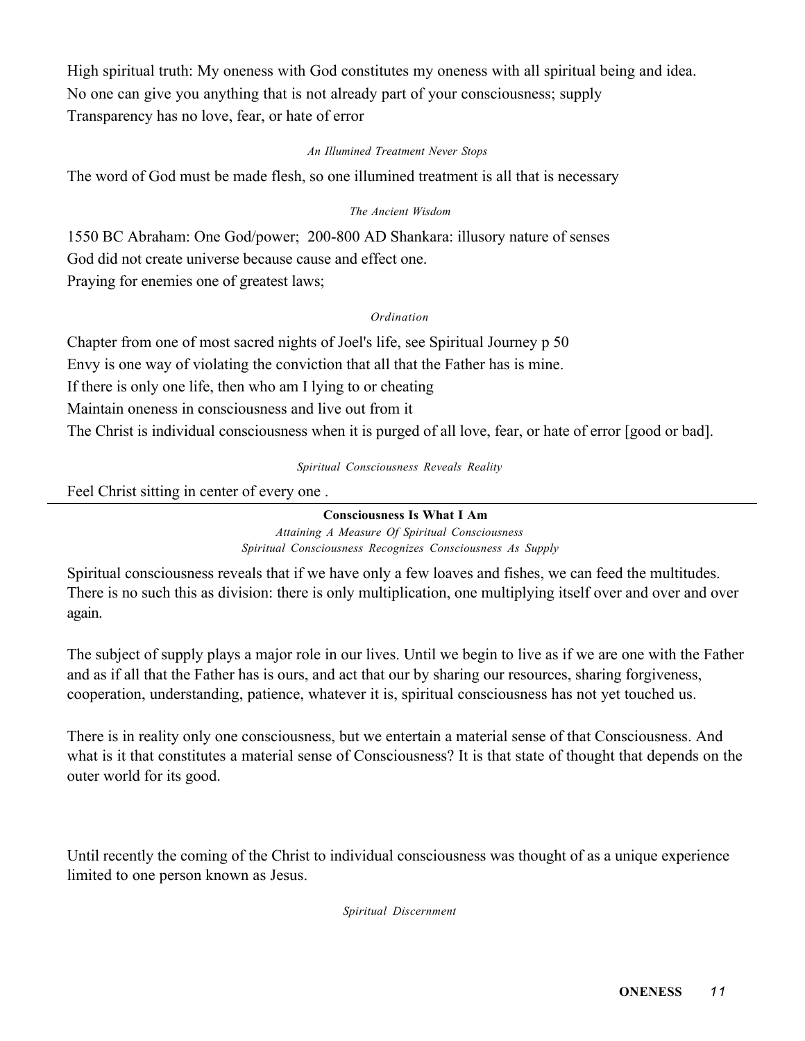High spiritual truth: My oneness with God constitutes my oneness with all spiritual being and idea.
No one can give you anything that is not already part of your consciousness; supply
Transparency has no love, fear, or hate of error

*An Illumined Treatment Never Stops*

The word of God must be made flesh, so one illumined treatment is all that is necessary

*The Ancient Wisdom*

1550 BC Abraham: One God/power; 200-800 AD Shankara: illusory nature of senses
God did not create universe because cause and effect one.
Praying for enemies one of greatest laws;

*Ordination*

Chapter from one of most sacred nights of Joel's life, see Spiritual Journey p 50
Envy is one way of violating the conviction that all that the Father has is mine.
If there is only one life, then who am I lying to or cheating
Maintain oneness in consciousness and live out from it
The Christ is individual consciousness when it is purged of all love, fear, or hate of error [good or bad].

*Spiritual Consciousness Reveals Reality*

Feel Christ sitting in center of every one .

---

**Consciousness Is What I Am**

*Attaining A Measure Of Spiritual Consciousness*
*Spiritual Consciousness Recognizes Consciousness As Supply*

Spiritual consciousness reveals that if we have only a few loaves and fishes, we can feed the multitudes. There is no such this as division: there is only multiplication, one multiplying itself over and over and over again.

The subject of supply plays a major role in our lives. Until we begin to live as if we are one with the Father and as if all that the Father has is ours, and act that our by sharing our resources, sharing forgiveness, cooperation, understanding, patience, whatever it is, spiritual consciousness has not yet touched us.

There is in reality only one consciousness, but we entertain a material sense of that Consciousness. And what is it that constitutes a material sense of Consciousness? It is that state of thought that depends on the outer world for its good.

Until recently the coming of the Christ to individual consciousness was thought of as a unique experience limited to one person known as Jesus.

*Spiritual Discernment*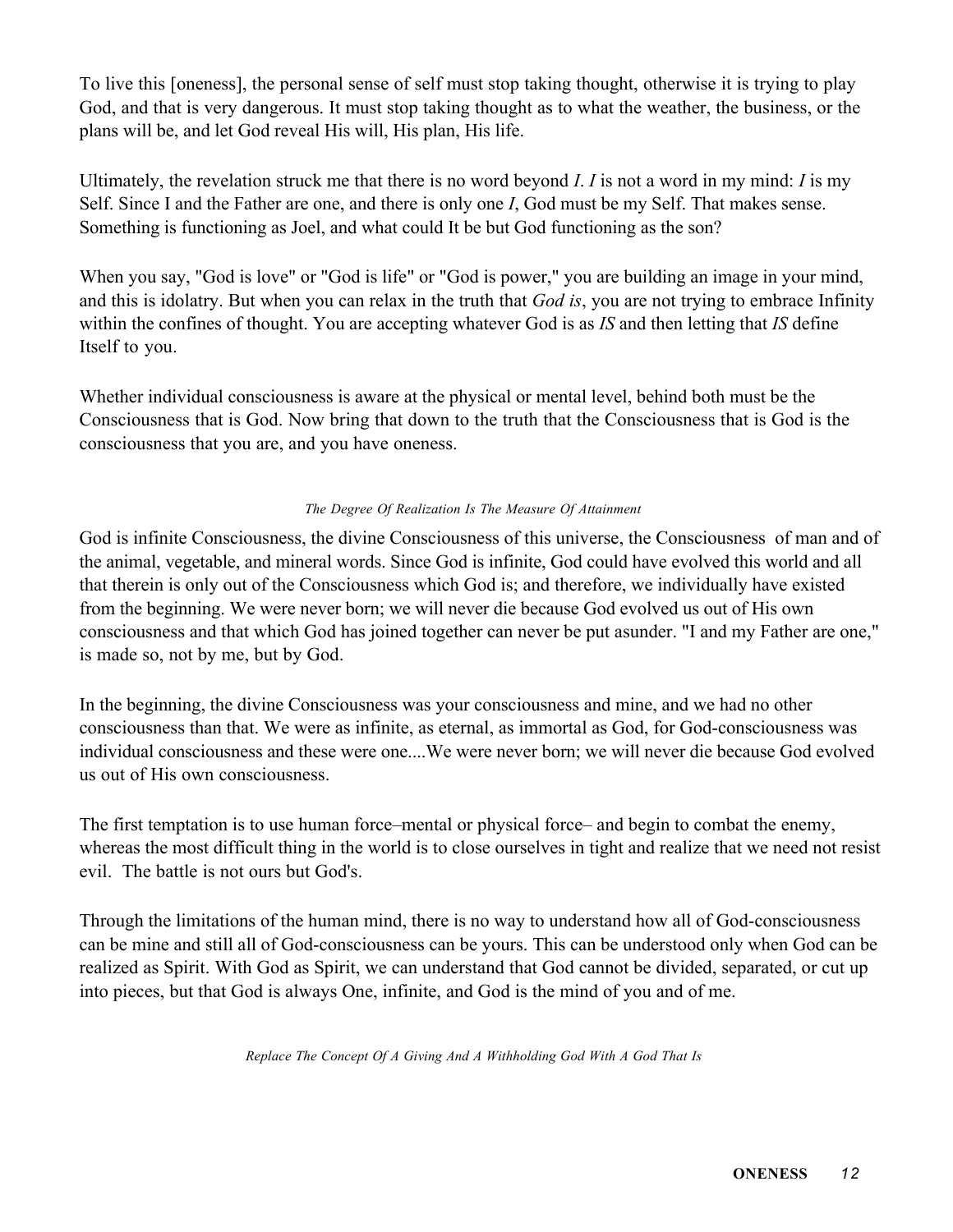To live this [oneness], the personal sense of self must stop taking thought, otherwise it is trying to play God, and that is very dangerous. It must stop taking thought as to what the weather, the business, or the plans will be, and let God reveal His will, His plan, His life.

Ultimately, the revelation struck me that there is no word beyond *I*. *I* is not a word in my mind: *I* is my Self. Since I and the Father are one, and there is only one *I*, God must be my Self. That makes sense. Something is functioning as Joel, and what could It be but God functioning as the son?

When you say, "God is love" or "God is life" or "God is power," you are building an image in your mind, and this is idolatry. But when you can relax in the truth that *God is*, you are not trying to embrace Infinity within the confines of thought. You are accepting whatever God is as *IS* and then letting that *IS* define Itself to you.

Whether individual consciousness is aware at the physical or mental level, behind both must be the Consciousness that is God. Now bring that down to the truth that the Consciousness that is God is the consciousness that you are, and you have oneness.

##### *The Degree Of Realization Is The Measure Of Attainment*

God is infinite Consciousness, the divine Consciousness of this universe, the Consciousness of man and of the animal, vegetable, and mineral words. Since God is infinite, God could have evolved this world and all that therein is only out of the Consciousness which God is; and therefore, we individually have existed from the beginning. We were never born; we will never die because God evolved us out of His own consciousness and that which God has joined together can never be put asunder. "I and my Father are one," is made so, not by me, but by God.

In the beginning, the divine Consciousness was your consciousness and mine, and we had no other consciousness than that. We were as infinite, as eternal, as immortal as God, for God-consciousness was individual consciousness and these were one....We were never born; we will never die because God evolved us out of His own consciousness.

The first temptation is to use human force–mental or physical force– and begin to combat the enemy, whereas the most difficult thing in the world is to close ourselves in tight and realize that we need not resist evil. The battle is not ours but God's.

Through the limitations of the human mind, there is no way to understand how all of God-consciousness can be mine and still all of God-consciousness can be yours. This can be understood only when God can be realized as Spirit. With God as Spirit, we can understand that God cannot be divided, separated, or cut up into pieces, but that God is always One, infinite, and God is the mind of you and of me.

##### *Replace The Concept Of A Giving And A Withholding God With A God That Is*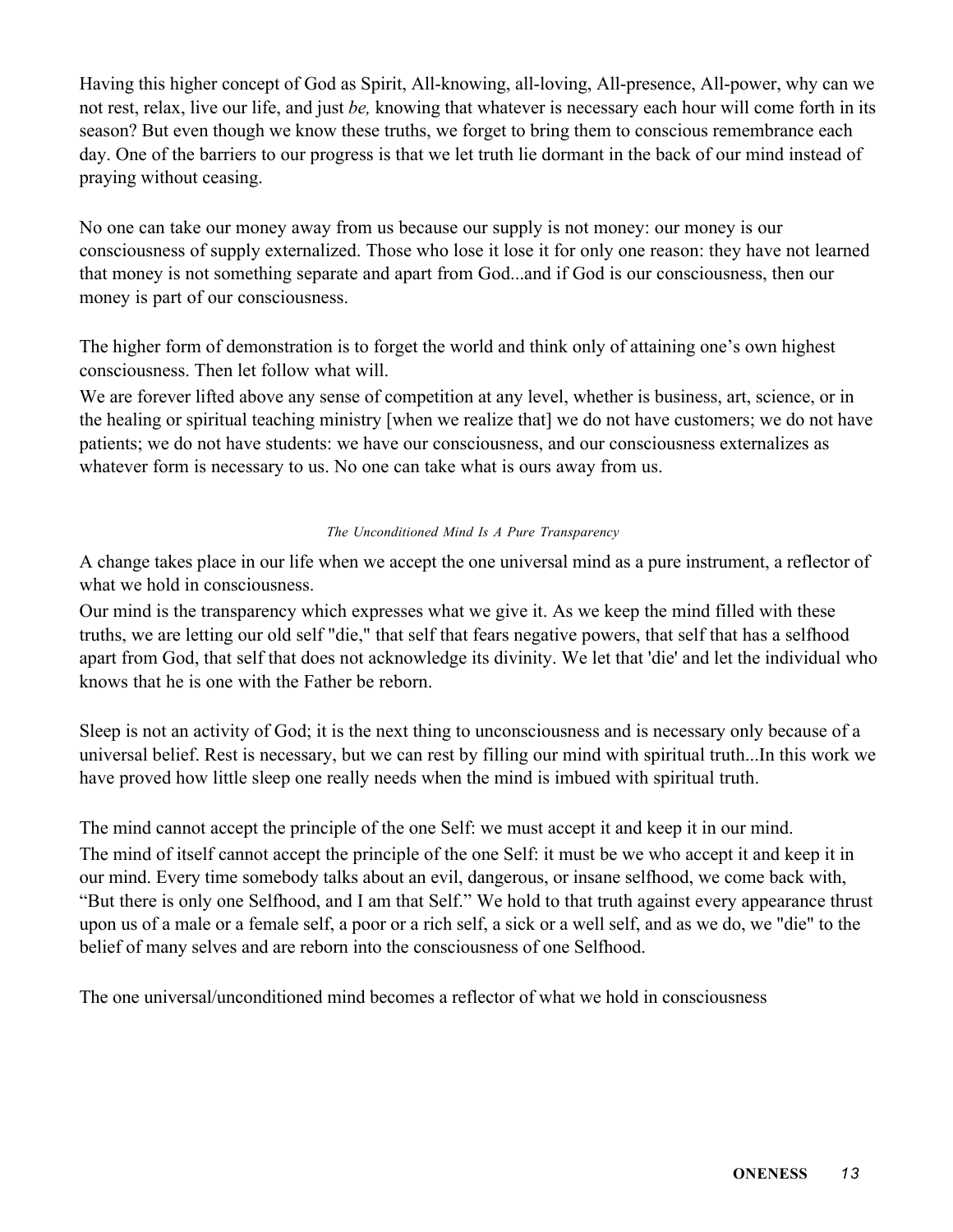Having this higher concept of God as Spirit, All-knowing, all-loving, All-presence, All-power, why can we not rest, relax, live our life, and just *be,* knowing that whatever is necessary each hour will come forth in its season? But even though we know these truths, we forget to bring them to conscious remembrance each day. One of the barriers to our progress is that we let truth lie dormant in the back of our mind instead of praying without ceasing.

No one can take our money away from us because our supply is not money: our money is our consciousness of supply externalized. Those who lose it lose it for only one reason: they have not learned that money is not something separate and apart from God...and if God is our consciousness, then our money is part of our consciousness.

The higher form of demonstration is to forget the world and think only of attaining one's own highest consciousness. Then let follow what will.

We are forever lifted above any sense of competition at any level, whether is business, art, science, or in the healing or spiritual teaching ministry [when we realize that] we do not have customers; we do not have patients; we do not have students: we have our consciousness, and our consciousness externalizes as whatever form is necessary to us. No one can take what is ours away from us.

*The Unconditioned Mind Is A Pure Transparency*

A change takes place in our life when we accept the one universal mind as a pure instrument, a reflector of what we hold in consciousness.

Our mind is the transparency which expresses what we give it. As we keep the mind filled with these truths, we are letting our old self "die," that self that fears negative powers, that self that has a selfhood apart from God, that self that does not acknowledge its divinity. We let that 'die' and let the individual who knows that he is one with the Father be reborn.

Sleep is not an activity of God; it is the next thing to unconsciousness and is necessary only because of a universal belief. Rest is necessary, but we can rest by filling our mind with spiritual truth...In this work we have proved how little sleep one really needs when the mind is imbued with spiritual truth.

The mind cannot accept the principle of the one Self: we must accept it and keep it in our mind.

The mind of itself cannot accept the principle of the one Self: it must be we who accept it and keep it in our mind. Every time somebody talks about an evil, dangerous, or insane selfhood, we come back with, "But there is only one Selfhood, and I am that Self." We hold to that truth against every appearance thrust upon us of a male or a female self, a poor or a rich self, a sick or a well self, and as we do, we "die" to the belief of many selves and are reborn into the consciousness of one Selfhood.

The one universal/unconditioned mind becomes a reflector of what we hold in consciousness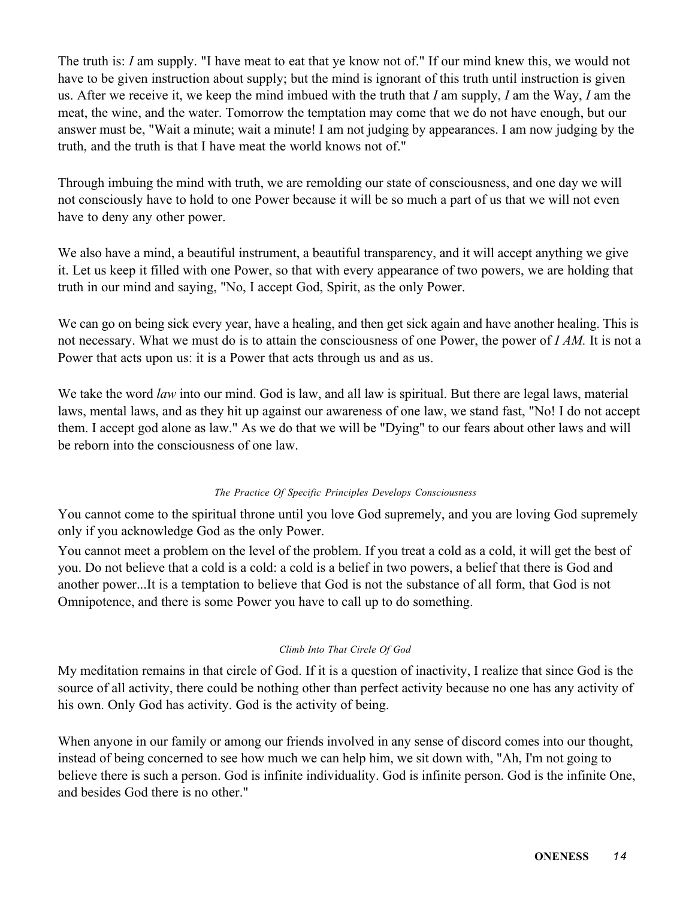The truth is: *I* am supply. "I have meat to eat that ye know not of." If our mind knew this, we would not have to be given instruction about supply; but the mind is ignorant of this truth until instruction is given us. After we receive it, we keep the mind imbued with the truth that *I* am supply, *I* am the Way, *I* am the meat, the wine, and the water. Tomorrow the temptation may come that we do not have enough, but our answer must be, "Wait a minute; wait a minute! I am not judging by appearances. I am now judging by the truth, and the truth is that I have meat the world knows not of."

Through imbuing the mind with truth, we are remolding our state of consciousness, and one day we will not consciously have to hold to one Power because it will be so much a part of us that we will not even have to deny any other power.

We also have a mind, a beautiful instrument, a beautiful transparency, and it will accept anything we give it. Let us keep it filled with one Power, so that with every appearance of two powers, we are holding that truth in our mind and saying, "No, I accept God, Spirit, as the only Power.

We can go on being sick every year, have a healing, and then get sick again and have another healing. This is not necessary. What we must do is to attain the consciousness of one Power, the power of *I AM.* It is not a Power that acts upon us: it is a Power that acts through us and as us.

We take the word *law* into our mind. God is law, and all law is spiritual. But there are legal laws, material laws, mental laws, and as they hit up against our awareness of one law, we stand fast, "No! I do not accept them. I accept god alone as law." As we do that we will be "Dying" to our fears about other laws and will be reborn into the consciousness of one law.

###### *The Practice Of Specific Principles Develops Consciousness*

You cannot come to the spiritual throne until you love God supremely, and you are loving God supremely only if you acknowledge God as the only Power.

You cannot meet a problem on the level of the problem. If you treat a cold as a cold, it will get the best of you. Do not believe that a cold is a cold: a cold is a belief in two powers, a belief that there is God and another power...It is a temptation to believe that God is not the substance of all form, that God is not Omnipotence, and there is some Power you have to call up to do something.

###### *Climb Into That Circle Of God*

My meditation remains in that circle of God. If it is a question of inactivity, I realize that since God is the source of all activity, there could be nothing other than perfect activity because no one has any activity of his own. Only God has activity. God is the activity of being.

When anyone in our family or among our friends involved in any sense of discord comes into our thought, instead of being concerned to see how much we can help him, we sit down with, "Ah, I'm not going to believe there is such a person. God is infinite individuality. God is infinite person. God is the infinite One, and besides God there is no other."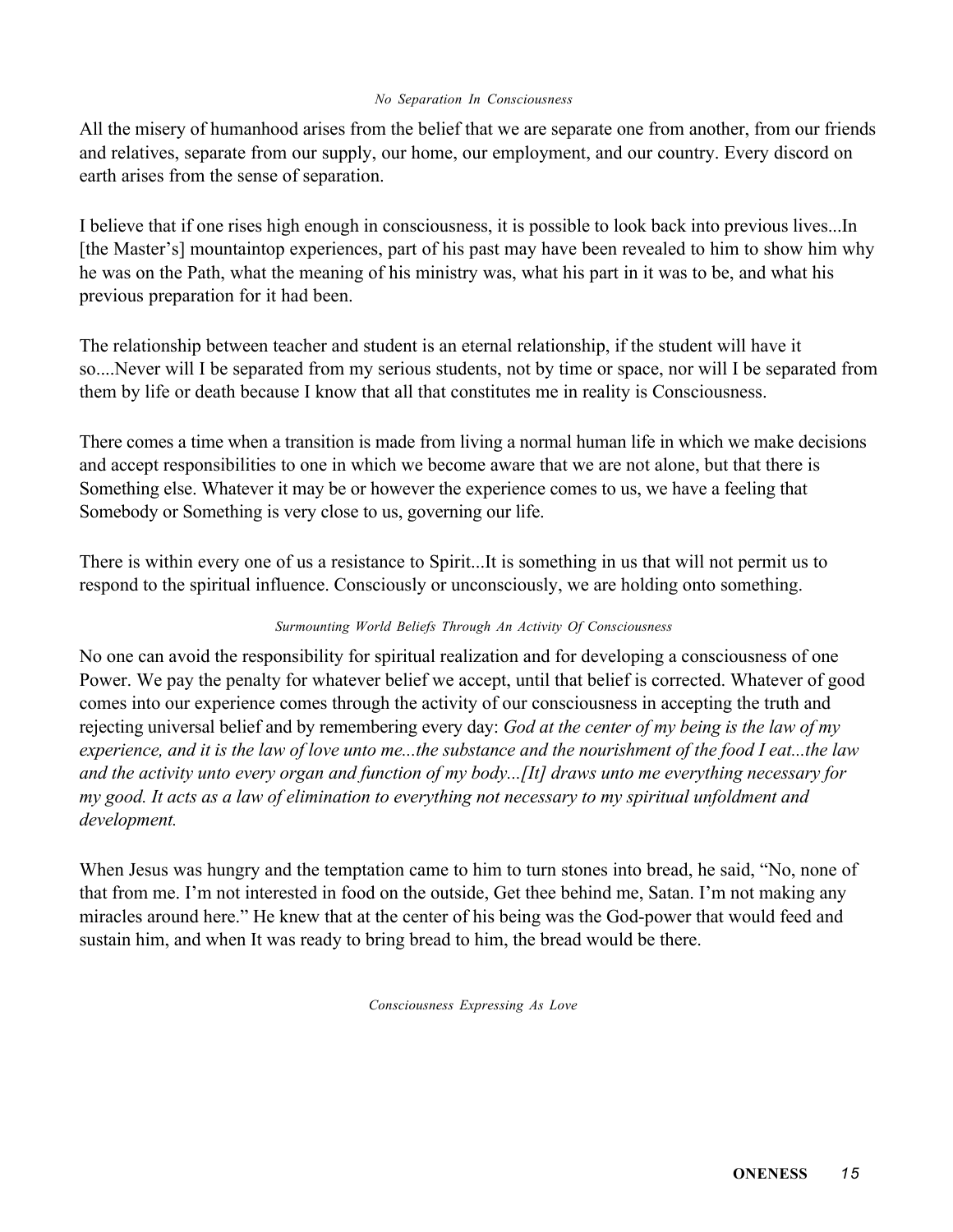*No Separation In Consciousness*

All the misery of humanhood arises from the belief that we are separate one from another, from our friends and relatives, separate from our supply, our home, our employment, and our country. Every discord on earth arises from the sense of separation.

I believe that if one rises high enough in consciousness, it is possible to look back into previous lives...In [the Master's] mountaintop experiences, part of his past may have been revealed to him to show him why he was on the Path, what the meaning of his ministry was, what his part in it was to be, and what his previous preparation for it had been.

The relationship between teacher and student is an eternal relationship, if the student will have it so....Never will I be separated from my serious students, not by time or space, nor will I be separated from them by life or death because I know that all that constitutes me in reality is Consciousness.

There comes a time when a transition is made from living a normal human life in which we make decisions and accept responsibilities to one in which we become aware that we are not alone, but that there is Something else. Whatever it may be or however the experience comes to us, we have a feeling that Somebody or Something is very close to us, governing our life.

There is within every one of us a resistance to Spirit...It is something in us that will not permit us to respond to the spiritual influence. Consciously or unconsciously, we are holding onto something.

*Surmounting World Beliefs Through An Activity Of Consciousness*

No one can avoid the responsibility for spiritual realization and for developing a consciousness of one Power. We pay the penalty for whatever belief we accept, until that belief is corrected. Whatever of good comes into our experience comes through the activity of our consciousness in accepting the truth and rejecting universal belief and by remembering every day: *God at the center of my being is the law of my experience, and it is the law of love unto me...the substance and the nourishment of the food I eat...the law and the activity unto every organ and function of my body...[It] draws unto me everything necessary for my good. It acts as a law of elimination to everything not necessary to my spiritual unfoldment and development.*

When Jesus was hungry and the temptation came to him to turn stones into bread, he said, "No, none of that from me. I'm not interested in food on the outside, Get thee behind me, Satan. I'm not making any miracles around here." He knew that at the center of his being was the God-power that would feed and sustain him, and when It was ready to bring bread to him, the bread would be there.

*Consciousness Expressing As Love*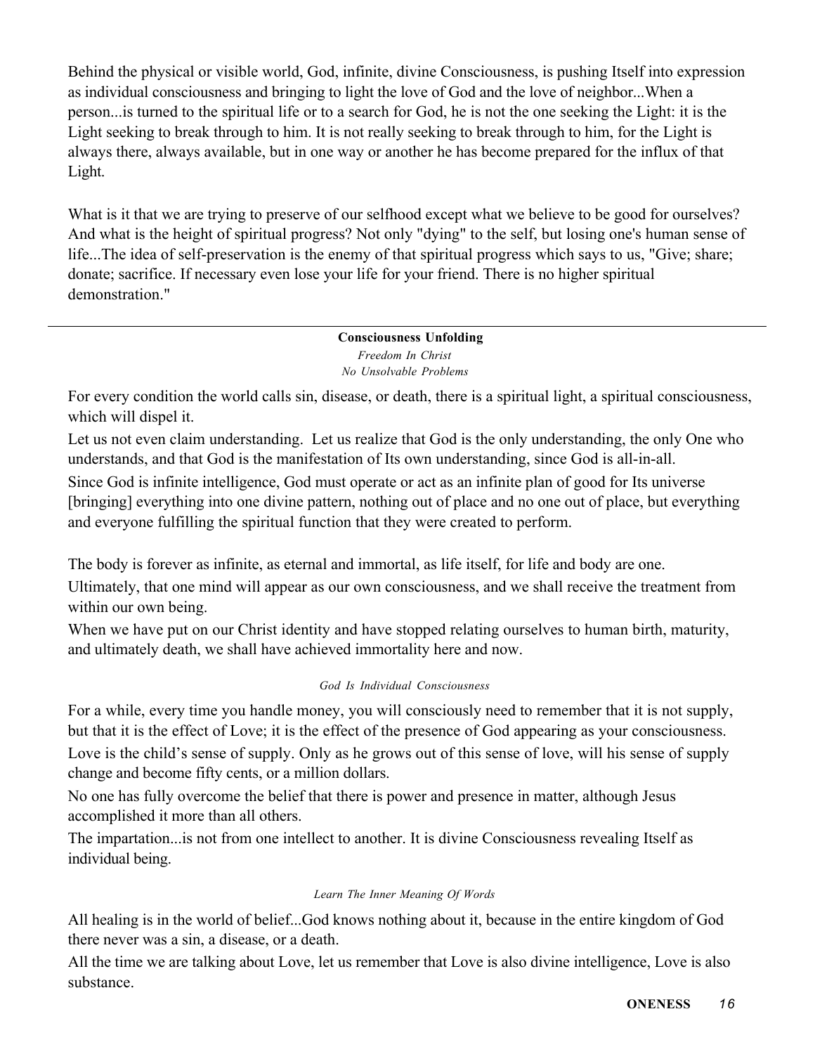Behind the physical or visible world, God, infinite, divine Consciousness, is pushing Itself into expression as individual consciousness and bringing to light the love of God and the love of neighbor...When a person...is turned to the spiritual life or to a search for God, he is not the one seeking the Light: it is the Light seeking to break through to him. It is not really seeking to break through to him, for the Light is always there, always available, but in one way or another he has become prepared for the influx of that Light.

What is it that we are trying to preserve of our selfhood except what we believe to be good for ourselves? And what is the height of spiritual progress? Not only "dying" to the self, but losing one's human sense of life...The idea of self-preservation is the enemy of that spiritual progress which says to us, "Give; share; donate; sacrifice. If necessary even lose your life for your friend. There is no higher spiritual demonstration."

---

**Consciousness Unfolding**

*Freedom In Christ*

*No Unsolvable Problems*

For every condition the world calls sin, disease, or death, there is a spiritual light, a spiritual consciousness, which will dispel it.

Let us not even claim understanding. Let us realize that God is the only understanding, the only One who understands, and that God is the manifestation of Its own understanding, since God is all-in-all.

Since God is infinite intelligence, God must operate or act as an infinite plan of good for Its universe [bringing] everything into one divine pattern, nothing out of place and no one out of place, but everything and everyone fulfilling the spiritual function that they were created to perform.

The body is forever as infinite, as eternal and immortal, as life itself, for life and body are one.

Ultimately, that one mind will appear as our own consciousness, and we shall receive the treatment from within our own being.

When we have put on our Christ identity and have stopped relating ourselves to human birth, maturity, and ultimately death, we shall have achieved immortality here and now.

*God Is Individual Consciousness*

For a while, every time you handle money, you will consciously need to remember that it is not supply, but that it is the effect of Love; it is the effect of the presence of God appearing as your consciousness.

Love is the child's sense of supply. Only as he grows out of this sense of love, will his sense of supply change and become fifty cents, or a million dollars.

No one has fully overcome the belief that there is power and presence in matter, although Jesus accomplished it more than all others.

The impartation...is not from one intellect to another. It is divine Consciousness revealing Itself as individual being.

*Learn The Inner Meaning Of Words*

All healing is in the world of belief...God knows nothing about it, because in the entire kingdom of God there never was a sin, a disease, or a death.

All the time we are talking about Love, let us remember that Love is also divine intelligence, Love is also substance.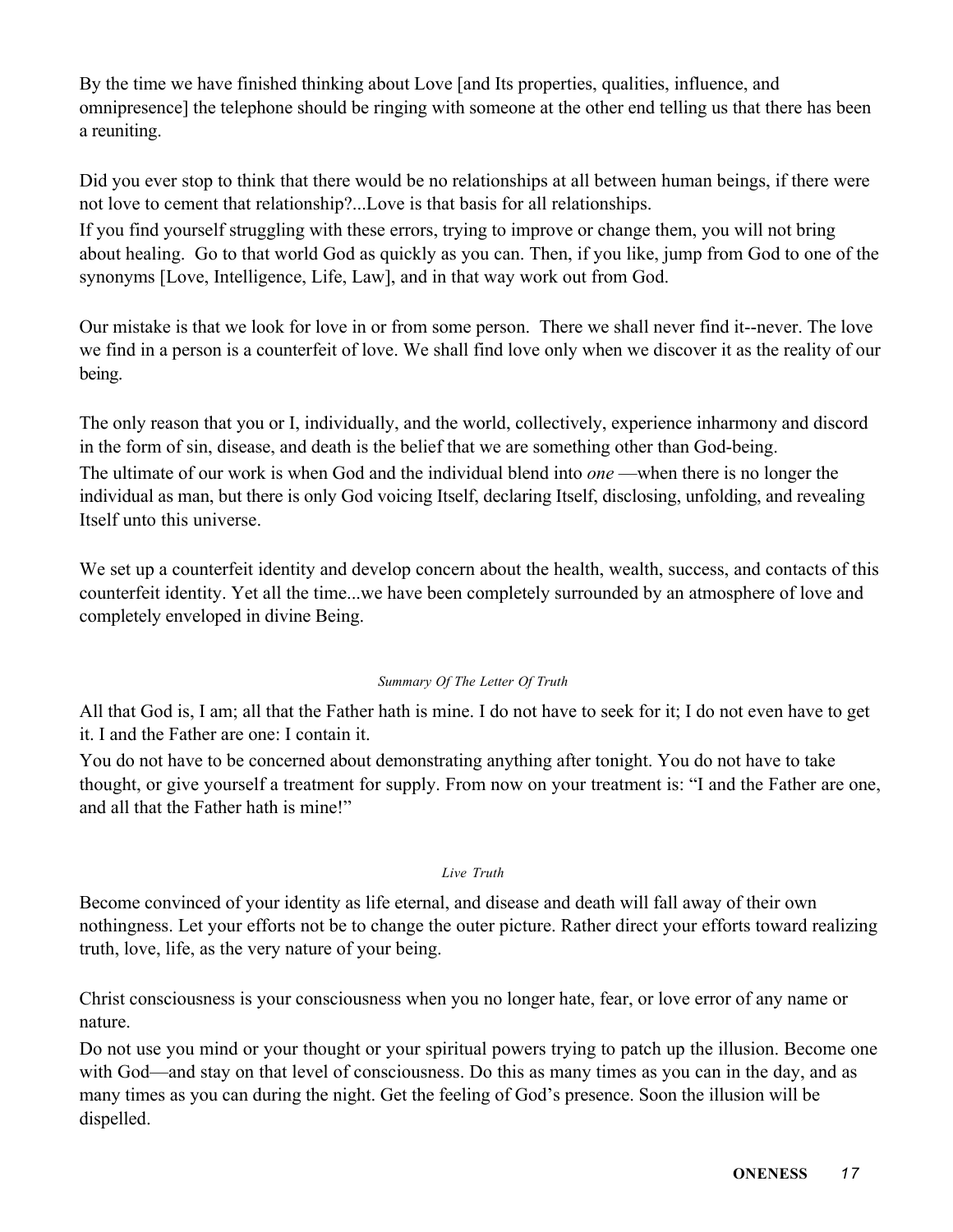By the time we have finished thinking about Love [and Its properties, qualities, influence, and omnipresence] the telephone should be ringing with someone at the other end telling us that there has been a reuniting.

Did you ever stop to think that there would be no relationships at all between human beings, if there were not love to cement that relationship?...Love is that basis for all relationships.

If you find yourself struggling with these errors, trying to improve or change them, you will not bring about healing. Go to that world God as quickly as you can. Then, if you like, jump from God to one of the synonyms [Love, Intelligence, Life, Law], and in that way work out from God.

Our mistake is that we look for love in or from some person. There we shall never find it--never. The love we find in a person is a counterfeit of love. We shall find love only when we discover it as the reality of our being.

The only reason that you or I, individually, and the world, collectively, experience inharmony and discord in the form of sin, disease, and death is the belief that we are something other than God-being.

The ultimate of our work is when God and the individual blend into *one* —when there is no longer the individual as man, but there is only God voicing Itself, declaring Itself, disclosing, unfolding, and revealing Itself unto this universe.

We set up a counterfeit identity and develop concern about the health, wealth, success, and contacts of this counterfeit identity. Yet all the time...we have been completely surrounded by an atmosphere of love and completely enveloped in divine Being.

###### *Summary Of The Letter Of Truth*

All that God is, I am; all that the Father hath is mine. I do not have to seek for it; I do not even have to get it. I and the Father are one: I contain it.

You do not have to be concerned about demonstrating anything after tonight. You do not have to take thought, or give yourself a treatment for supply. From now on your treatment is: “I and the Father are one, and all that the Father hath is mine!”

###### *Live Truth*

Become convinced of your identity as life eternal, and disease and death will fall away of their own nothingness. Let your efforts not be to change the outer picture. Rather direct your efforts toward realizing truth, love, life, as the very nature of your being.

Christ consciousness is your consciousness when you no longer hate, fear, or love error of any name or nature.

Do not use you mind or your thought or your spiritual powers trying to patch up the illusion. Become one with God—and stay on that level of consciousness. Do this as many times as you can in the day, and as many times as you can during the night. Get the feeling of God’s presence. Soon the illusion will be dispelled.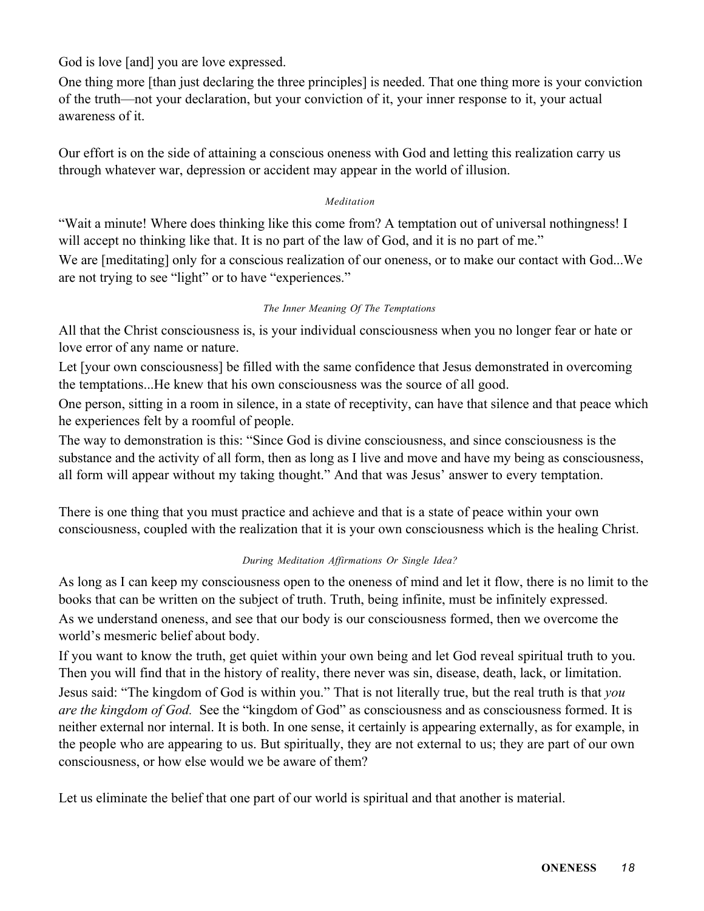God is love [and] you are love expressed.

One thing more [than just declaring the three principles] is needed. That one thing more is your conviction of the truth—not your declaration, but your conviction of it, your inner response to it, your actual awareness of it.

Our effort is on the side of attaining a conscious oneness with God and letting this realization carry us through whatever war, depression or accident may appear in the world of illusion.

###### *Meditation*

"Wait a minute! Where does thinking like this come from? A temptation out of universal nothingness! I will accept no thinking like that. It is no part of the law of God, and it is no part of me."

We are [meditating] only for a conscious realization of our oneness, or to make our contact with God...We are not trying to see "light" or to have "experiences."

###### *The Inner Meaning Of The Temptations*

All that the Christ consciousness is, is your individual consciousness when you no longer fear or hate or love error of any name or nature.

Let [your own consciousness] be filled with the same confidence that Jesus demonstrated in overcoming the temptations...He knew that his own consciousness was the source of all good.

One person, sitting in a room in silence, in a state of receptivity, can have that silence and that peace which he experiences felt by a roomful of people.

The way to demonstration is this: "Since God is divine consciousness, and since consciousness is the substance and the activity of all form, then as long as I live and move and have my being as consciousness, all form will appear without my taking thought." And that was Jesus' answer to every temptation.

There is one thing that you must practice and achieve and that is a state of peace within your own consciousness, coupled with the realization that it is your own consciousness which is the healing Christ.

###### *During Meditation Affirmations Or Single Idea?*

As long as I can keep my consciousness open to the oneness of mind and let it flow, there is no limit to the books that can be written on the subject of truth. Truth, being infinite, must be infinitely expressed.

As we understand oneness, and see that our body is our consciousness formed, then we overcome the world's mesmeric belief about body.

If you want to know the truth, get quiet within your own being and let God reveal spiritual truth to you. Then you will find that in the history of reality, there never was sin, disease, death, lack, or limitation.

Jesus said: "The kingdom of God is within you." That is not literally true, but the real truth is that *you are the kingdom of God.* See the "kingdom of God" as consciousness and as consciousness formed. It is neither external nor internal. It is both. In one sense, it certainly is appearing externally, as for example, in the people who are appearing to us. But spiritually, they are not external to us; they are part of our own consciousness, or how else would we be aware of them?

Let us eliminate the belief that one part of our world is spiritual and that another is material.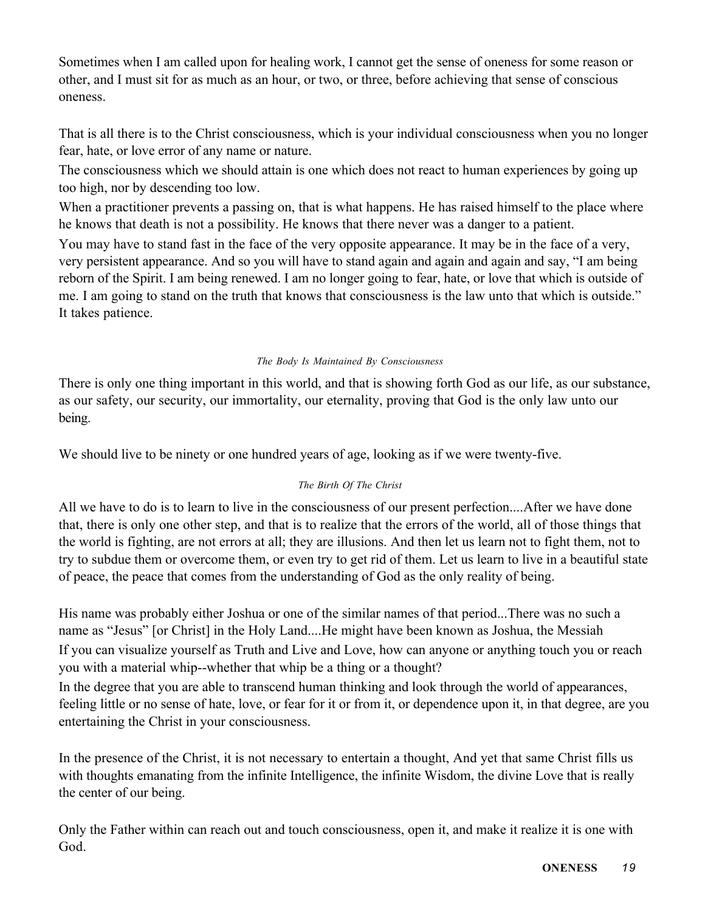Sometimes when I am called upon for healing work, I cannot get the sense of oneness for some reason or other, and I must sit for as much as an hour, or two, or three, before achieving that sense of conscious oneness.

That is all there is to the Christ consciousness, which is your individual consciousness when you no longer fear, hate, or love error of any name or nature.

The consciousness which we should attain is one which does not react to human experiences by going up too high, nor by descending too low.

When a practitioner prevents a passing on, that is what happens. He has raised himself to the place where he knows that death is not a possibility. He knows that there never was a danger to a patient.

You may have to stand fast in the face of the very opposite appearance. It may be in the face of a very, very persistent appearance. And so you will have to stand again and again and again and say, "I am being reborn of the Spirit. I am being renewed. I am no longer going to fear, hate, or love that which is outside of me. I am going to stand on the truth that knows that consciousness is the law unto that which is outside." It takes patience.

###### *The Body Is Maintained By Consciousness*

There is only one thing important in this world, and that is showing forth God as our life, as our substance, as our safety, our security, our immortality, our eternality, proving that God is the only law unto our being.

We should live to be ninety or one hundred years of age, looking as if we were twenty-five.

###### *The Birth Of The Christ*

All we have to do is to learn to live in the consciousness of our present perfection....After we have done that, there is only one other step, and that is to realize that the errors of the world, all of those things that the world is fighting, are not errors at all; they are illusions. And then let us learn not to fight them, not to try to subdue them or overcome them, or even try to get rid of them. Let us learn to live in a beautiful state of peace, the peace that comes from the understanding of God as the only reality of being.

His name was probably either Joshua or one of the similar names of that period...There was no such a name as "Jesus" [or Christ] in the Holy Land....He might have been known as Joshua, the Messiah

If you can visualize yourself as Truth and Live and Love, how can anyone or anything touch you or reach you with a material whip--whether that whip be a thing or a thought?

In the degree that you are able to transcend human thinking and look through the world of appearances, feeling little or no sense of hate, love, or fear for it or from it, or dependence upon it, in that degree, are you entertaining the Christ in your consciousness.

In the presence of the Christ, it is not necessary to entertain a thought, And yet that same Christ fills us with thoughts emanating from the infinite Intelligence, the infinite Wisdom, the divine Love that is really the center of our being.

Only the Father within can reach out and touch consciousness, open it, and make it realize it is one with God.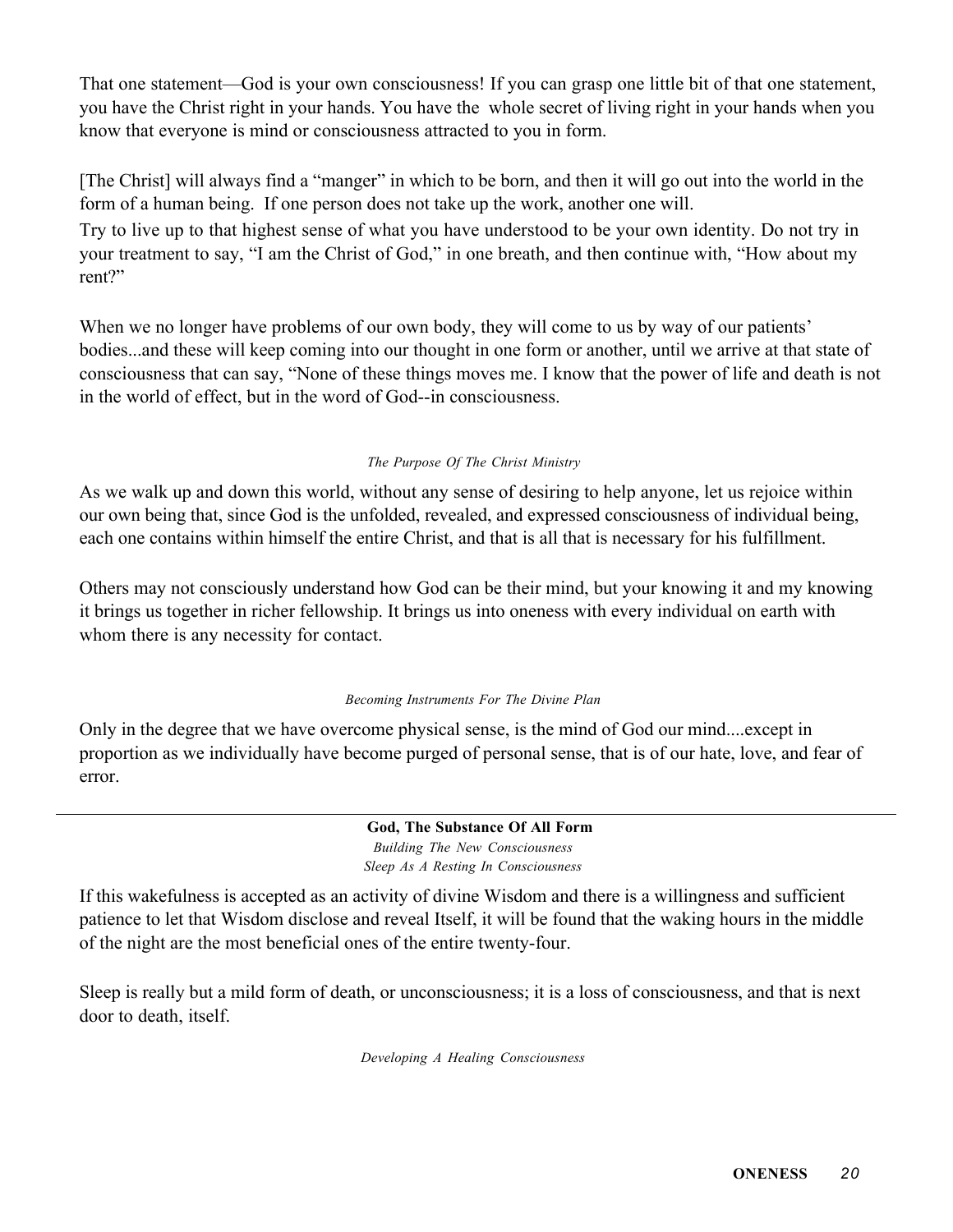That one statement—God is your own consciousness! If you can grasp one little bit of that one statement, you have the Christ right in your hands. You have the whole secret of living right in your hands when you know that everyone is mind or consciousness attracted to you in form.

[The Christ] will always find a "manger" in which to be born, and then it will go out into the world in the form of a human being. If one person does not take up the work, another one will.

Try to live up to that highest sense of what you have understood to be your own identity. Do not try in your treatment to say, "I am the Christ of God," in one breath, and then continue with, "How about my rent?"

When we no longer have problems of our own body, they will come to us by way of our patients' bodies...and these will keep coming into our thought in one form or another, until we arrive at that state of consciousness that can say, "None of these things moves me. I know that the power of life and death is not in the world of effect, but in the word of God--in consciousness.

*The Purpose Of The Christ Ministry*

As we walk up and down this world, without any sense of desiring to help anyone, let us rejoice within our own being that, since God is the unfolded, revealed, and expressed consciousness of individual being, each one contains within himself the entire Christ, and that is all that is necessary for his fulfillment.

Others may not consciously understand how God can be their mind, but your knowing it and my knowing it brings us together in richer fellowship. It brings us into oneness with every individual on earth with whom there is any necessity for contact.

*Becoming Instruments For The Divine Plan*

Only in the degree that we have overcome physical sense, is the mind of God our mind....except in proportion as we individually have become purged of personal sense, that is of our hate, love, and fear of error.

---

**God, The Substance Of All Form**

*Building The New Consciousness*

*Sleep As A Resting In Consciousness*

If this wakefulness is accepted as an activity of divine Wisdom and there is a willingness and sufficient patience to let that Wisdom disclose and reveal Itself, it will be found that the waking hours in the middle of the night are the most beneficial ones of the entire twenty-four.

Sleep is really but a mild form of death, or unconsciousness; it is a loss of consciousness, and that is next door to death, itself.

*Developing A Healing Consciousness*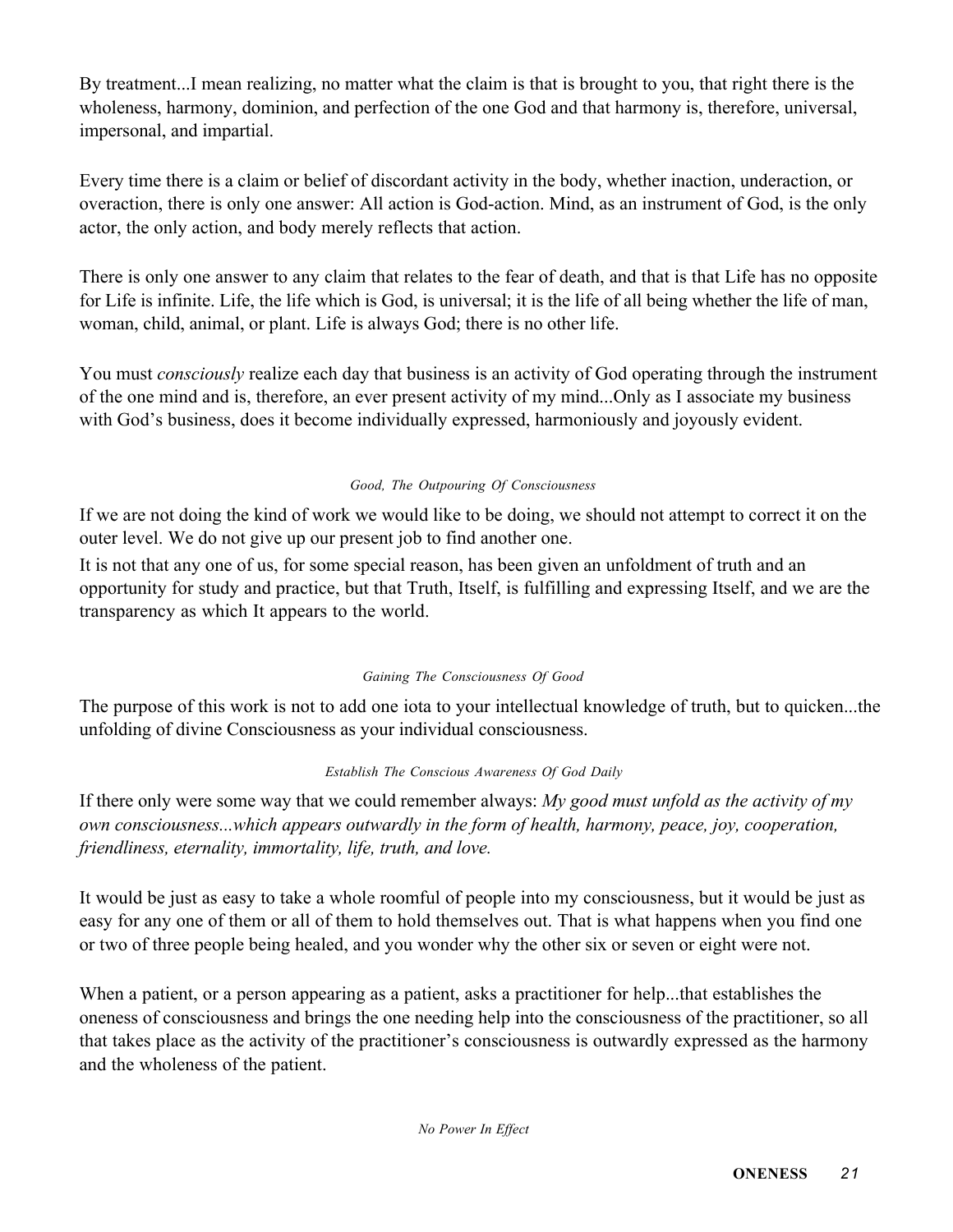By treatment...I mean realizing, no matter what the claim is that is brought to you, that right there is the wholeness, harmony, dominion, and perfection of the one God and that harmony is, therefore, universal, impersonal, and impartial.

Every time there is a claim or belief of discordant activity in the body, whether inaction, underaction, or overaction, there is only one answer: All action is God-action. Mind, as an instrument of God, is the only actor, the only action, and body merely reflects that action.

There is only one answer to any claim that relates to the fear of death, and that is that Life has no opposite for Life is infinite. Life, the life which is God, is universal; it is the life of all being whether the life of man, woman, child, animal, or plant. Life is always God; there is no other life.

You must *consciously* realize each day that business is an activity of God operating through the instrument of the one mind and is, therefore, an ever present activity of my mind...Only as I associate my business with God's business, does it become individually expressed, harmoniously and joyously evident.

*Good, The Outpouring Of Consciousness*

If we are not doing the kind of work we would like to be doing, we should not attempt to correct it on the outer level. We do not give up our present job to find another one.

It is not that any one of us, for some special reason, has been given an unfoldment of truth and an opportunity for study and practice, but that Truth, Itself, is fulfilling and expressing Itself, and we are the transparency as which It appears to the world.

*Gaining The Consciousness Of Good*

The purpose of this work is not to add one iota to your intellectual knowledge of truth, but to quicken...the unfolding of divine Consciousness as your individual consciousness.

*Establish The Conscious Awareness Of God Daily*

If there only were some way that we could remember always: *My good must unfold as the activity of my own consciousness...which appears outwardly in the form of health, harmony, peace, joy, cooperation, friendliness, eternality, immortality, life, truth, and love.*

It would be just as easy to take a whole roomful of people into my consciousness, but it would be just as easy for any one of them or all of them to hold themselves out. That is what happens when you find one or two of three people being healed, and you wonder why the other six or seven or eight were not.

When a patient, or a person appearing as a patient, asks a practitioner for help...that establishes the oneness of consciousness and brings the one needing help into the consciousness of the practitioner, so all that takes place as the activity of the practitioner's consciousness is outwardly expressed as the harmony and the wholeness of the patient.

*No Power In Effect*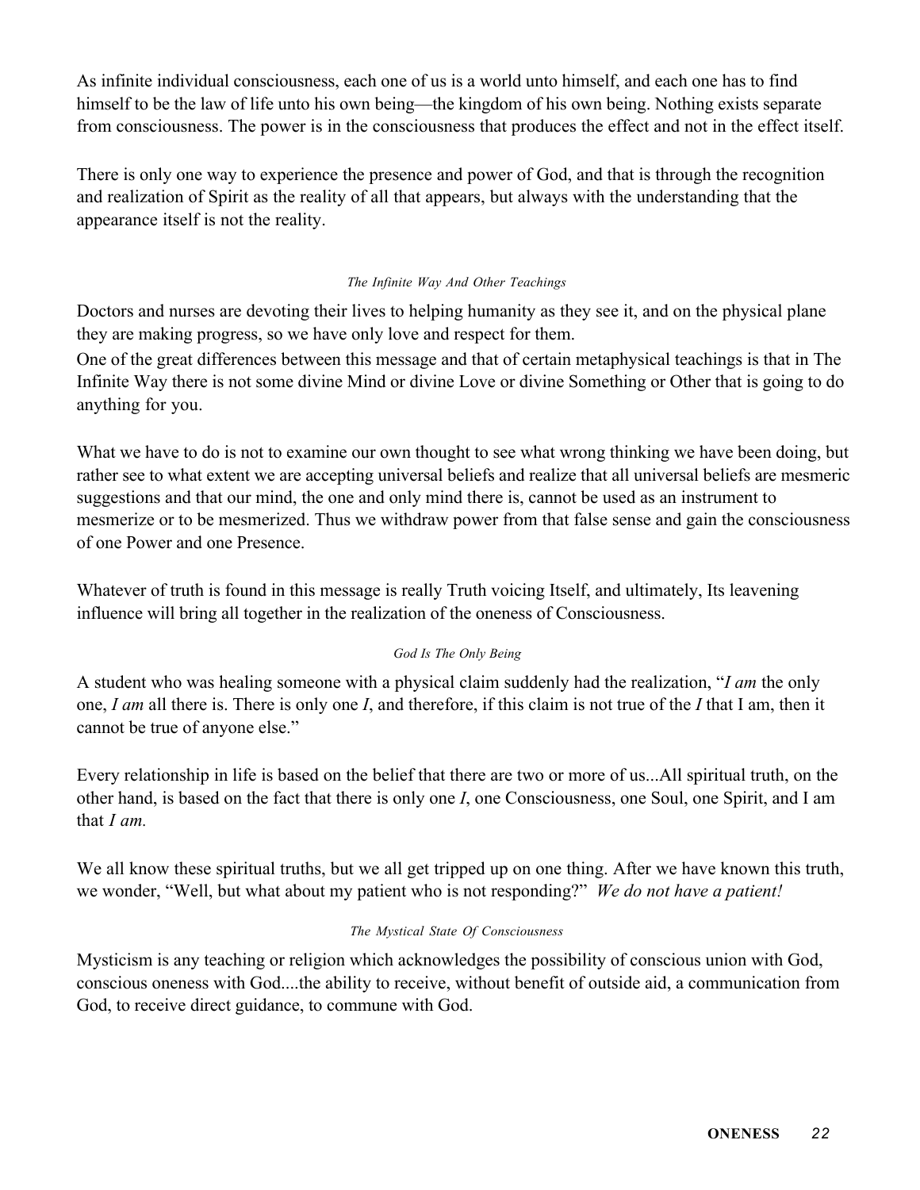As infinite individual consciousness, each one of us is a world unto himself, and each one has to find himself to be the law of life unto his own being—the kingdom of his own being. Nothing exists separate from consciousness. The power is in the consciousness that produces the effect and not in the effect itself.

There is only one way to experience the presence and power of God, and that is through the recognition and realization of Spirit as the reality of all that appears, but always with the understanding that the appearance itself is not the reality.

###### *The Infinite Way And Other Teachings*

Doctors and nurses are devoting their lives to helping humanity as they see it, and on the physical plane they are making progress, so we have only love and respect for them.

One of the great differences between this message and that of certain metaphysical teachings is that in The Infinite Way there is not some divine Mind or divine Love or divine Something or Other that is going to do anything for you.

What we have to do is not to examine our own thought to see what wrong thinking we have been doing, but rather see to what extent we are accepting universal beliefs and realize that all universal beliefs are mesmeric suggestions and that our mind, the one and only mind there is, cannot be used as an instrument to mesmerize or to be mesmerized. Thus we withdraw power from that false sense and gain the consciousness of one Power and one Presence.

Whatever of truth is found in this message is really Truth voicing Itself, and ultimately, Its leavening influence will bring all together in the realization of the oneness of Consciousness.

###### *God Is The Only Being*

A student who was healing someone with a physical claim suddenly had the realization, "*I am* the only one, *I am* all there is. There is only one *I*, and therefore, if this claim is not true of the *I* that I am, then it cannot be true of anyone else."

Every relationship in life is based on the belief that there are two or more of us...All spiritual truth, on the other hand, is based on the fact that there is only one *I*, one Consciousness, one Soul, one Spirit, and I am that *I am.*

We all know these spiritual truths, but we all get tripped up on one thing. After we have known this truth, we wonder, "Well, but what about my patient who is not responding?" *We do not have a patient!*

###### *The Mystical State Of Consciousness*

Mysticism is any teaching or religion which acknowledges the possibility of conscious union with God, conscious oneness with God....the ability to receive, without benefit of outside aid, a communication from God, to receive direct guidance, to commune with God.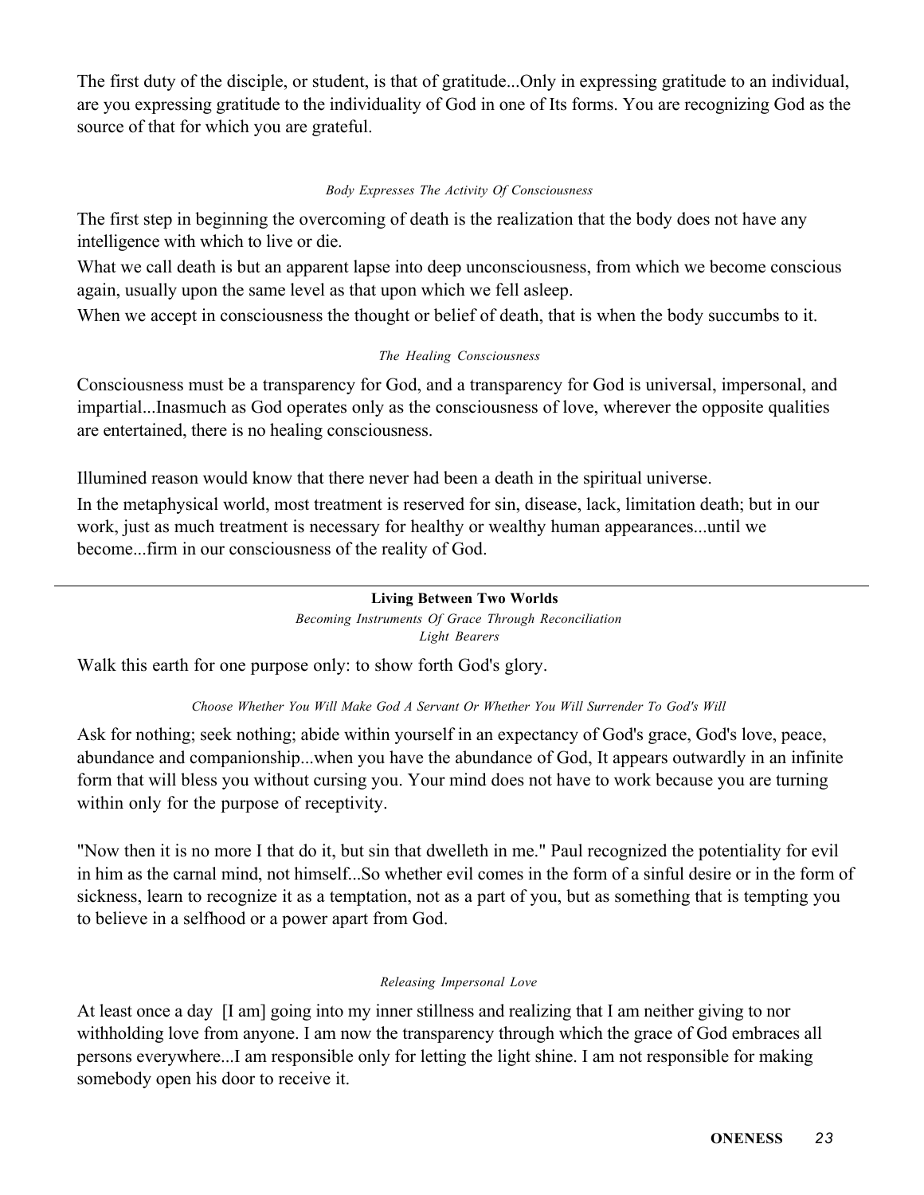The first duty of the disciple, or student, is that of gratitude...Only in expressing gratitude to an individual, are you expressing gratitude to the individuality of God in one of Its forms. You are recognizing God as the source of that for which you are grateful.

*Body Expresses The Activity Of Consciousness*

The first step in beginning the overcoming of death is the realization that the body does not have any intelligence with which to live or die.

What we call death is but an apparent lapse into deep unconsciousness, from which we become conscious again, usually upon the same level as that upon which we fell asleep.

When we accept in consciousness the thought or belief of death, that is when the body succumbs to it.

*The Healing Consciousness*

Consciousness must be a transparency for God, and a transparency for God is universal, impersonal, and impartial...Inasmuch as God operates only as the consciousness of love, wherever the opposite qualities are entertained, there is no healing consciousness.

Illumined reason would know that there never had been a death in the spiritual universe.

In the metaphysical world, most treatment is reserved for sin, disease, lack, limitation death; but in our work, just as much treatment is necessary for healthy or wealthy human appearances...until we become...firm in our consciousness of the reality of God.

---

**Living Between Two Worlds**

*Becoming Instruments Of Grace Through Reconciliation*

*Light Bearers*

Walk this earth for one purpose only: to show forth God's glory.

*Choose Whether You Will Make God A Servant Or Whether You Will Surrender To God's Will*

Ask for nothing; seek nothing; abide within yourself in an expectancy of God's grace, God's love, peace, abundance and companionship...when you have the abundance of God, It appears outwardly in an infinite form that will bless you without cursing you. Your mind does not have to work because you are turning within only for the purpose of receptivity.

"Now then it is no more I that do it, but sin that dwelleth in me." Paul recognized the potentiality for evil in him as the carnal mind, not himself...So whether evil comes in the form of a sinful desire or in the form of sickness, learn to recognize it as a temptation, not as a part of you, but as something that is tempting you to believe in a selfhood or a power apart from God.

*Releasing Impersonal Love*

At least once a day [I am] going into my inner stillness and realizing that I am neither giving to nor withholding love from anyone. I am now the transparency through which the grace of God embraces all persons everywhere...I am responsible only for letting the light shine. I am not responsible for making somebody open his door to receive it.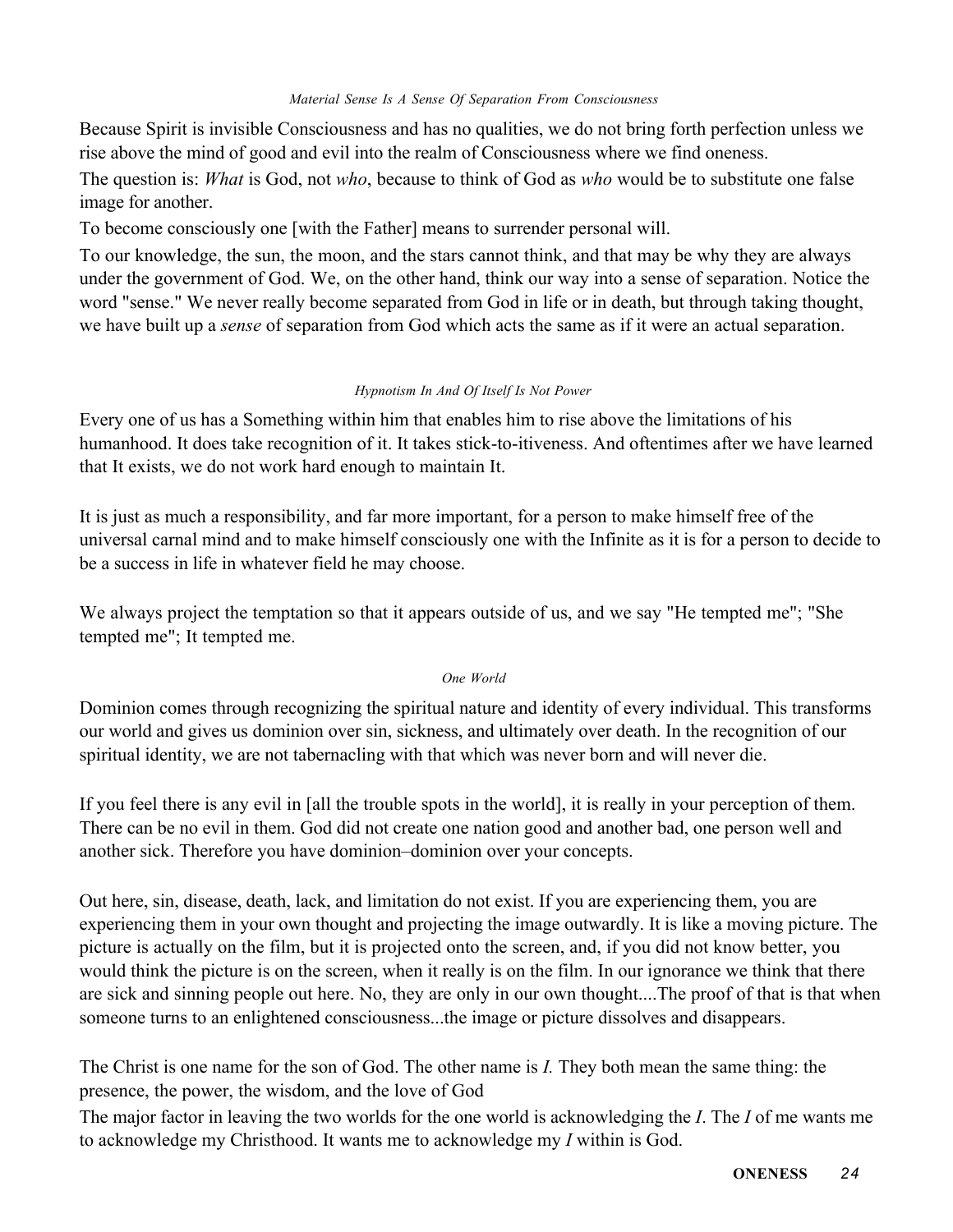### *Material Sense Is A Sense Of Separation From Consciousness*

Because Spirit is invisible Consciousness and has no qualities, we do not bring forth perfection unless we rise above the mind of good and evil into the realm of Consciousness where we find oneness.

The question is: *What* is God, not *who*, because to think of God as *who* would be to substitute one false image for another.

To become consciously one [with the Father] means to surrender personal will.

To our knowledge, the sun, the moon, and the stars cannot think, and that may be why they are always under the government of God. We, on the other hand, think our way into a sense of separation. Notice the word "sense." We never really become separated from God in life or in death, but through taking thought, we have built up a *sense* of separation from God which acts the same as if it were an actual separation.

### *Hypnotism In And Of Itself Is Not Power*

Every one of us has a Something within him that enables him to rise above the limitations of his humanhood. It does take recognition of it. It takes stick-to-itiveness. And oftentimes after we have learned that It exists, we do not work hard enough to maintain It.

It is just as much a responsibility, and far more important, for a person to make himself free of the universal carnal mind and to make himself consciously one with the Infinite as it is for a person to decide to be a success in life in whatever field he may choose.

We always project the temptation so that it appears outside of us, and we say "He tempted me"; "She tempted me"; It tempted me.

### *One World*

Dominion comes through recognizing the spiritual nature and identity of every individual. This transforms our world and gives us dominion over sin, sickness, and ultimately over death. In the recognition of our spiritual identity, we are not tabernacling with that which was never born and will never die.

If you feel there is any evil in [all the trouble spots in the world], it is really in your perception of them. There can be no evil in them. God did not create one nation good and another bad, one person well and another sick. Therefore you have dominion–dominion over your concepts.

Out here, sin, disease, death, lack, and limitation do not exist. If you are experiencing them, you are experiencing them in your own thought and projecting the image outwardly. It is like a moving picture. The picture is actually on the film, but it is projected onto the screen, and, if you did not know better, you would think the picture is on the screen, when it really is on the film. In our ignorance we think that there are sick and sinning people out here. No, they are only in our own thought....The proof of that is that when someone turns to an enlightened consciousness...the image or picture dissolves and disappears.

The Christ is one name for the son of God. The other name is *I.* They both mean the same thing: the presence, the power, the wisdom, and the love of God

The major factor in leaving the two worlds for the one world is acknowledging the *I*. The *I* of me wants me to acknowledge my Christhood. It wants me to acknowledge my *I* within is God.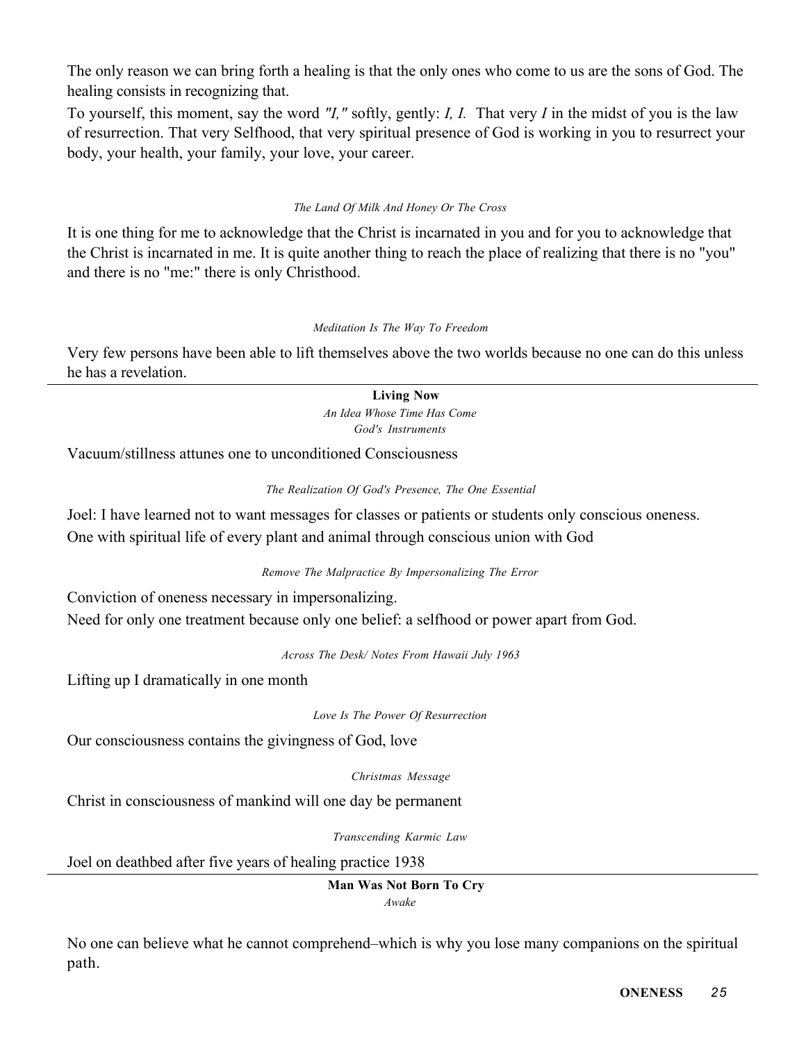The only reason we can bring forth a healing is that the only ones who come to us are the sons of God. The healing consists in recognizing that.

To yourself, this moment, say the word *"I,"* softly, gently: *I, I.* That very *I* in the midst of you is the law of resurrection. That very Selfhood, that very spiritual presence of God is working in you to resurrect your body, your health, your family, your love, your career.

*The Land Of Milk And Honey Or The Cross*

It is one thing for me to acknowledge that the Christ is incarnated in you and for you to acknowledge that the Christ is incarnated in me. It is quite another thing to reach the place of realizing that there is no "you" and there is no "me:" there is only Christhood.

*Meditation Is The Way To Freedom*

Very few persons have been able to lift themselves above the two worlds because no one can do this unless he has a revelation.

---

**Living Now**

*An Idea Whose Time Has Come*

*God's Instruments*

Vacuum/stillness attunes one to unconditioned Consciousness

*The Realization Of God's Presence, The One Essential*

Joel: I have learned not to want messages for classes or patients or students only conscious oneness.

One with spiritual life of every plant and animal through conscious union with God

*Remove The Malpractice By Impersonalizing The Error*

Conviction of oneness necessary in impersonalizing.

Need for only one treatment because only one belief: a selfhood or power apart from God.

*Across The Desk/ Notes From Hawaii July 1963*

Lifting up I dramatically in one month

*Love Is The Power Of Resurrection*

Our consciousness contains the givingness of God, love

*Christmas Message*

Christ in consciousness of mankind will one day be permanent

*Transcending Karmic Law*

Joel on deathbed after five years of healing practice 1938

---

**Man Was Not Born To Cry**

*Awake*

No one can believe what he cannot comprehend–which is why you lose many companions on the spiritual path.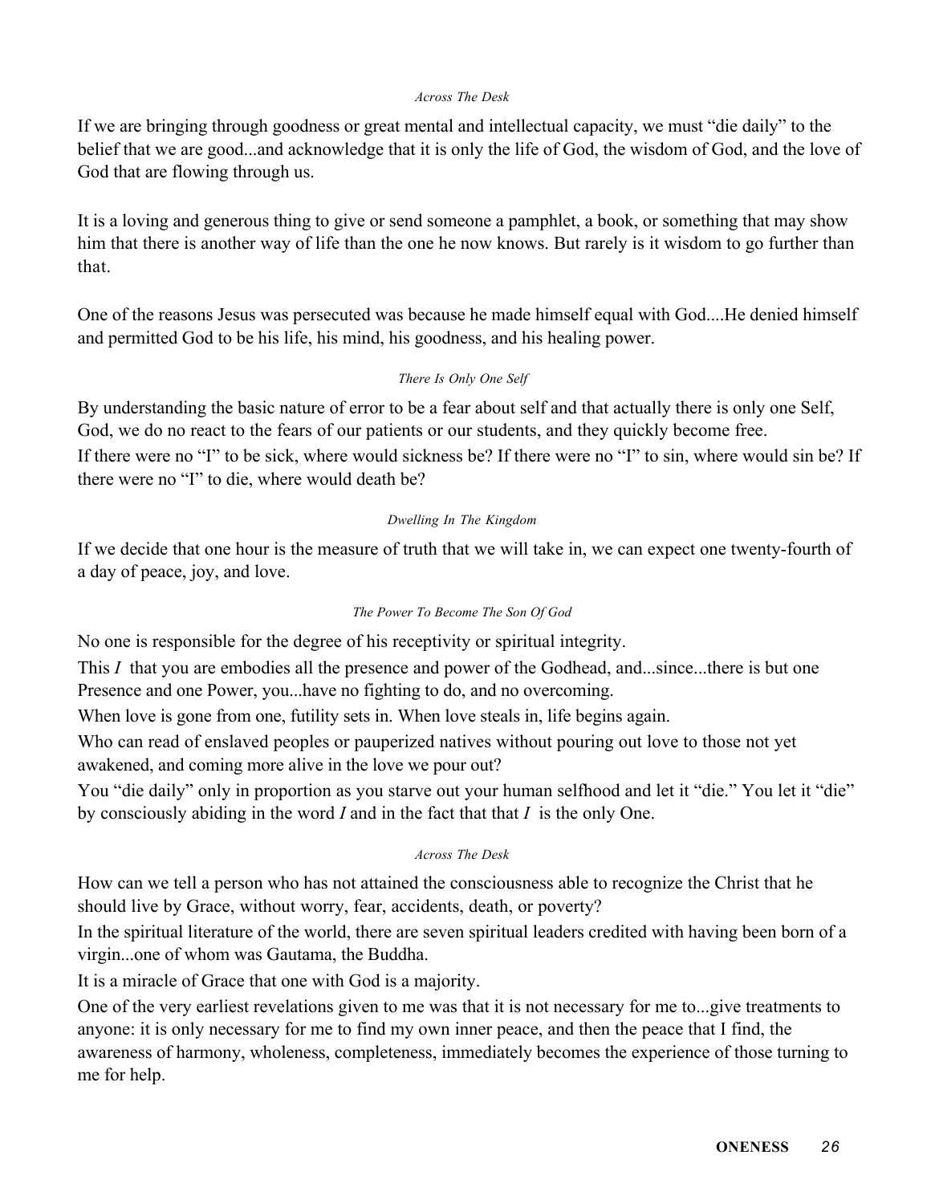*Across The Desk*

If we are bringing through goodness or great mental and intellectual capacity, we must "die daily" to the belief that we are good...and acknowledge that it is only the life of God, the wisdom of God, and the love of God that are flowing through us.

It is a loving and generous thing to give or send someone a pamphlet, a book, or something that may show him that there is another way of life than the one he now knows. But rarely is it wisdom to go further than that.

One of the reasons Jesus was persecuted was because he made himself equal with God....He denied himself and permitted God to be his life, his mind, his goodness, and his healing power.

*There Is Only One Self*

By understanding the basic nature of error to be a fear about self and that actually there is only one Self, God, we do no react to the fears of our patients or our students, and they quickly become free.

If there were no "I" to be sick, where would sickness be? If there were no "I" to sin, where would sin be? If there were no "I" to die, where would death be?

*Dwelling In The Kingdom*

If we decide that one hour is the measure of truth that we will take in, we can expect one twenty-fourth of a day of peace, joy, and love.

*The Power To Become The Son Of God*

No one is responsible for the degree of his receptivity or spiritual integrity.

This *I* that you are embodies all the presence and power of the Godhead, and...since...there is but one Presence and one Power, you...have no fighting to do, and no overcoming.

When love is gone from one, futility sets in. When love steals in, life begins again.

Who can read of enslaved peoples or pauperized natives without pouring out love to those not yet awakened, and coming more alive in the love we pour out?

You "die daily" only in proportion as you starve out your human selfhood and let it "die." You let it "die" by consciously abiding in the word *I* and in the fact that that *I* is the only One.

*Across The Desk*

How can we tell a person who has not attained the consciousness able to recognize the Christ that he should live by Grace, without worry, fear, accidents, death, or poverty?

In the spiritual literature of the world, there are seven spiritual leaders credited with having been born of a virgin...one of whom was Gautama, the Buddha.

It is a miracle of Grace that one with God is a majority.

One of the very earliest revelations given to me was that it is not necessary for me to...give treatments to anyone: it is only necessary for me to find my own inner peace, and then the peace that I find, the awareness of harmony, wholeness, completeness, immediately becomes the experience of those turning to me for help.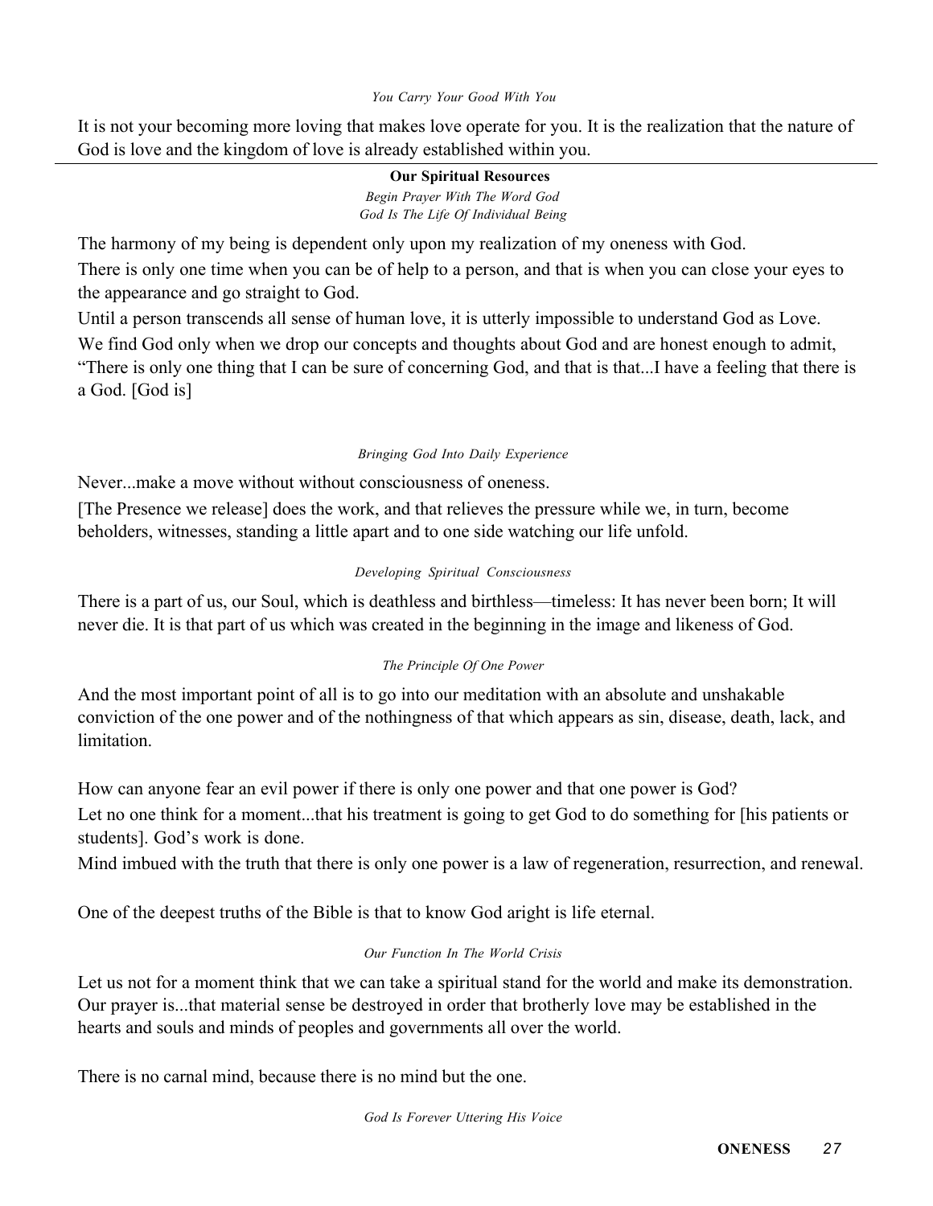*You Carry Your Good With You*

It is not your becoming more loving that makes love operate for you. It is the realization that the nature of God is love and the kingdom of love is already established within you.

---

**Our Spiritual Resources**

*Begin Prayer With The Word God*
*God Is The Life Of Individual Being*

The harmony of my being is dependent only upon my realization of my oneness with God.

There is only one time when you can be of help to a person, and that is when you can close your eyes to the appearance and go straight to God.

Until a person transcends all sense of human love, it is utterly impossible to understand God as Love.

We find God only when we drop our concepts and thoughts about God and are honest enough to admit, "There is only one thing that I can be sure of concerning God, and that is that...I have a feeling that there is a God. [God is]

*Bringing God Into Daily Experience*

Never...make a move without without consciousness of oneness.

[The Presence we release] does the work, and that relieves the pressure while we, in turn, become beholders, witnesses, standing a little apart and to one side watching our life unfold.

*Developing Spiritual Consciousness*

There is a part of us, our Soul, which is deathless and birthless—timeless: It has never been born; It will never die. It is that part of us which was created in the beginning in the image and likeness of God.

*The Principle Of One Power*

And the most important point of all is to go into our meditation with an absolute and unshakable conviction of the one power and of the nothingness of that which appears as sin, disease, death, lack, and limitation.

How can anyone fear an evil power if there is only one power and that one power is God?

Let no one think for a moment...that his treatment is going to get God to do something for [his patients or students]. God's work is done.

Mind imbued with the truth that there is only one power is a law of regeneration, resurrection, and renewal.

One of the deepest truths of the Bible is that to know God aright is life eternal.

*Our Function In The World Crisis*

Let us not for a moment think that we can take a spiritual stand for the world and make its demonstration. Our prayer is...that material sense be destroyed in order that brotherly love may be established in the hearts and souls and minds of peoples and governments all over the world.

There is no carnal mind, because there is no mind but the one.

*God Is Forever Uttering His Voice*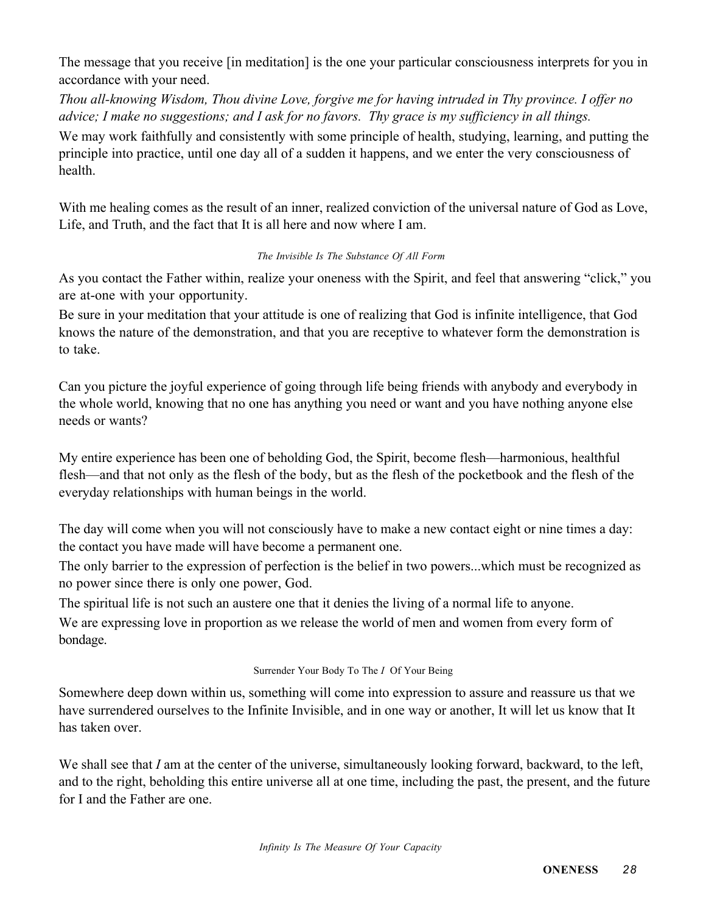The message that you receive [in meditation] is the one your particular consciousness interprets for you in accordance with your need.

*Thou all-knowing Wisdom, Thou divine Love, forgive me for having intruded in Thy province. I offer no advice; I make no suggestions; and I ask for no favors. Thy grace is my sufficiency in all things.*

We may work faithfully and consistently with some principle of health, studying, learning, and putting the principle into practice, until one day all of a sudden it happens, and we enter the very consciousness of health.

With me healing comes as the result of an inner, realized conviction of the universal nature of God as Love, Life, and Truth, and the fact that It is all here and now where I am.

*The Invisible Is The Substance Of All Form*

As you contact the Father within, realize your oneness with the Spirit, and feel that answering "click," you are at-one with your opportunity.

Be sure in your meditation that your attitude is one of realizing that God is infinite intelligence, that God knows the nature of the demonstration, and that you are receptive to whatever form the demonstration is to take.

Can you picture the joyful experience of going through life being friends with anybody and everybody in the whole world, knowing that no one has anything you need or want and you have nothing anyone else needs or wants?

My entire experience has been one of beholding God, the Spirit, become flesh—harmonious, healthful flesh—and that not only as the flesh of the body, but as the flesh of the pocketbook and the flesh of the everyday relationships with human beings in the world.

The day will come when you will not consciously have to make a new contact eight or nine times a day: the contact you have made will have become a permanent one.

The only barrier to the expression of perfection is the belief in two powers...which must be recognized as no power since there is only one power, God.

The spiritual life is not such an austere one that it denies the living of a normal life to anyone.

We are expressing love in proportion as we release the world of men and women from every form of bondage.

Surrender Your Body To The *I* Of Your Being

Somewhere deep down within us, something will come into expression to assure and reassure us that we have surrendered ourselves to the Infinite Invisible, and in one way or another, It will let us know that It has taken over.

We shall see that *I* am at the center of the universe, simultaneously looking forward, backward, to the left, and to the right, beholding this entire universe all at one time, including the past, the present, and the future for I and the Father are one.

*Infinity Is The Measure Of Your Capacity*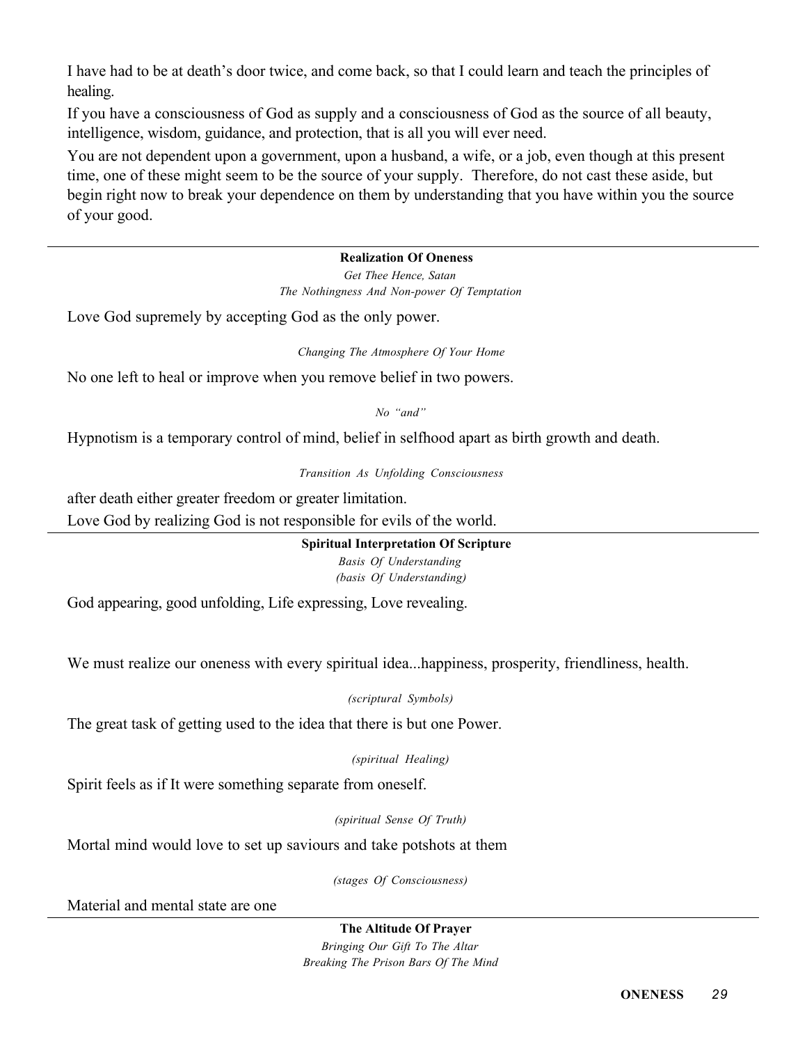I have had to be at death's door twice, and come back, so that I could learn and teach the principles of healing.

If you have a consciousness of God as supply and a consciousness of God as the source of all beauty, intelligence, wisdom, guidance, and protection, that is all you will ever need.

You are not dependent upon a government, upon a husband, a wife, or a job, even though at this present time, one of these might seem to be the source of your supply. Therefore, do not cast these aside, but begin right now to break your dependence on them by understanding that you have within you the source of your good.

---

**Realization Of Oneness**

*Get Thee Hence, Satan*

*The Nothingness And Non-power Of Temptation*

Love God supremely by accepting God as the only power.

*Changing The Atmosphere Of Your Home*

No one left to heal or improve when you remove belief in two powers.

*No "and"*

Hypnotism is a temporary control of mind, belief in selfhood apart as birth growth and death.

*Transition As Unfolding Consciousness*

after death either greater freedom or greater limitation.

Love God by realizing God is not responsible for evils of the world.

---

**Spiritual Interpretation Of Scripture**

*Basis Of Understanding*

*(basis Of Understanding)*

God appearing, good unfolding, Life expressing, Love revealing.

We must realize our oneness with every spiritual idea...happiness, prosperity, friendliness, health.

*(scriptural Symbols)*

The great task of getting used to the idea that there is but one Power.

*(spiritual Healing)*

Spirit feels as if It were something separate from oneself.

*(spiritual Sense Of Truth)*

Mortal mind would love to set up saviours and take potshots at them

*(stages Of Consciousness)*

Material and mental state are one

---

**The Altitude Of Prayer**

*Bringing Our Gift To The Altar*

*Breaking The Prison Bars Of The Mind*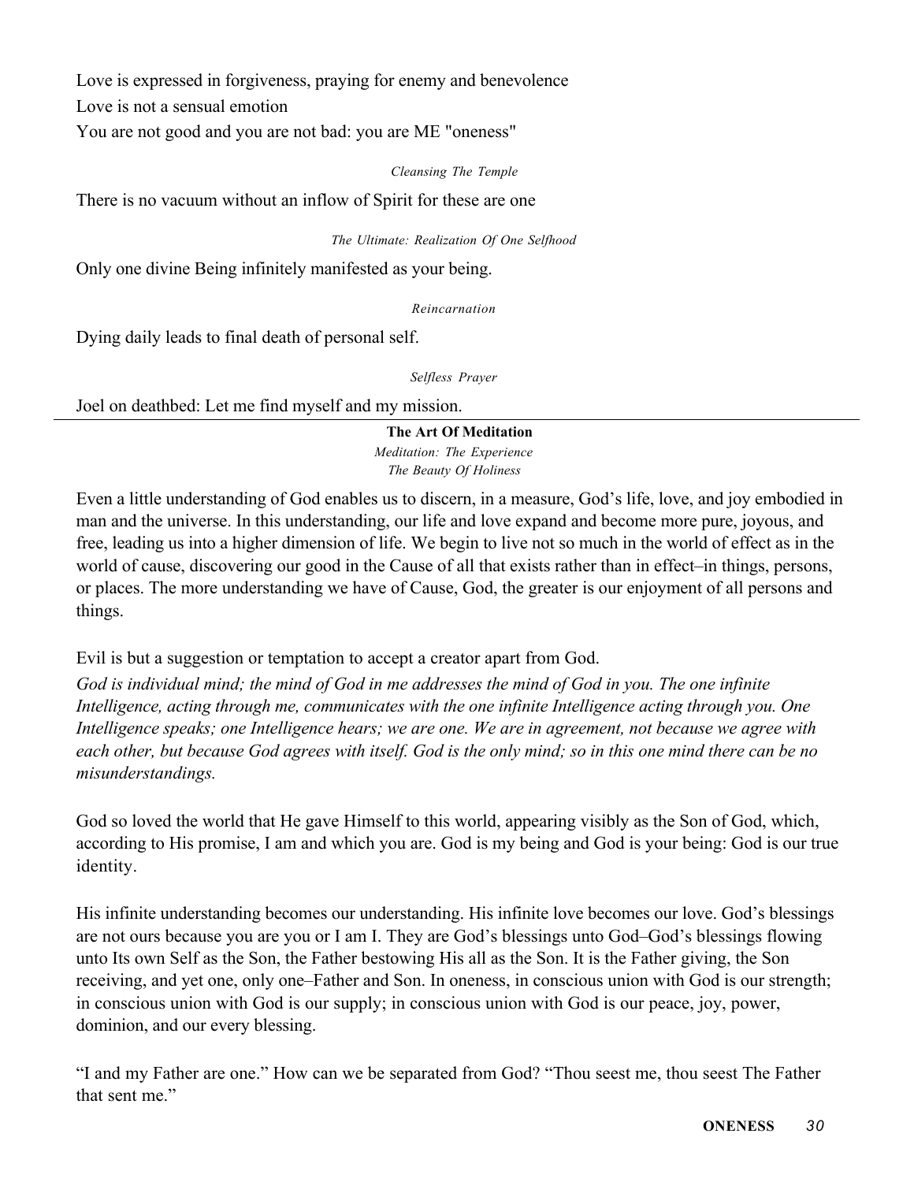Love is expressed in forgiveness, praying for enemy and benevolence

Love is not a sensual emotion

You are not good and you are not bad: you are ME "oneness"

*Cleansing The Temple*

There is no vacuum without an inflow of Spirit for these are one

*The Ultimate: Realization Of One Selfhood*

Only one divine Being infinitely manifested as your being.

*Reincarnation*

Dying daily leads to final death of personal self.

*Selfless Prayer*

Joel on deathbed: Let me find myself and my mission.

---

**The Art Of Meditation**

*Meditation: The Experience*

*The Beauty Of Holiness*

Even a little understanding of God enables us to discern, in a measure, God's life, love, and joy embodied in man and the universe. In this understanding, our life and love expand and become more pure, joyous, and free, leading us into a higher dimension of life. We begin to live not so much in the world of effect as in the world of cause, discovering our good in the Cause of all that exists rather than in effect–in things, persons, or places. The more understanding we have of Cause, God, the greater is our enjoyment of all persons and things.

Evil is but a suggestion or temptation to accept a creator apart from God.

*God is individual mind; the mind of God in me addresses the mind of God in you. The one infinite Intelligence, acting through me, communicates with the one infinite Intelligence acting through you. One Intelligence speaks; one Intelligence hears; we are one. We are in agreement, not because we agree with each other, but because God agrees with itself. God is the only mind; so in this one mind there can be no misunderstandings.*

God so loved the world that He gave Himself to this world, appearing visibly as the Son of God, which, according to His promise, I am and which you are. God is my being and God is your being: God is our true identity.

His infinite understanding becomes our understanding. His infinite love becomes our love. God's blessings are not ours because you are you or I am I. They are God's blessings unto God–God's blessings flowing unto Its own Self as the Son, the Father bestowing His all as the Son. It is the Father giving, the Son receiving, and yet one, only one–Father and Son. In oneness, in conscious union with God is our strength; in conscious union with God is our supply; in conscious union with God is our peace, joy, power, dominion, and our every blessing.

"I and my Father are one." How can we be separated from God? "Thou seest me, thou seest The Father that sent me."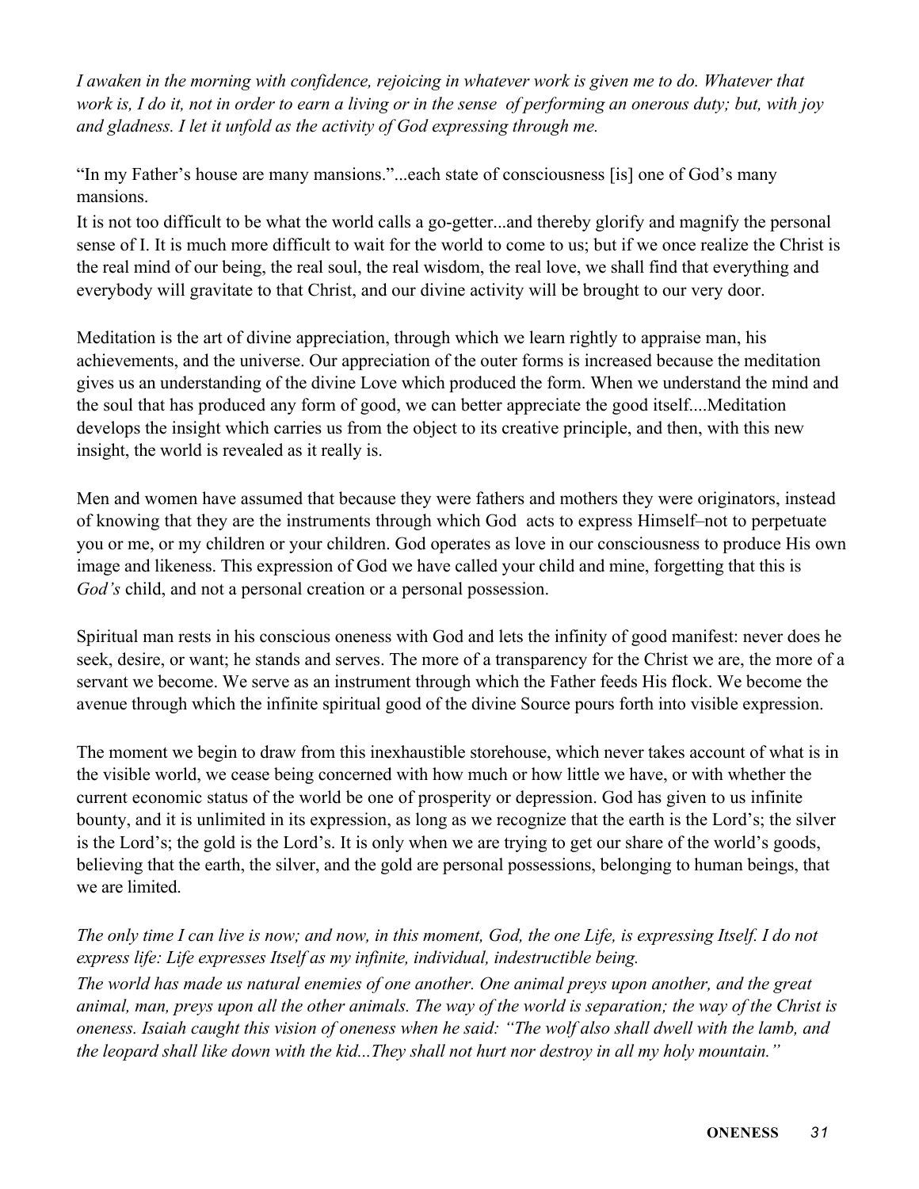*I awaken in the morning with confidence, rejoicing in whatever work is given me to do. Whatever that work is, I do it, not in order to earn a living or in the sense of performing an onerous duty; but, with joy and gladness. I let it unfold as the activity of God expressing through me.*

"In my Father's house are many mansions."...each state of consciousness [is] one of God's many mansions.

It is not too difficult to be what the world calls a go-getter...and thereby glorify and magnify the personal sense of I. It is much more difficult to wait for the world to come to us; but if we once realize the Christ is the real mind of our being, the real soul, the real wisdom, the real love, we shall find that everything and everybody will gravitate to that Christ, and our divine activity will be brought to our very door.

Meditation is the art of divine appreciation, through which we learn rightly to appraise man, his achievements, and the universe. Our appreciation of the outer forms is increased because the meditation gives us an understanding of the divine Love which produced the form. When we understand the mind and the soul that has produced any form of good, we can better appreciate the good itself....Meditation develops the insight which carries us from the object to its creative principle, and then, with this new insight, the world is revealed as it really is.

Men and women have assumed that because they were fathers and mothers they were originators, instead of knowing that they are the instruments through which God acts to express Himself–not to perpetuate you or me, or my children or your children. God operates as love in our consciousness to produce His own image and likeness. This expression of God we have called your child and mine, forgetting that this is *God's* child, and not a personal creation or a personal possession.

Spiritual man rests in his conscious oneness with God and lets the infinity of good manifest: never does he seek, desire, or want; he stands and serves. The more of a transparency for the Christ we are, the more of a servant we become. We serve as an instrument through which the Father feeds His flock. We become the avenue through which the infinite spiritual good of the divine Source pours forth into visible expression.

The moment we begin to draw from this inexhaustible storehouse, which never takes account of what is in the visible world, we cease being concerned with how much or how little we have, or with whether the current economic status of the world be one of prosperity or depression. God has given to us infinite bounty, and it is unlimited in its expression, as long as we recognize that the earth is the Lord's; the silver is the Lord's; the gold is the Lord's. It is only when we are trying to get our share of the world's goods, believing that the earth, the silver, and the gold are personal possessions, belonging to human beings, that we are limited.

*The only time I can live is now; and now, in this moment, God, the one Life, is expressing Itself. I do not express life: Life expresses Itself as my infinite, individual, indestructible being.*

*The world has made us natural enemies of one another. One animal preys upon another, and the great animal, man, preys upon all the other animals. The way of the world is separation; the way of the Christ is oneness. Isaiah caught this vision of oneness when he said: "The wolf also shall dwell with the lamb, and the leopard shall like down with the kid...They shall not hurt nor destroy in all my holy mountain."*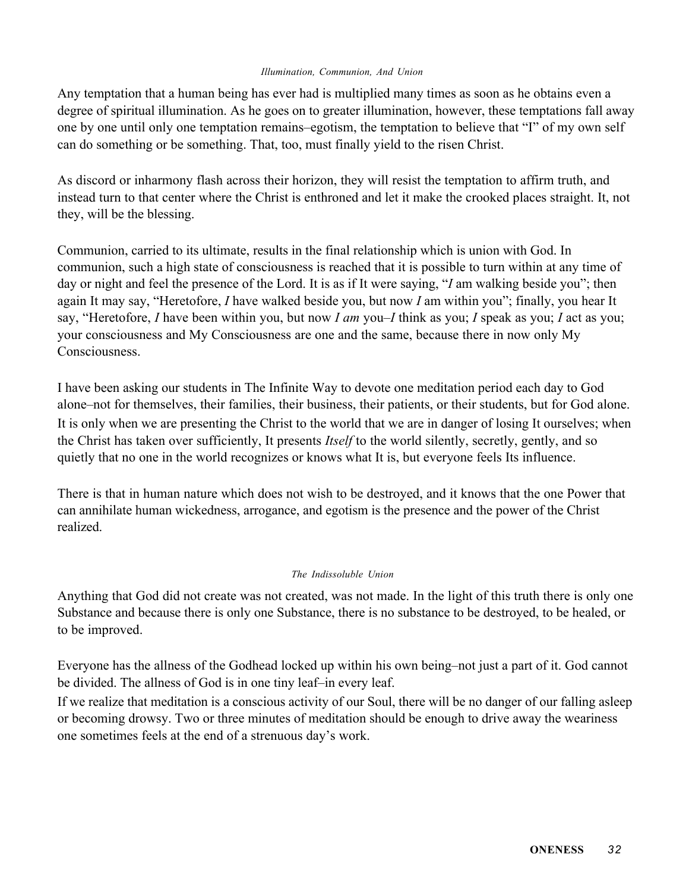### *Illumination, Communion, And Union*

Any temptation that a human being has ever had is multiplied many times as soon as he obtains even a degree of spiritual illumination. As he goes on to greater illumination, however, these temptations fall away one by one until only one temptation remains–egotism, the temptation to believe that "I" of my own self can do something or be something. That, too, must finally yield to the risen Christ.

As discord or inharmony flash across their horizon, they will resist the temptation to affirm truth, and instead turn to that center where the Christ is enthroned and let it make the crooked places straight. It, not they, will be the blessing.

Communion, carried to its ultimate, results in the final relationship which is union with God. In communion, such a high state of consciousness is reached that it is possible to turn within at any time of day or night and feel the presence of the Lord. It is as if It were saying, "*I* am walking beside you"; then again It may say, "Heretofore, *I* have walked beside you, but now *I* am within you"; finally, you hear It say, "Heretofore, *I* have been within you, but now *I am* you–*I* think as you; *I* speak as you; *I* act as you; your consciousness and My Consciousness are one and the same, because there in now only My Consciousness.

I have been asking our students in The Infinite Way to devote one meditation period each day to God alone–not for themselves, their families, their business, their patients, or their students, but for God alone. It is only when we are presenting the Christ to the world that we are in danger of losing It ourselves; when the Christ has taken over sufficiently, It presents *Itself* to the world silently, secretly, gently, and so quietly that no one in the world recognizes or knows what It is, but everyone feels Its influence.

There is that in human nature which does not wish to be destroyed, and it knows that the one Power that can annihilate human wickedness, arrogance, and egotism is the presence and the power of the Christ realized.

### *The Indissoluble Union*

Anything that God did not create was not created, was not made. In the light of this truth there is only one Substance and because there is only one Substance, there is no substance to be destroyed, to be healed, or to be improved.

Everyone has the allness of the Godhead locked up within his own being–not just a part of it. God cannot be divided. The allness of God is in one tiny leaf–in every leaf.

If we realize that meditation is a conscious activity of our Soul, there will be no danger of our falling asleep or becoming drowsy. Two or three minutes of meditation should be enough to drive away the weariness one sometimes feels at the end of a strenuous day's work.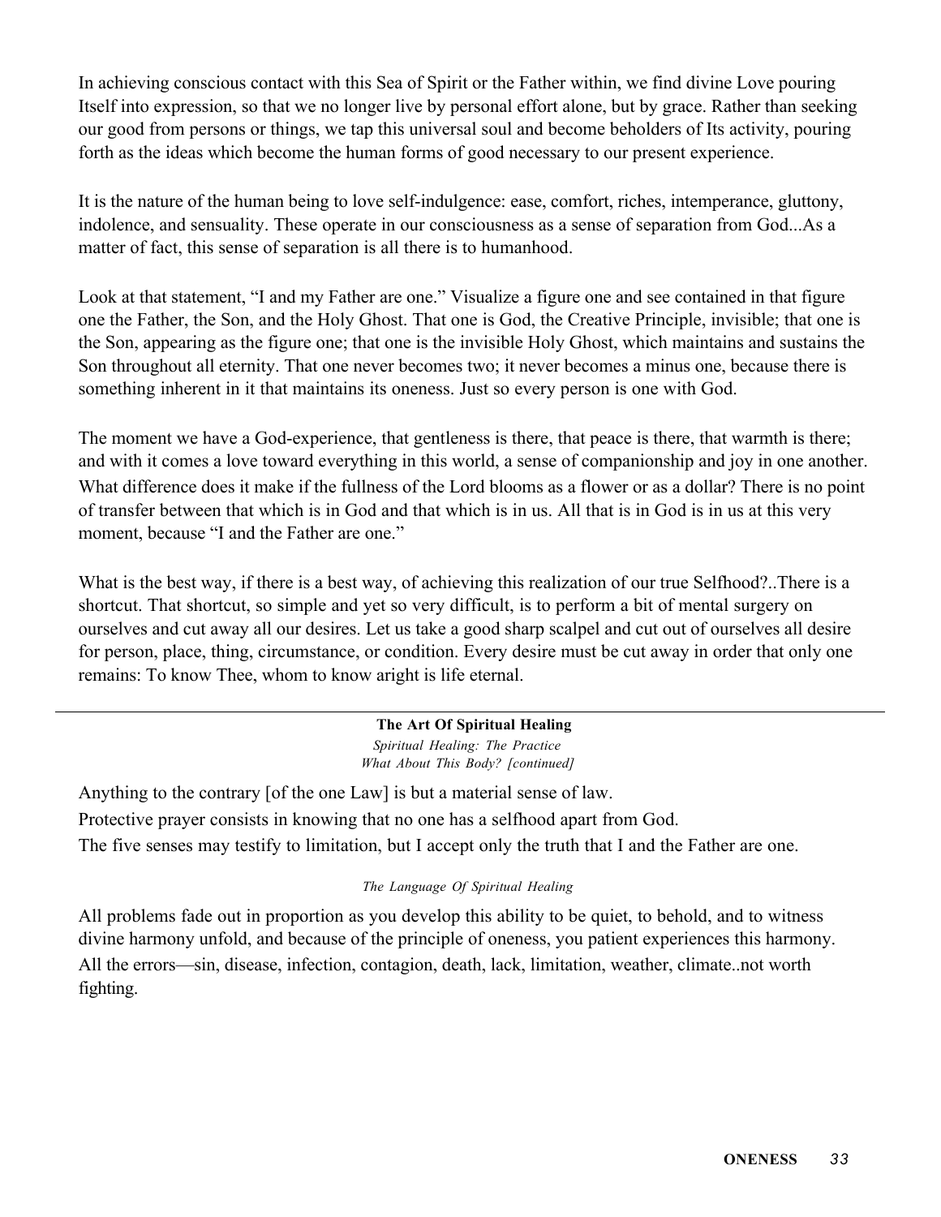In achieving conscious contact with this Sea of Spirit or the Father within, we find divine Love pouring Itself into expression, so that we no longer live by personal effort alone, but by grace. Rather than seeking our good from persons or things, we tap this universal soul and become beholders of Its activity, pouring forth as the ideas which become the human forms of good necessary to our present experience.

It is the nature of the human being to love self-indulgence: ease, comfort, riches, intemperance, gluttony, indolence, and sensuality. These operate in our consciousness as a sense of separation from God...As a matter of fact, this sense of separation is all there is to humanhood.

Look at that statement, "I and my Father are one." Visualize a figure one and see contained in that figure one the Father, the Son, and the Holy Ghost. That one is God, the Creative Principle, invisible; that one is the Son, appearing as the figure one; that one is the invisible Holy Ghost, which maintains and sustains the Son throughout all eternity. That one never becomes two; it never becomes a minus one, because there is something inherent in it that maintains its oneness. Just so every person is one with God.

The moment we have a God-experience, that gentleness is there, that peace is there, that warmth is there; and with it comes a love toward everything in this world, a sense of companionship and joy in one another. What difference does it make if the fullness of the Lord blooms as a flower or as a dollar? There is no point of transfer between that which is in God and that which is in us. All that is in God is in us at this very moment, because "I and the Father are one."

What is the best way, if there is a best way, of achieving this realization of our true Selfhood?..There is a shortcut. That shortcut, so simple and yet so very difficult, is to perform a bit of mental surgery on ourselves and cut away all our desires. Let us take a good sharp scalpel and cut out of ourselves all desire for person, place, thing, circumstance, or condition. Every desire must be cut away in order that only one remains: To know Thee, whom to know aright is life eternal.

---

**The Art Of Spiritual Healing**

*Spiritual Healing: The Practice*

*What About This Body? [continued]*

Anything to the contrary [of the one Law] is but a material sense of law.

Protective prayer consists in knowing that no one has a selfhood apart from God.

The five senses may testify to limitation, but I accept only the truth that I and the Father are one.

*The Language Of Spiritual Healing*

All problems fade out in proportion as you develop this ability to be quiet, to behold, and to witness divine harmony unfold, and because of the principle of oneness, you patient experiences this harmony.

All the errors—sin, disease, infection, contagion, death, lack, limitation, weather, climate..not worth fighting.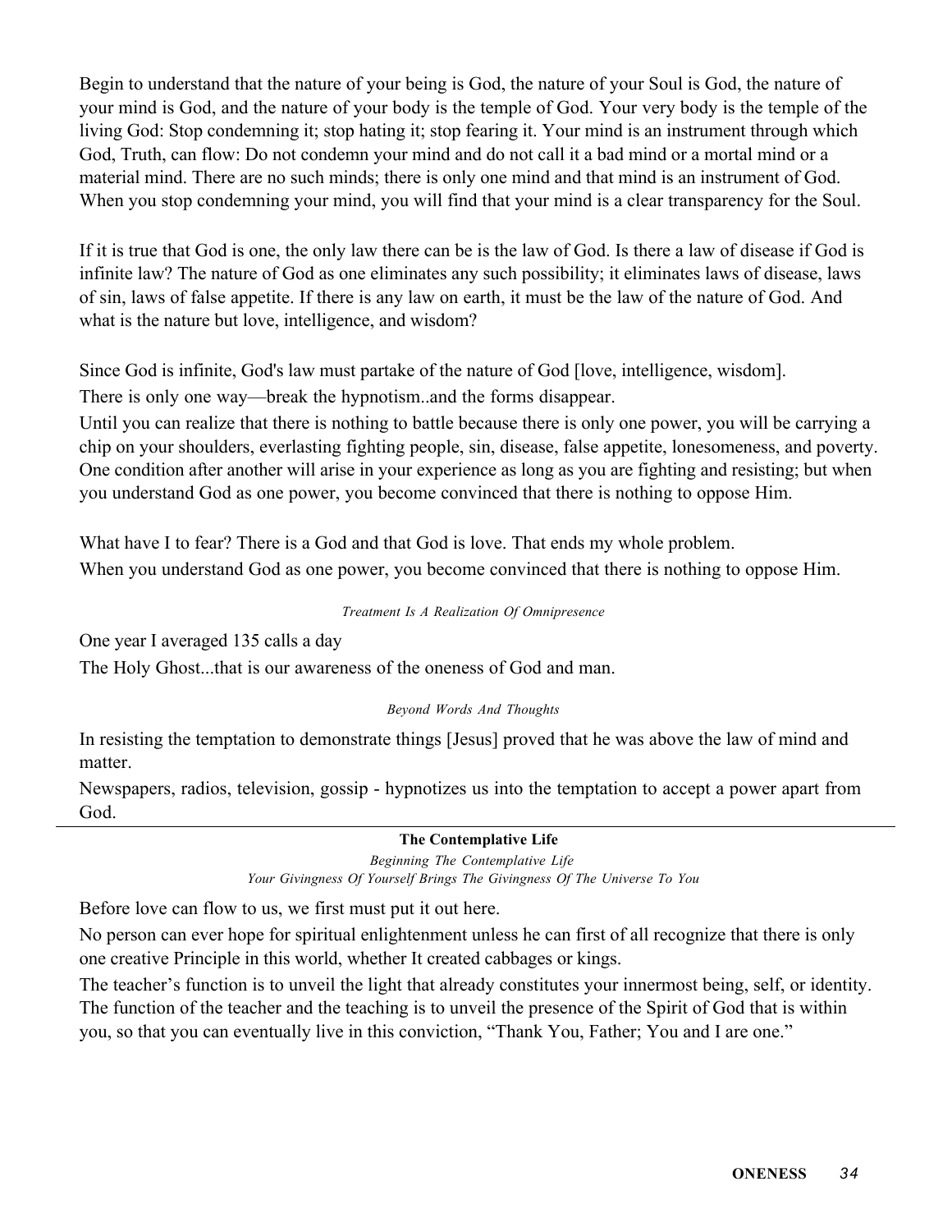Begin to understand that the nature of your being is God, the nature of your Soul is God, the nature of your mind is God, and the nature of your body is the temple of God. Your very body is the temple of the living God: Stop condemning it; stop hating it; stop fearing it. Your mind is an instrument through which God, Truth, can flow: Do not condemn your mind and do not call it a bad mind or a mortal mind or a material mind. There are no such minds; there is only one mind and that mind is an instrument of God. When you stop condemning your mind, you will find that your mind is a clear transparency for the Soul.

If it is true that God is one, the only law there can be is the law of God. Is there a law of disease if God is infinite law? The nature of God as one eliminates any such possibility; it eliminates laws of disease, laws of sin, laws of false appetite. If there is any law on earth, it must be the law of the nature of God. And what is the nature but love, intelligence, and wisdom?

Since God is infinite, God's law must partake of the nature of God [love, intelligence, wisdom].

There is only one way—break the hypnotism..and the forms disappear.

Until you can realize that there is nothing to battle because there is only one power, you will be carrying a chip on your shoulders, everlasting fighting people, sin, disease, false appetite, lonesomeness, and poverty. One condition after another will arise in your experience as long as you are fighting and resisting; but when you understand God as one power, you become convinced that there is nothing to oppose Him.

What have I to fear? There is a God and that God is love. That ends my whole problem.

When you understand God as one power, you become convinced that there is nothing to oppose Him.

*Treatment Is A Realization Of Omnipresence*

One year I averaged 135 calls a day

The Holy Ghost...that is our awareness of the oneness of God and man.

*Beyond Words And Thoughts*

In resisting the temptation to demonstrate things [Jesus] proved that he was above the law of mind and matter.

Newspapers, radios, television, gossip - hypnotizes us into the temptation to accept a power apart from God.

---

**The Contemplative Life**

*Beginning The Contemplative Life*

*Your Givingness Of Yourself Brings The Givingness Of The Universe To You*

Before love can flow to us, we first must put it out here.

No person can ever hope for spiritual enlightenment unless he can first of all recognize that there is only one creative Principle in this world, whether It created cabbages or kings.

The teacher’s function is to unveil the light that already constitutes your innermost being, self, or identity. The function of the teacher and the teaching is to unveil the presence of the Spirit of God that is within you, so that you can eventually live in this conviction, “Thank You, Father; You and I are one.”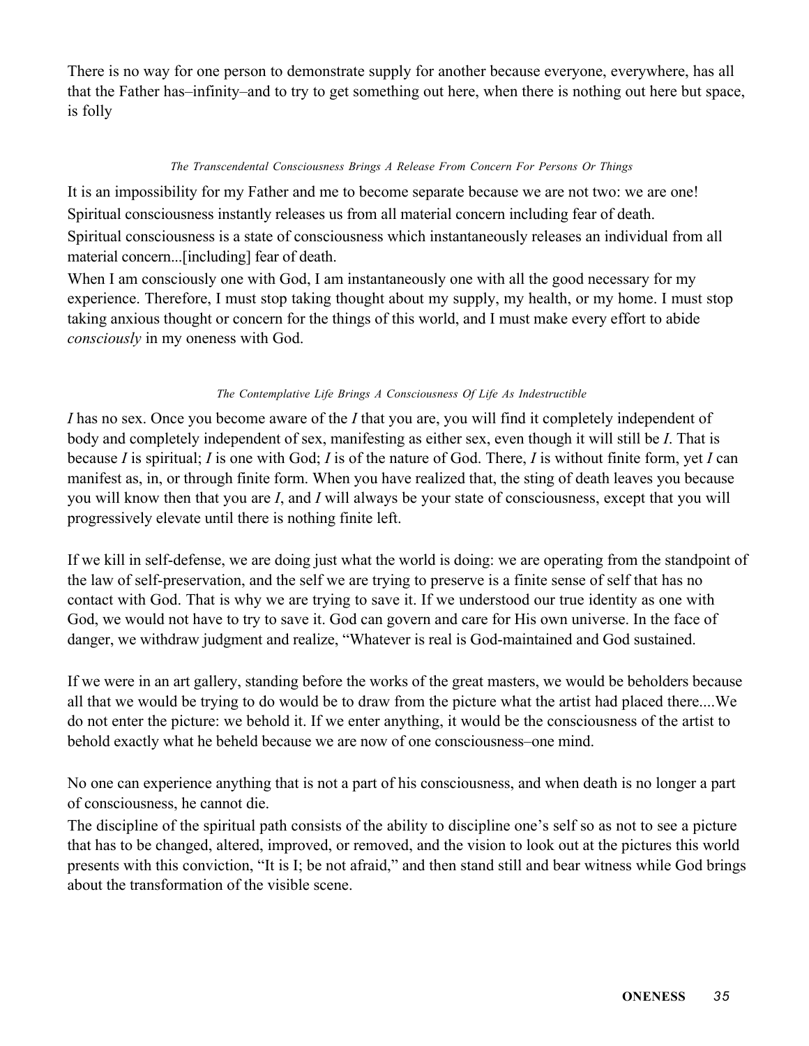There is no way for one person to demonstrate supply for another because everyone, everywhere, has all that the Father has–infinity–and to try to get something out here, when there is nothing out here but space, is folly

###### *The Transcendental Consciousness Brings A Release From Concern For Persons Or Things*

It is an impossibility for my Father and me to become separate because we are not two: we are one!

Spiritual consciousness instantly releases us from all material concern including fear of death.

Spiritual consciousness is a state of consciousness which instantaneously releases an individual from all material concern...[including] fear of death.

When I am consciously one with God, I am instantaneously one with all the good necessary for my experience. Therefore, I must stop taking thought about my supply, my health, or my home. I must stop taking anxious thought or concern for the things of this world, and I must make every effort to abide *consciously* in my oneness with God.

###### *The Contemplative Life Brings A Consciousness Of Life As Indestructible*

*I* has no sex. Once you become aware of the *I* that you are, you will find it completely independent of body and completely independent of sex, manifesting as either sex, even though it will still be *I*. That is because *I* is spiritual; *I* is one with God; *I* is of the nature of God. There, *I* is without finite form, yet *I* can manifest as, in, or through finite form. When you have realized that, the sting of death leaves you because you will know then that you are *I*, and *I* will always be your state of consciousness, except that you will progressively elevate until there is nothing finite left.

If we kill in self-defense, we are doing just what the world is doing: we are operating from the standpoint of the law of self-preservation, and the self we are trying to preserve is a finite sense of self that has no contact with God. That is why we are trying to save it. If we understood our true identity as one with God, we would not have to try to save it. God can govern and care for His own universe. In the face of danger, we withdraw judgment and realize, "Whatever is real is God-maintained and God sustained.

If we were in an art gallery, standing before the works of the great masters, we would be beholders because all that we would be trying to do would be to draw from the picture what the artist had placed there....We do not enter the picture: we behold it. If we enter anything, it would be the consciousness of the artist to behold exactly what he beheld because we are now of one consciousness–one mind.

No one can experience anything that is not a part of his consciousness, and when death is no longer a part of consciousness, he cannot die.

The discipline of the spiritual path consists of the ability to discipline one's self so as not to see a picture that has to be changed, altered, improved, or removed, and the vision to look out at the pictures this world presents with this conviction, "It is I; be not afraid," and then stand still and bear witness while God brings about the transformation of the visible scene.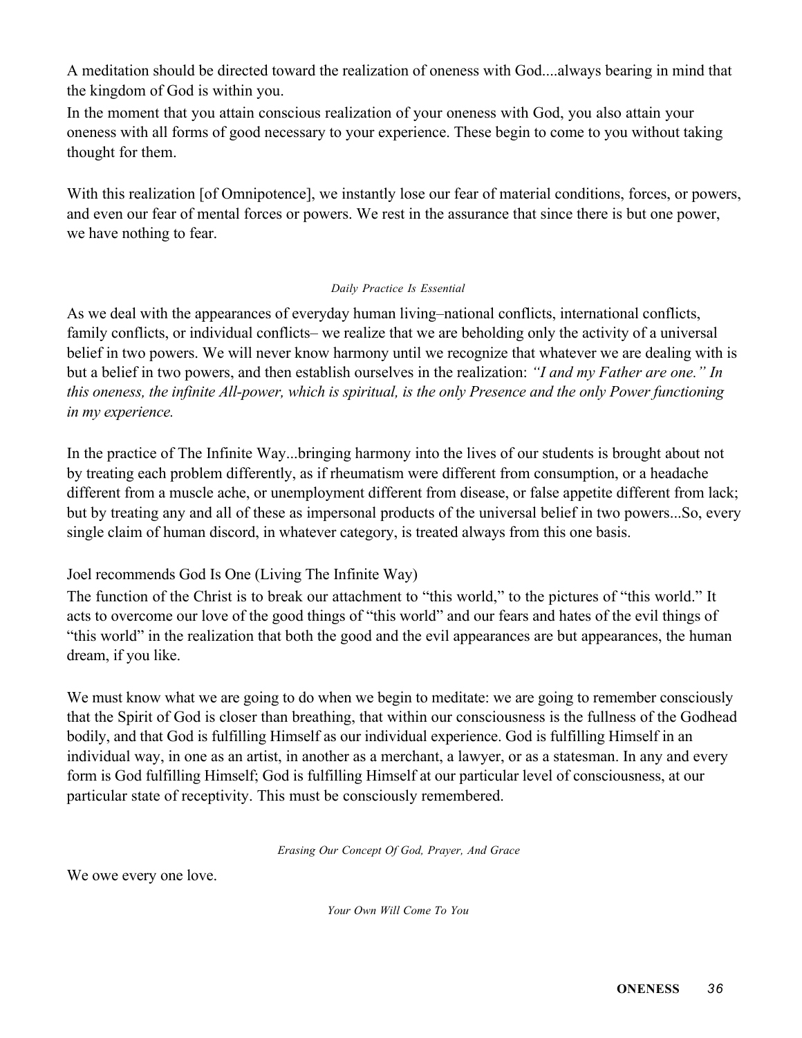A meditation should be directed toward the realization of oneness with God....always bearing in mind that the kingdom of God is within you.

In the moment that you attain conscious realization of your oneness with God, you also attain your oneness with all forms of good necessary to your experience. These begin to come to you without taking thought for them.

With this realization [of Omnipotence], we instantly lose our fear of material conditions, forces, or powers, and even our fear of mental forces or powers. We rest in the assurance that since there is but one power, we have nothing to fear.

*Daily Practice Is Essential*

As we deal with the appearances of everyday human living–national conflicts, international conflicts, family conflicts, or individual conflicts– we realize that we are beholding only the activity of a universal belief in two powers. We will never know harmony until we recognize that whatever we are dealing with is but a belief in two powers, and then establish ourselves in the realization: *"I and my Father are one." In this oneness, the infinite All-power, which is spiritual, is the only Presence and the only Power functioning in my experience.*

In the practice of The Infinite Way...bringing harmony into the lives of our students is brought about not by treating each problem differently, as if rheumatism were different from consumption, or a headache different from a muscle ache, or unemployment different from disease, or false appetite different from lack; but by treating any and all of these as impersonal products of the universal belief in two powers...So, every single claim of human discord, in whatever category, is treated always from this one basis.

Joel recommends God Is One (Living The Infinite Way)

The function of the Christ is to break our attachment to "this world," to the pictures of "this world." It acts to overcome our love of the good things of "this world" and our fears and hates of the evil things of "this world" in the realization that both the good and the evil appearances are but appearances, the human dream, if you like.

We must know what we are going to do when we begin to meditate: we are going to remember consciously that the Spirit of God is closer than breathing, that within our consciousness is the fullness of the Godhead bodily, and that God is fulfilling Himself as our individual experience. God is fulfilling Himself in an individual way, in one as an artist, in another as a merchant, a lawyer, or as a statesman. In any and every form is God fulfilling Himself; God is fulfilling Himself at our particular level of consciousness, at our particular state of receptivity. This must be consciously remembered.

*Erasing Our Concept Of God, Prayer, And Grace*

We owe every one love.

*Your Own Will Come To You*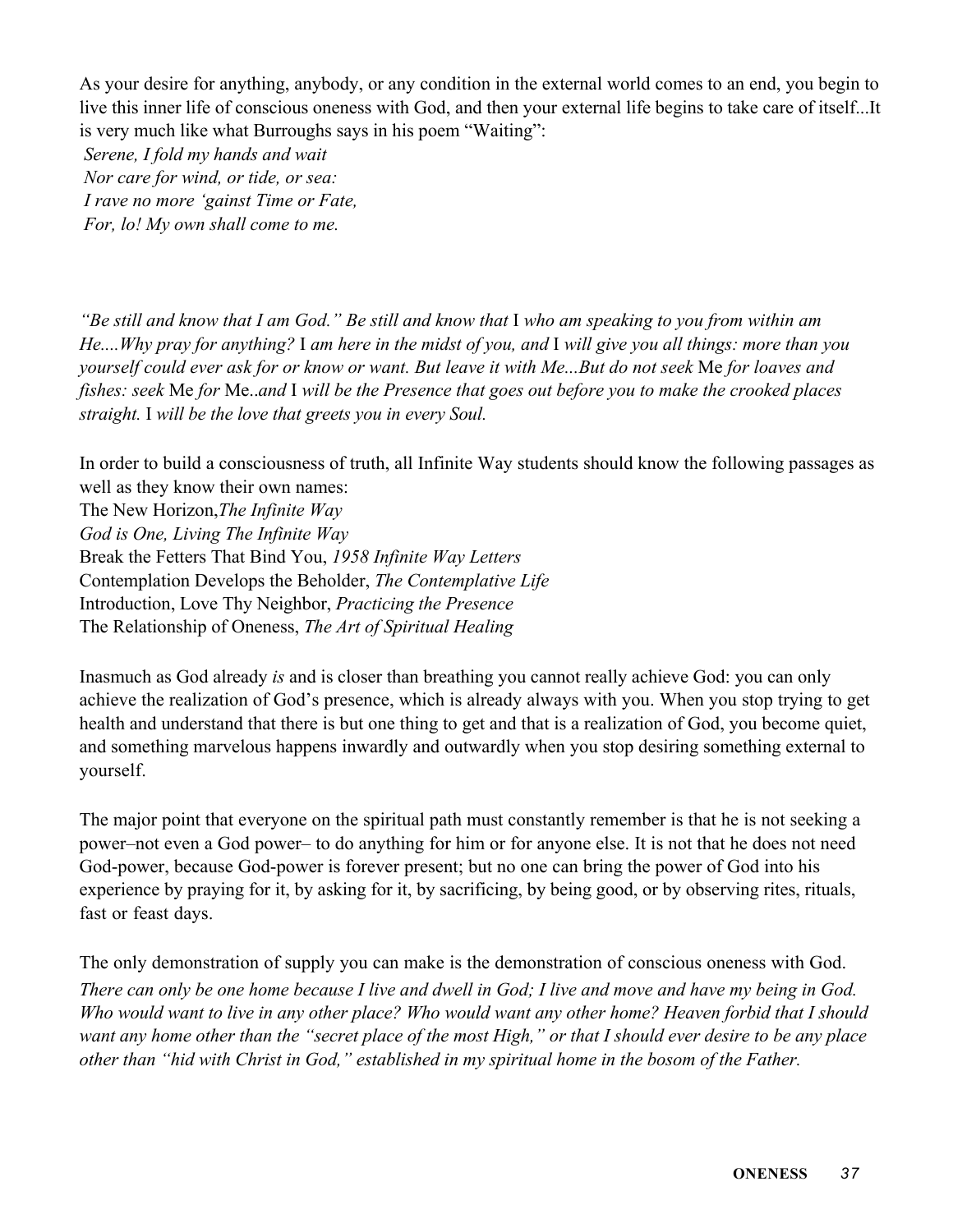As your desire for anything, anybody, or any condition in the external world comes to an end, you begin to live this inner life of conscious oneness with God, and then your external life begins to take care of itself...It is very much like what Burroughs says in his poem "Waiting":

*Serene, I fold my hands and wait*
*Nor care for wind, or tide, or sea:*
*I rave no more 'gainst Time or Fate,*
*For, lo! My own shall come to me.*

*"Be still and know that I am God." Be still and know that* I *who am speaking to you from within am He....Why pray for anything?* I *am here in the midst of you, and* I *will give you all things: more than you yourself could ever ask for or know or want. But leave it with Me...But do not seek* Me *for loaves and fishes: seek* Me *for* Me*..and* I *will be the Presence that goes out before you to make the crooked places straight.* I *will be the love that greets you in every Soul.*

In order to build a consciousness of truth, all Infinite Way students should know the following passages as well as they know their own names:

The New Horizon,*The Infinite Way*
*God is One, Living The Infinite Way*
Break the Fetters That Bind You, *1958 Infinite Way Letters*
Contemplation Develops the Beholder, *The Contemplative Life*
Introduction, Love Thy Neighbor, *Practicing the Presence*
The Relationship of Oneness, *The Art of Spiritual Healing*

Inasmuch as God already *is* and is closer than breathing you cannot really achieve God: you can only achieve the realization of God's presence, which is already always with you. When you stop trying to get health and understand that there is but one thing to get and that is a realization of God, you become quiet, and something marvelous happens inwardly and outwardly when you stop desiring something external to yourself.

The major point that everyone on the spiritual path must constantly remember is that he is not seeking a power–not even a God power– to do anything for him or for anyone else. It is not that he does not need God-power, because God-power is forever present; but no one can bring the power of God into his experience by praying for it, by asking for it, by sacrificing, by being good, or by observing rites, rituals, fast or feast days.

The only demonstration of supply you can make is the demonstration of conscious oneness with God.
*There can only be one home because I live and dwell in God; I live and move and have my being in God. Who would want to live in any other place? Who would want any other home? Heaven forbid that I should want any home other than the "secret place of the most High," or that I should ever desire to be any place other than "hid with Christ in God," established in my spiritual home in the bosom of the Father.*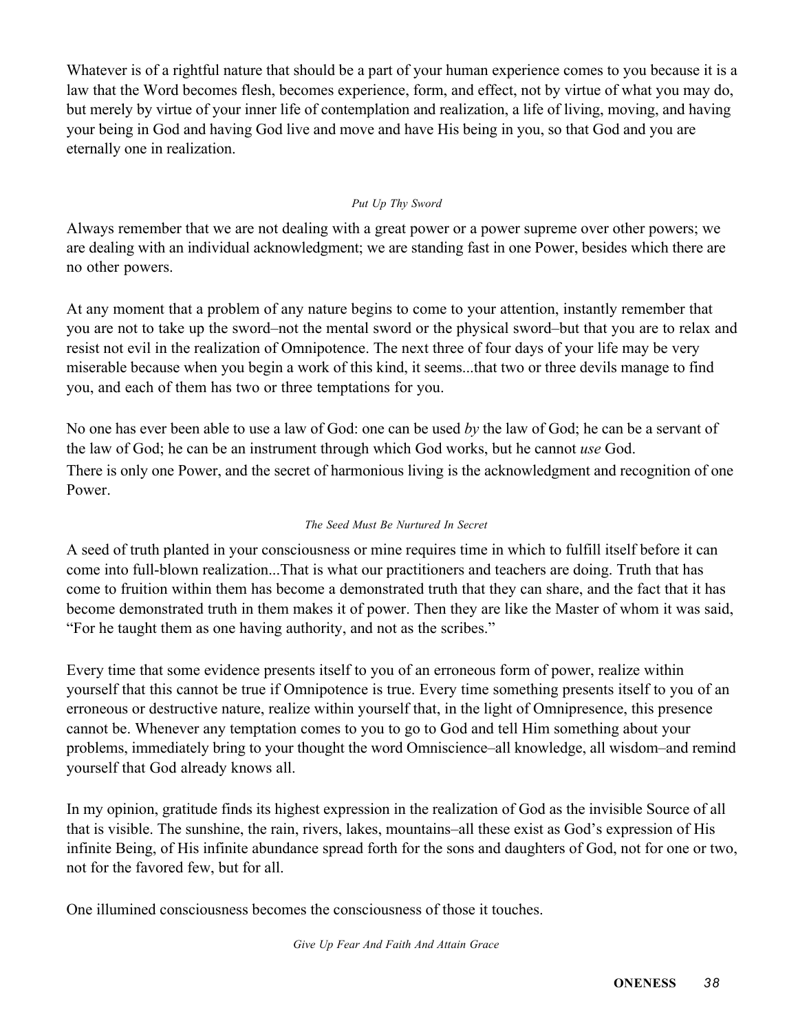Whatever is of a rightful nature that should be a part of your human experience comes to you because it is a law that the Word becomes flesh, becomes experience, form, and effect, not by virtue of what you may do, but merely by virtue of your inner life of contemplation and realization, a life of living, moving, and having your being in God and having God live and move and have His being in you, so that God and you are eternally one in realization.

*Put Up Thy Sword*

Always remember that we are not dealing with a great power or a power supreme over other powers; we are dealing with an individual acknowledgment; we are standing fast in one Power, besides which there are no other powers.

At any moment that a problem of any nature begins to come to your attention, instantly remember that you are not to take up the sword–not the mental sword or the physical sword–but that you are to relax and resist not evil in the realization of Omnipotence. The next three of four days of your life may be very miserable because when you begin a work of this kind, it seems...that two or three devils manage to find you, and each of them has two or three temptations for you.

No one has ever been able to use a law of God: one can be used *by* the law of God; he can be a servant of the law of God; he can be an instrument through which God works, but he cannot *use* God.
There is only one Power, and the secret of harmonious living is the acknowledgment and recognition of one Power.

*The Seed Must Be Nurtured In Secret*

A seed of truth planted in your consciousness or mine requires time in which to fulfill itself before it can come into full-blown realization...That is what our practitioners and teachers are doing. Truth that has come to fruition within them has become a demonstrated truth that they can share, and the fact that it has become demonstrated truth in them makes it of power. Then they are like the Master of whom it was said, "For he taught them as one having authority, and not as the scribes."

Every time that some evidence presents itself to you of an erroneous form of power, realize within yourself that this cannot be true if Omnipotence is true. Every time something presents itself to you of an erroneous or destructive nature, realize within yourself that, in the light of Omnipresence, this presence cannot be. Whenever any temptation comes to you to go to God and tell Him something about your problems, immediately bring to your thought the word Omniscience–all knowledge, all wisdom–and remind yourself that God already knows all.

In my opinion, gratitude finds its highest expression in the realization of God as the invisible Source of all that is visible. The sunshine, the rain, rivers, lakes, mountains–all these exist as God's expression of His infinite Being, of His infinite abundance spread forth for the sons and daughters of God, not for one or two, not for the favored few, but for all.

One illumined consciousness becomes the consciousness of those it touches.

*Give Up Fear And Faith And Attain Grace*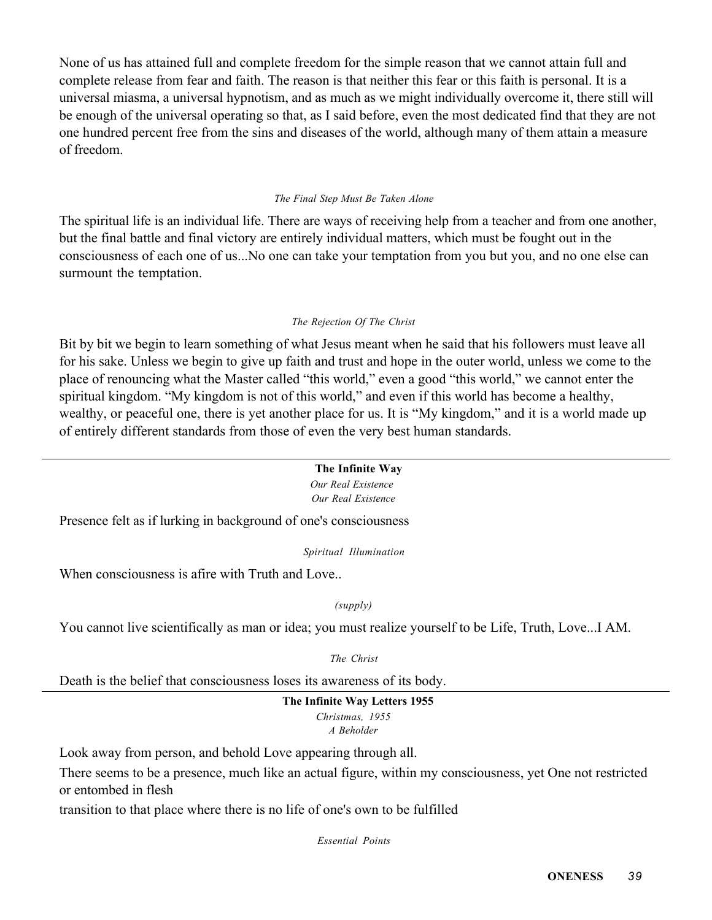None of us has attained full and complete freedom for the simple reason that we cannot attain full and complete release from fear and faith. The reason is that neither this fear or this faith is personal. It is a universal miasma, a universal hypnotism, and as much as we might individually overcome it, there still will be enough of the universal operating so that, as I said before, even the most dedicated find that they are not one hundred percent free from the sins and diseases of the world, although many of them attain a measure of freedom.

*The Final Step Must Be Taken Alone*

The spiritual life is an individual life. There are ways of receiving help from a teacher and from one another, but the final battle and final victory are entirely individual matters, which must be fought out in the consciousness of each one of us...No one can take your temptation from you but you, and no one else can surmount the temptation.

*The Rejection Of The Christ*

Bit by bit we begin to learn something of what Jesus meant when he said that his followers must leave all for his sake. Unless we begin to give up faith and trust and hope in the outer world, unless we come to the place of renouncing what the Master called "this world," even a good "this world," we cannot enter the spiritual kingdom. "My kingdom is not of this world," and even if this world has become a healthy, wealthy, or peaceful one, there is yet another place for us. It is "My kingdom," and it is a world made up of entirely different standards from those of even the very best human standards.

---

**The Infinite Way**

*Our Real Existence*

*Our Real Existence*

Presence felt as if lurking in background of one's consciousness

*Spiritual Illumination*

When consciousness is afire with Truth and Love..

*(supply)*

You cannot live scientifically as man or idea; you must realize yourself to be Life, Truth, Love...I AM.

*The Christ*

Death is the belief that consciousness loses its awareness of its body.

---

**The Infinite Way Letters 1955**

*Christmas, 1955*

*A Beholder*

Look away from person, and behold Love appearing through all.

There seems to be a presence, much like an actual figure, within my consciousness, yet One not restricted or entombed in flesh

transition to that place where there is no life of one's own to be fulfilled

*Essential Points*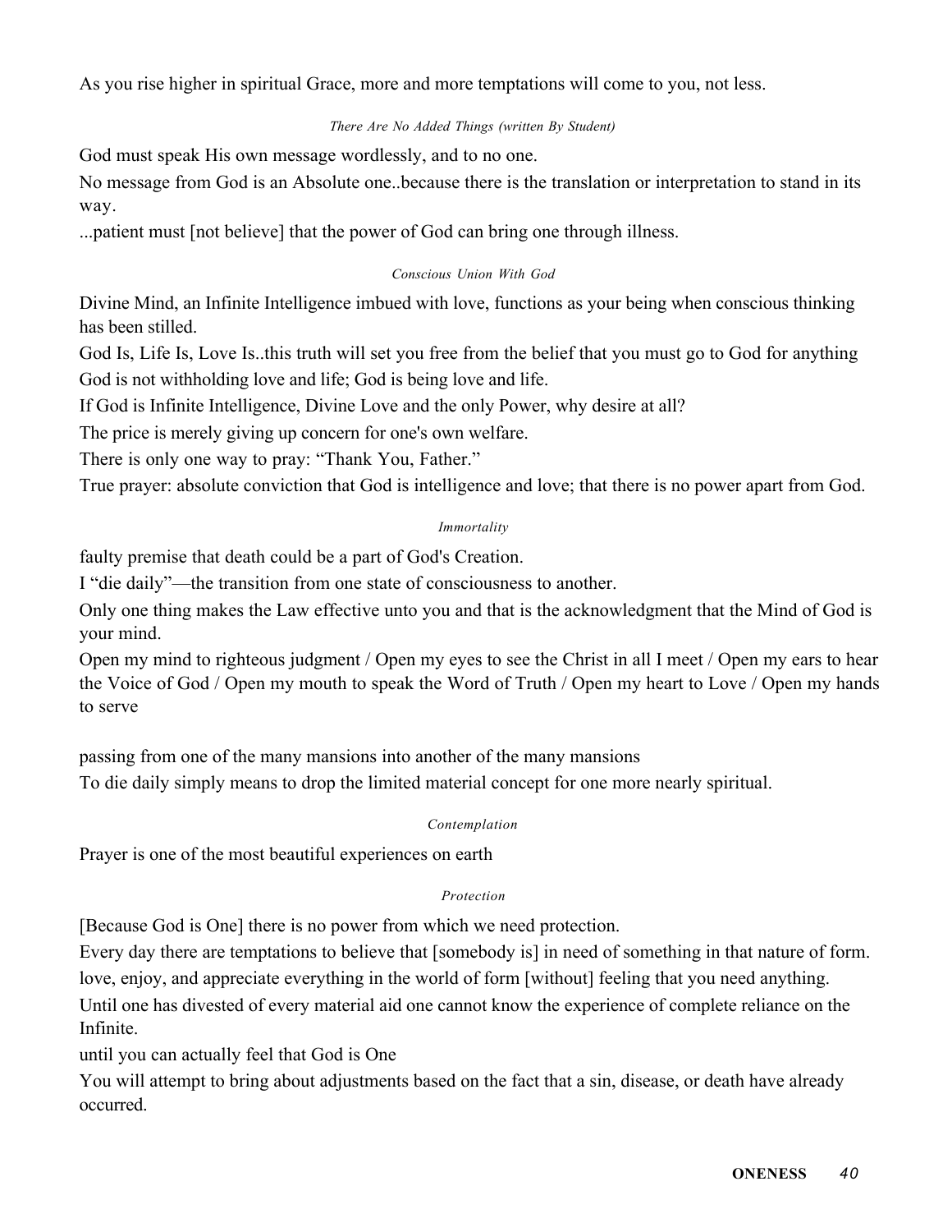As you rise higher in spiritual Grace, more and more temptations will come to you, not less.

*There Are No Added Things (written By Student)*

God must speak His own message wordlessly, and to no one.

No message from God is an Absolute one..because there is the translation or interpretation to stand in its way.

...patient must [not believe] that the power of God can bring one through illness.

*Conscious Union With God*

Divine Mind, an Infinite Intelligence imbued with love, functions as your being when conscious thinking has been stilled.

God Is, Life Is, Love Is..this truth will set you free from the belief that you must go to God for anything

God is not withholding love and life; God is being love and life.

If God is Infinite Intelligence, Divine Love and the only Power, why desire at all?

The price is merely giving up concern for one's own welfare.

There is only one way to pray: "Thank You, Father."

True prayer: absolute conviction that God is intelligence and love; that there is no power apart from God.

*Immortality*

faulty premise that death could be a part of God's Creation.

I "die daily"—the transition from one state of consciousness to another.

Only one thing makes the Law effective unto you and that is the acknowledgment that the Mind of God is your mind.

Open my mind to righteous judgment / Open my eyes to see the Christ in all I meet / Open my ears to hear the Voice of God / Open my mouth to speak the Word of Truth / Open my heart to Love / Open my hands to serve

passing from one of the many mansions into another of the many mansions

To die daily simply means to drop the limited material concept for one more nearly spiritual.

*Contemplation*

Prayer is one of the most beautiful experiences on earth

*Protection*

[Because God is One] there is no power from which we need protection.

Every day there are temptations to believe that [somebody is] in need of something in that nature of form.

love, enjoy, and appreciate everything in the world of form [without] feeling that you need anything.

Until one has divested of every material aid one cannot know the experience of complete reliance on the Infinite.

until you can actually feel that God is One

You will attempt to bring about adjustments based on the fact that a sin, disease, or death have already occurred.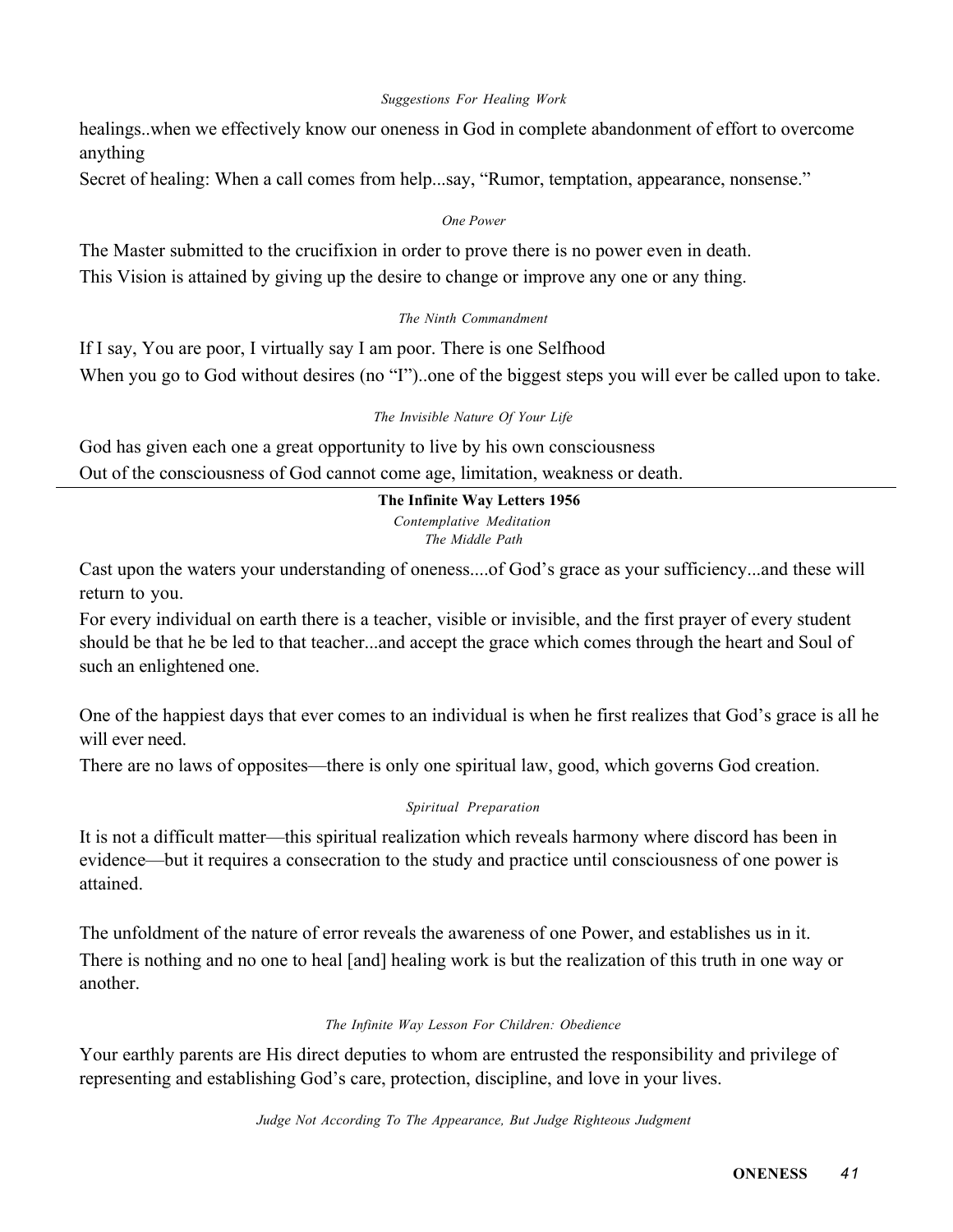*Suggestions For Healing Work*

healings..when we effectively know our oneness in God in complete abandonment of effort to overcome anything

Secret of healing: When a call comes from help...say, “Rumor, temptation, appearance, nonsense.”

*One Power*

The Master submitted to the crucifixion in order to prove there is no power even in death.

This Vision is attained by giving up the desire to change or improve any one or any thing.

*The Ninth Commandment*

If I say, You are poor, I virtually say I am poor. There is one Selfhood

When you go to God without desires (no “I”)..one of the biggest steps you will ever be called upon to take.

*The Invisible Nature Of Your Life*

God has given each one a great opportunity to live by his own consciousness

Out of the consciousness of God cannot come age, limitation, weakness or death.

---

**The Infinite Way Letters 1956**

*Contemplative Meditation*

*The Middle Path*

Cast upon the waters your understanding of oneness....of God’s grace as your sufficiency...and these will return to you.

For every individual on earth there is a teacher, visible or invisible, and the first prayer of every student should be that he be led to that teacher...and accept the grace which comes through the heart and Soul of such an enlightened one.

One of the happiest days that ever comes to an individual is when he first realizes that God’s grace is all he will ever need.

There are no laws of opposites—there is only one spiritual law, good, which governs God creation.

*Spiritual Preparation*

It is not a difficult matter—this spiritual realization which reveals harmony where discord has been in evidence—but it requires a consecration to the study and practice until consciousness of one power is attained.

The unfoldment of the nature of error reveals the awareness of one Power, and establishes us in it.

There is nothing and no one to heal [and] healing work is but the realization of this truth in one way or another.

*The Infinite Way Lesson For Children: Obedience*

Your earthly parents are His direct deputies to whom are entrusted the responsibility and privilege of representing and establishing God’s care, protection, discipline, and love in your lives.

*Judge Not According To The Appearance, But Judge Righteous Judgment*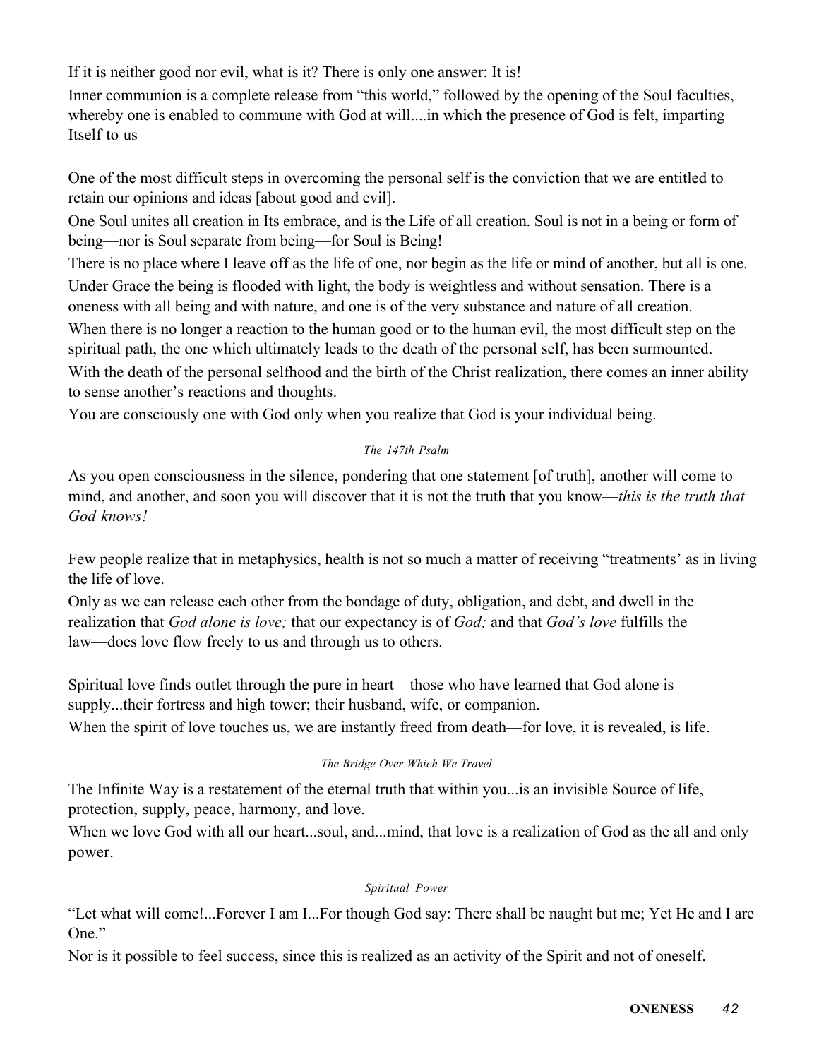If it is neither good nor evil, what is it? There is only one answer: It is!

Inner communion is a complete release from "this world," followed by the opening of the Soul faculties, whereby one is enabled to commune with God at will....in which the presence of God is felt, imparting Itself to us

One of the most difficult steps in overcoming the personal self is the conviction that we are entitled to retain our opinions and ideas [about good and evil].

One Soul unites all creation in Its embrace, and is the Life of all creation. Soul is not in a being or form of being—nor is Soul separate from being—for Soul is Being!

There is no place where I leave off as the life of one, nor begin as the life or mind of another, but all is one.

Under Grace the being is flooded with light, the body is weightless and without sensation. There is a oneness with all being and with nature, and one is of the very substance and nature of all creation.

When there is no longer a reaction to the human good or to the human evil, the most difficult step on the spiritual path, the one which ultimately leads to the death of the personal self, has been surmounted.

With the death of the personal selfhood and the birth of the Christ realization, there comes an inner ability to sense another's reactions and thoughts.

You are consciously one with God only when you realize that God is your individual being.

*The 147th Psalm*

As you open consciousness in the silence, pondering that one statement [of truth], another will come to mind, and another, and soon you will discover that it is not the truth that you know—*this is the truth that God knows!*

Few people realize that in metaphysics, health is not so much a matter of receiving "treatments' as in living the life of love.

Only as we can release each other from the bondage of duty, obligation, and debt, and dwell in the realization that *God alone is love;* that our expectancy is of *God;* and that *God's love* fulfills the law—does love flow freely to us and through us to others.

Spiritual love finds outlet through the pure in heart—those who have learned that God alone is supply...their fortress and high tower; their husband, wife, or companion.

When the spirit of love touches us, we are instantly freed from death—for love, it is revealed, is life.

*The Bridge Over Which We Travel*

The Infinite Way is a restatement of the eternal truth that within you...is an invisible Source of life, protection, supply, peace, harmony, and love.

When we love God with all our heart...soul, and...mind, that love is a realization of God as the all and only power.

*Spiritual Power*

"Let what will come!...Forever I am I...For though God say: There shall be naught but me; Yet He and I are One."

Nor is it possible to feel success, since this is realized as an activity of the Spirit and not of oneself.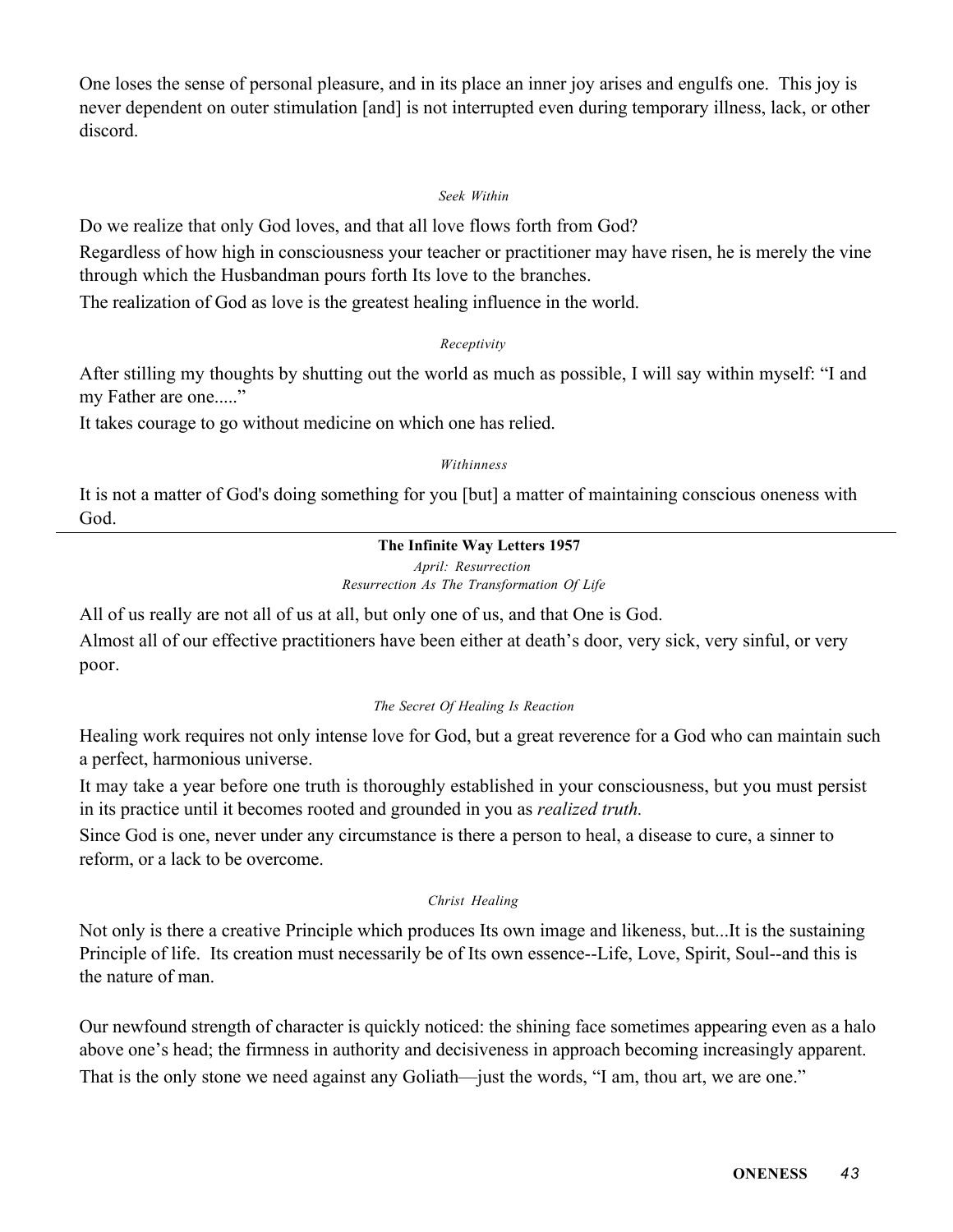One loses the sense of personal pleasure, and in its place an inner joy arises and engulfs one. This joy is never dependent on outer stimulation [and] is not interrupted even during temporary illness, lack, or other discord.

*Seek Within*

Do we realize that only God loves, and that all love flows forth from God?

Regardless of how high in consciousness your teacher or practitioner may have risen, he is merely the vine through which the Husbandman pours forth Its love to the branches.

The realization of God as love is the greatest healing influence in the world.

*Receptivity*

After stilling my thoughts by shutting out the world as much as possible, I will say within myself: "I and my Father are one....."

It takes courage to go without medicine on which one has relied.

*Withinness*

It is not a matter of God's doing something for you [but] a matter of maintaining conscious oneness with God.

---

**The Infinite Way Letters 1957**

*April: Resurrection*
*Resurrection As The Transformation Of Life*

All of us really are not all of us at all, but only one of us, and that One is God.

Almost all of our effective practitioners have been either at death's door, very sick, very sinful, or very poor.

*The Secret Of Healing Is Reaction*

Healing work requires not only intense love for God, but a great reverence for a God who can maintain such a perfect, harmonious universe.

It may take a year before one truth is thoroughly established in your consciousness, but you must persist in its practice until it becomes rooted and grounded in you as *realized truth.*

Since God is one, never under any circumstance is there a person to heal, a disease to cure, a sinner to reform, or a lack to be overcome.

*Christ Healing*

Not only is there a creative Principle which produces Its own image and likeness, but...It is the sustaining Principle of life. Its creation must necessarily be of Its own essence--Life, Love, Spirit, Soul--and this is the nature of man.

Our newfound strength of character is quickly noticed: the shining face sometimes appearing even as a halo above one's head; the firmness in authority and decisiveness in approach becoming increasingly apparent.

That is the only stone we need against any Goliath—just the words, "I am, thou art, we are one."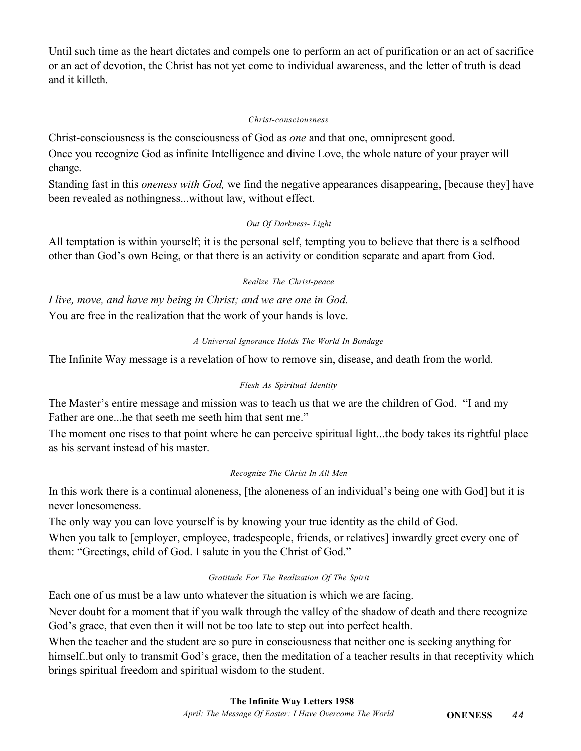Until such time as the heart dictates and compels one to perform an act of purification or an act of sacrifice or an act of devotion, the Christ has not yet come to individual awareness, and the letter of truth is dead and it killeth.

*Christ-consciousness*

Christ-consciousness is the consciousness of God as *one* and that one, omnipresent good.

Once you recognize God as infinite Intelligence and divine Love, the whole nature of your prayer will change.

Standing fast in this *oneness with God,* we find the negative appearances disappearing, [because they] have been revealed as nothingness...without law, without effect.

*Out Of Darkness- Light*

All temptation is within yourself; it is the personal self, tempting you to believe that there is a selfhood other than God's own Being, or that there is an activity or condition separate and apart from God.

*Realize The Christ-peace*

*I live, move, and have my being in Christ; and we are one in God.*

You are free in the realization that the work of your hands is love.

*A Universal Ignorance Holds The World In Bondage*

The Infinite Way message is a revelation of how to remove sin, disease, and death from the world.

*Flesh As Spiritual Identity*

The Master's entire message and mission was to teach us that we are the children of God. "I and my Father are one...he that seeth me seeth him that sent me."

The moment one rises to that point where he can perceive spiritual light...the body takes its rightful place as his servant instead of his master.

*Recognize The Christ In All Men*

In this work there is a continual aloneness, [the aloneness of an individual's being one with God] but it is never lonesomeness.

The only way you can love yourself is by knowing your true identity as the child of God.

When you talk to [employer, employee, tradespeople, friends, or relatives] inwardly greet every one of them: "Greetings, child of God. I salute in you the Christ of God."

*Gratitude For The Realization Of The Spirit*

Each one of us must be a law unto whatever the situation is which we are facing.

Never doubt for a moment that if you walk through the valley of the shadow of death and there recognize God's grace, that even then it will not be too late to step out into perfect health.

When the teacher and the student are so pure in consciousness that neither one is seeking anything for himself..but only to transmit God's grace, then the meditation of a teacher results in that receptivity which brings spiritual freedom and spiritual wisdom to the student.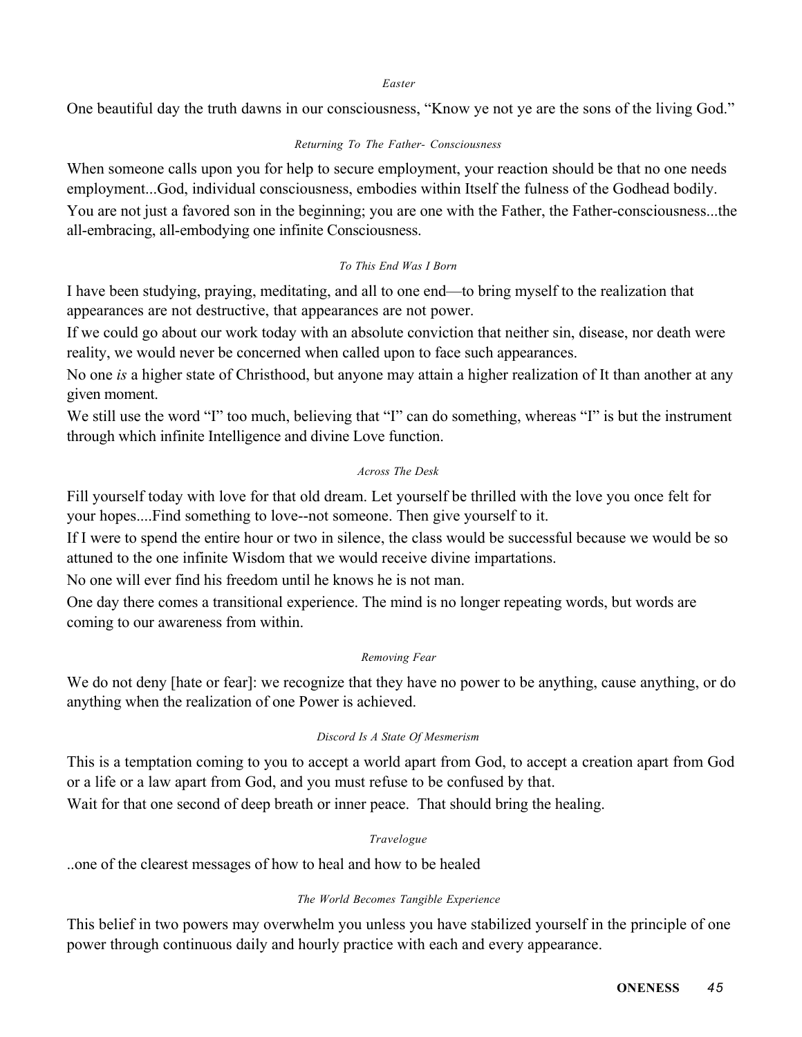*Easter*

One beautiful day the truth dawns in our consciousness, "Know ye not ye are the sons of the living God."

*Returning To The Father- Consciousness*

When someone calls upon you for help to secure employment, your reaction should be that no one needs employment...God, individual consciousness, embodies within Itself the fulness of the Godhead bodily.

You are not just a favored son in the beginning; you are one with the Father, the Father-consciousness...the all-embracing, all-embodying one infinite Consciousness.

*To This End Was I Born*

I have been studying, praying, meditating, and all to one end—to bring myself to the realization that appearances are not destructive, that appearances are not power.

If we could go about our work today with an absolute conviction that neither sin, disease, nor death were reality, we would never be concerned when called upon to face such appearances.

No one *is* a higher state of Christhood, but anyone may attain a higher realization of It than another at any given moment.

We still use the word "I" too much, believing that "I" can do something, whereas "I" is but the instrument through which infinite Intelligence and divine Love function.

*Across The Desk*

Fill yourself today with love for that old dream. Let yourself be thrilled with the love you once felt for your hopes....Find something to love--not someone. Then give yourself to it.

If I were to spend the entire hour or two in silence, the class would be successful because we would be so attuned to the one infinite Wisdom that we would receive divine impartations.

No one will ever find his freedom until he knows he is not man.

One day there comes a transitional experience. The mind is no longer repeating words, but words are coming to our awareness from within.

*Removing Fear*

We do not deny [hate or fear]: we recognize that they have no power to be anything, cause anything, or do anything when the realization of one Power is achieved.

*Discord Is A State Of Mesmerism*

This is a temptation coming to you to accept a world apart from God, to accept a creation apart from God or a life or a law apart from God, and you must refuse to be confused by that.

Wait for that one second of deep breath or inner peace. That should bring the healing.

*Travelogue*

..one of the clearest messages of how to heal and how to be healed

*The World Becomes Tangible Experience*

This belief in two powers may overwhelm you unless you have stabilized yourself in the principle of one power through continuous daily and hourly practice with each and every appearance.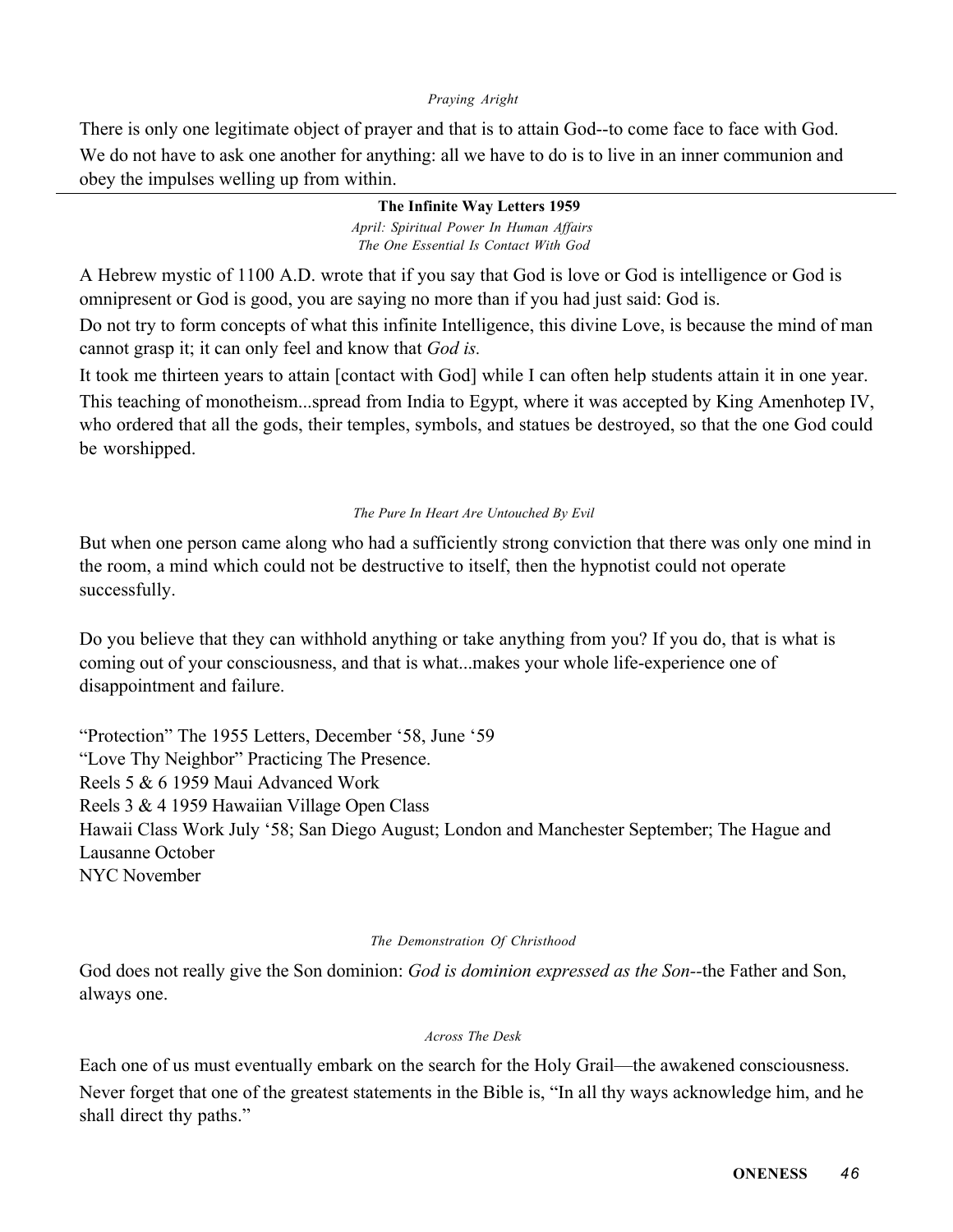*Praying Aright*

There is only one legitimate object of prayer and that is to attain God--to come face to face with God.

We do not have to ask one another for anything: all we have to do is to live in an inner communion and obey the impulses welling up from within.

---

**The Infinite Way Letters 1959**

*April: Spiritual Power In Human Affairs*

*The One Essential Is Contact With God*

A Hebrew mystic of 1100 A.D. wrote that if you say that God is love or God is intelligence or God is omnipresent or God is good, you are saying no more than if you had just said: God is.

Do not try to form concepts of what this infinite Intelligence, this divine Love, is because the mind of man cannot grasp it; it can only feel and know that *God is.*

It took me thirteen years to attain [contact with God] while I can often help students attain it in one year.

This teaching of monotheism...spread from India to Egypt, where it was accepted by King Amenhotep IV, who ordered that all the gods, their temples, symbols, and statues be destroyed, so that the one God could be worshipped.

*The Pure In Heart Are Untouched By Evil*

But when one person came along who had a sufficiently strong conviction that there was only one mind in the room, a mind which could not be destructive to itself, then the hypnotist could not operate successfully.

Do you believe that they can withhold anything or take anything from you? If you do, that is what is coming out of your consciousness, and that is what...makes your whole life-experience one of disappointment and failure.

"Protection" The 1955 Letters, December '58, June '59
"Love Thy Neighbor" Practicing The Presence.
Reels 5 & 6 1959 Maui Advanced Work
Reels 3 & 4 1959 Hawaiian Village Open Class
Hawaii Class Work July '58; San Diego August; London and Manchester September; The Hague and Lausanne October
NYC November

*The Demonstration Of Christhood*

God does not really give the Son dominion: *God is dominion expressed as the Son*--the Father and Son, always one.

*Across The Desk*

Each one of us must eventually embark on the search for the Holy Grail—the awakened consciousness.

Never forget that one of the greatest statements in the Bible is, "In all thy ways acknowledge him, and he shall direct thy paths."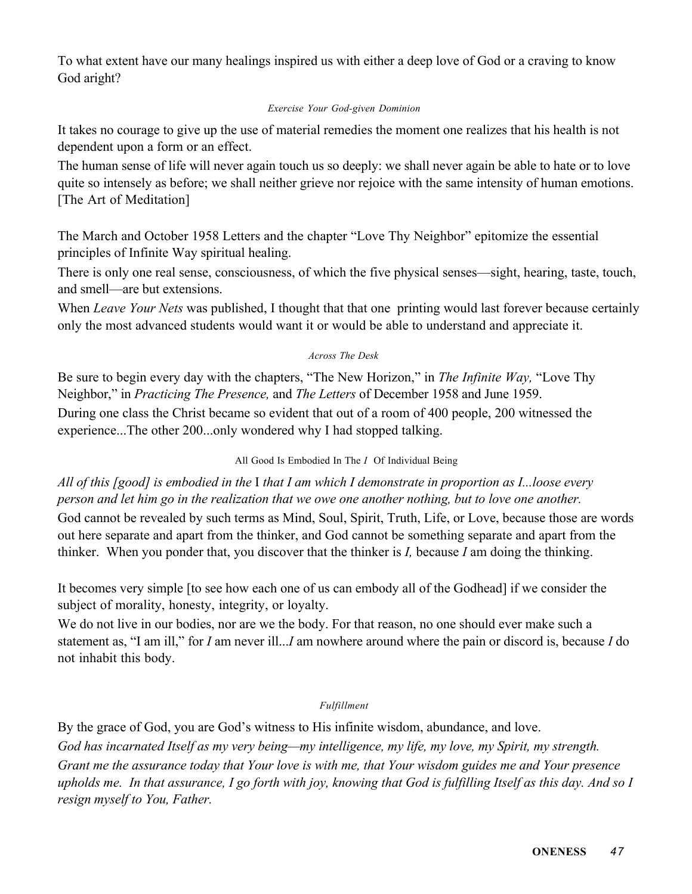To what extent have our many healings inspired us with either a deep love of God or a craving to know God aright?

### *Exercise Your God-given Dominion*

It takes no courage to give up the use of material remedies the moment one realizes that his health is not dependent upon a form or an effect.

The human sense of life will never again touch us so deeply: we shall never again be able to hate or to love quite so intensely as before; we shall neither grieve nor rejoice with the same intensity of human emotions. [The Art of Meditation]

The March and October 1958 Letters and the chapter "Love Thy Neighbor" epitomize the essential principles of Infinite Way spiritual healing.

There is only one real sense, consciousness, of which the five physical senses—sight, hearing, taste, touch, and smell—are but extensions.

When *Leave Your Nets* was published, I thought that that one printing would last forever because certainly only the most advanced students would want it or would be able to understand and appreciate it.

### *Across The Desk*

Be sure to begin every day with the chapters, "The New Horizon," in *The Infinite Way,* "Love Thy Neighbor," in *Practicing The Presence,* and *The Letters* of December 1958 and June 1959.

During one class the Christ became so evident that out of a room of 400 people, 200 witnessed the experience...The other 200...only wondered why I had stopped talking.

### All Good Is Embodied In The *I* Of Individual Being

*All of this [good] is embodied in the* I *that I am which I demonstrate in proportion as I...loose every person and let him go in the realization that we owe one another nothing, but to love one another.*

God cannot be revealed by such terms as Mind, Soul, Spirit, Truth, Life, or Love, because those are words out here separate and apart from the thinker, and God cannot be something separate and apart from the thinker. When you ponder that, you discover that the thinker is *I,* because *I* am doing the thinking.

It becomes very simple [to see how each one of us can embody all of the Godhead] if we consider the subject of morality, honesty, integrity, or loyalty.

We do not live in our bodies, nor are we the body. For that reason, no one should ever make such a statement as, "I am ill," for *I* am never ill...*I* am nowhere around where the pain or discord is, because *I* do not inhabit this body.

### *Fulfillment*

By the grace of God, you are God's witness to His infinite wisdom, abundance, and love.

*God has incarnated Itself as my very being—my intelligence, my life, my love, my Spirit, my strength.*

*Grant me the assurance today that Your love is with me, that Your wisdom guides me and Your presence upholds me. In that assurance, I go forth with joy, knowing that God is fulfilling Itself as this day. And so I resign myself to You, Father.*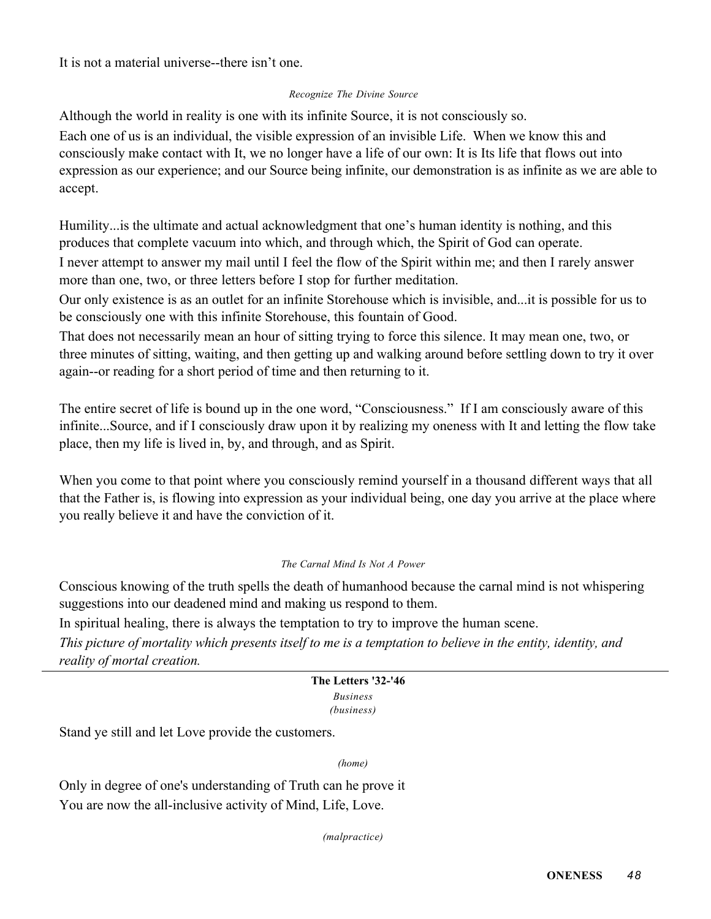It is not a material universe--there isn't one.

*Recognize The Divine Source*

Although the world in reality is one with its infinite Source, it is not consciously so.

Each one of us is an individual, the visible expression of an invisible Life. When we know this and consciously make contact with It, we no longer have a life of our own: It is Its life that flows out into expression as our experience; and our Source being infinite, our demonstration is as infinite as we are able to accept.

Humility...is the ultimate and actual acknowledgment that one's human identity is nothing, and this produces that complete vacuum into which, and through which, the Spirit of God can operate.

I never attempt to answer my mail until I feel the flow of the Spirit within me; and then I rarely answer more than one, two, or three letters before I stop for further meditation.

Our only existence is as an outlet for an infinite Storehouse which is invisible, and...it is possible for us to be consciously one with this infinite Storehouse, this fountain of Good.

That does not necessarily mean an hour of sitting trying to force this silence. It may mean one, two, or three minutes of sitting, waiting, and then getting up and walking around before settling down to try it over again--or reading for a short period of time and then returning to it.

The entire secret of life is bound up in the one word, "Consciousness." If I am consciously aware of this infinite...Source, and if I consciously draw upon it by realizing my oneness with It and letting the flow take place, then my life is lived in, by, and through, and as Spirit.

When you come to that point where you consciously remind yourself in a thousand different ways that all that the Father is, is flowing into expression as your individual being, one day you arrive at the place where you really believe it and have the conviction of it.

*The Carnal Mind Is Not A Power*

Conscious knowing of the truth spells the death of humanhood because the carnal mind is not whispering suggestions into our deadened mind and making us respond to them.

In spiritual healing, there is always the temptation to try to improve the human scene.

*This picture of mortality which presents itself to me is a temptation to believe in the entity, identity, and reality of mortal creation.*

---

**The Letters '32-'46**

*Business*

*(business)*

Stand ye still and let Love provide the customers.

*(home)*

Only in degree of one's understanding of Truth can he prove it

You are now the all-inclusive activity of Mind, Life, Love.

*(malpractice)*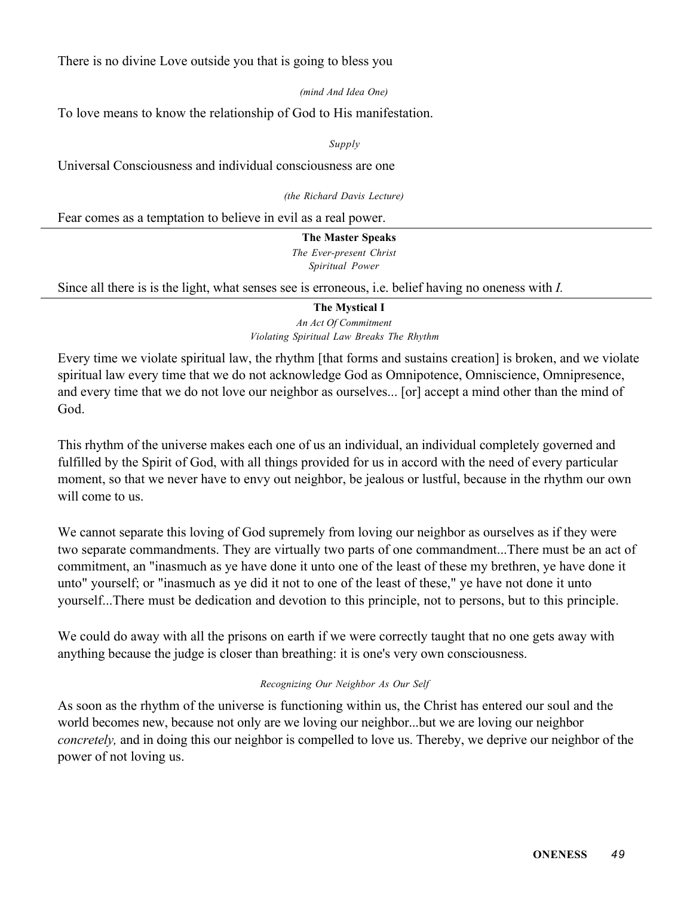There is no divine Love outside you that is going to bless you

*(mind And Idea One)*

To love means to know the relationship of God to His manifestation.

*Supply*

Universal Consciousness and individual consciousness are one

*(the Richard Davis Lecture)*

Fear comes as a temptation to believe in evil as a real power.

---

**The Master Speaks**

*The Ever-present Christ*
*Spiritual Power*

Since all there is is the light, what senses see is erroneous, i.e. belief having no oneness with *I.*

---

**The Mystical I**

*An Act Of Commitment*
*Violating Spiritual Law Breaks The Rhythm*

Every time we violate spiritual law, the rhythm [that forms and sustains creation] is broken, and we violate spiritual law every time that we do not acknowledge God as Omnipotence, Omniscience, Omnipresence, and every time that we do not love our neighbor as ourselves... [or] accept a mind other than the mind of God.

This rhythm of the universe makes each one of us an individual, an individual completely governed and fulfilled by the Spirit of God, with all things provided for us in accord with the need of every particular moment, so that we never have to envy out neighbor, be jealous or lustful, because in the rhythm our own will come to us.

We cannot separate this loving of God supremely from loving our neighbor as ourselves as if they were two separate commandments. They are virtually two parts of one commandment...There must be an act of commitment, an "inasmuch as ye have done it unto one of the least of these my brethren, ye have done it unto" yourself; or "inasmuch as ye did it not to one of the least of these," ye have not done it unto yourself...There must be dedication and devotion to this principle, not to persons, but to this principle.

We could do away with all the prisons on earth if we were correctly taught that no one gets away with anything because the judge is closer than breathing: it is one's very own consciousness.

*Recognizing Our Neighbor As Our Self*

As soon as the rhythm of the universe is functioning within us, the Christ has entered our soul and the world becomes new, because not only are we loving our neighbor...but we are loving our neighbor *concretely,* and in doing this our neighbor is compelled to love us. Thereby, we deprive our neighbor of the power of not loving us.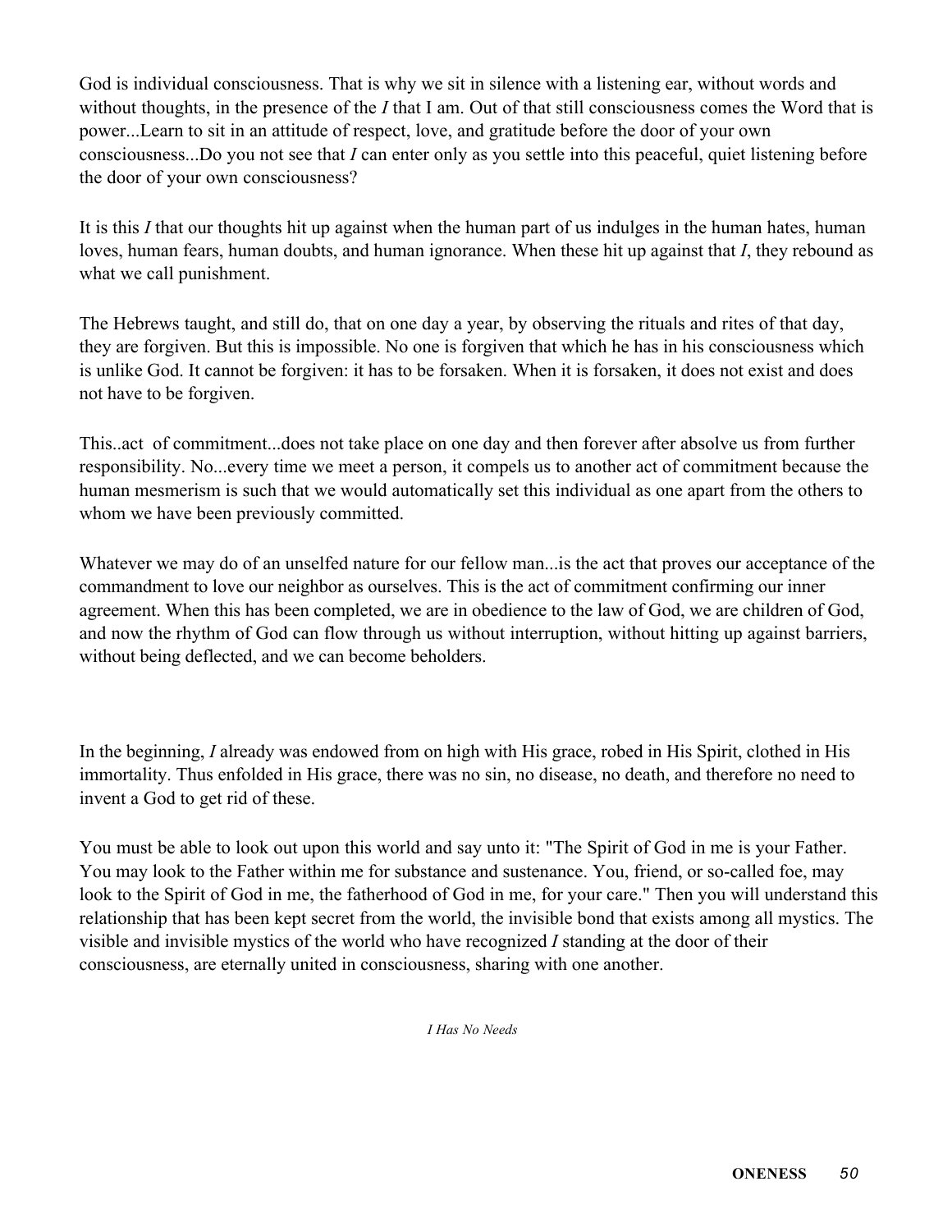God is individual consciousness. That is why we sit in silence with a listening ear, without words and without thoughts, in the presence of the *I* that I am. Out of that still consciousness comes the Word that is power...Learn to sit in an attitude of respect, love, and gratitude before the door of your own consciousness...Do you not see that *I* can enter only as you settle into this peaceful, quiet listening before the door of your own consciousness?

It is this *I* that our thoughts hit up against when the human part of us indulges in the human hates, human loves, human fears, human doubts, and human ignorance. When these hit up against that *I*, they rebound as what we call punishment.

The Hebrews taught, and still do, that on one day a year, by observing the rituals and rites of that day, they are forgiven. But this is impossible. No one is forgiven that which he has in his consciousness which is unlike God. It cannot be forgiven: it has to be forsaken. When it is forsaken, it does not exist and does not have to be forgiven.

This..act of commitment...does not take place on one day and then forever after absolve us from further responsibility. No...every time we meet a person, it compels us to another act of commitment because the human mesmerism is such that we would automatically set this individual as one apart from the others to whom we have been previously committed.

Whatever we may do of an unselfed nature for our fellow man...is the act that proves our acceptance of the commandment to love our neighbor as ourselves. This is the act of commitment confirming our inner agreement. When this has been completed, we are in obedience to the law of God, we are children of God, and now the rhythm of God can flow through us without interruption, without hitting up against barriers, without being deflected, and we can become beholders.

In the beginning, *I* already was endowed from on high with His grace, robed in His Spirit, clothed in His immortality. Thus enfolded in His grace, there was no sin, no disease, no death, and therefore no need to invent a God to get rid of these.

You must be able to look out upon this world and say unto it: "The Spirit of God in me is your Father. You may look to the Father within me for substance and sustenance. You, friend, or so-called foe, may look to the Spirit of God in me, the fatherhood of God in me, for your care." Then you will understand this relationship that has been kept secret from the world, the invisible bond that exists among all mystics. The visible and invisible mystics of the world who have recognized *I* standing at the door of their consciousness, are eternally united in consciousness, sharing with one another.

*I Has No Needs*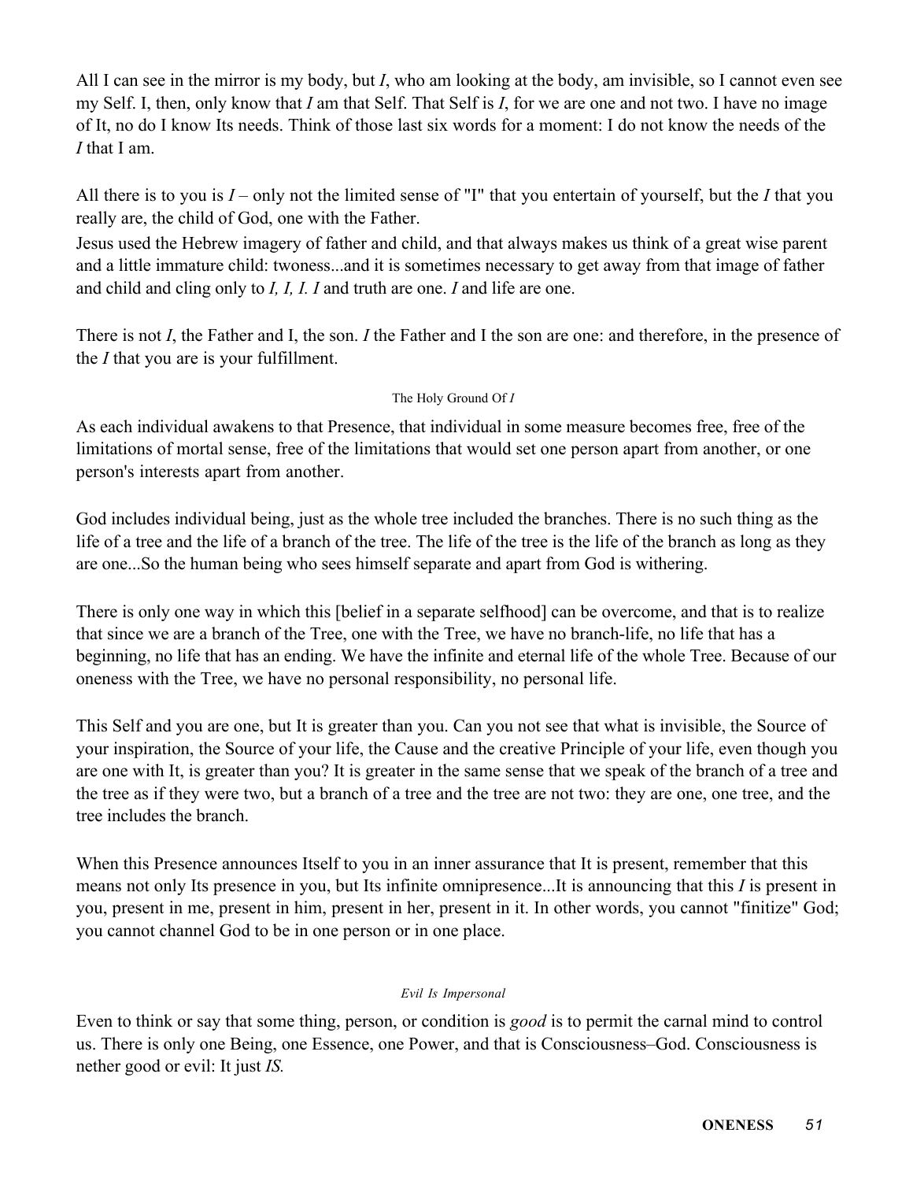All I can see in the mirror is my body, but *I*, who am looking at the body, am invisible, so I cannot even see my Self. I, then, only know that *I* am that Self. That Self is *I*, for we are one and not two. I have no image of It, no do I know Its needs. Think of those last six words for a moment: I do not know the needs of the *I* that I am.

All there is to you is *I* – only not the limited sense of "I" that you entertain of yourself, but the *I* that you really are, the child of God, one with the Father.
Jesus used the Hebrew imagery of father and child, and that always makes us think of a great wise parent and a little immature child: twoness...and it is sometimes necessary to get away from that image of father and child and cling only to *I, I, I. I* and truth are one. *I* and life are one.

There is not *I*, the Father and I, the son. *I* the Father and I the son are one: and therefore, in the presence of the *I* that you are is your fulfillment.

### The Holy Ground Of *I*

As each individual awakens to that Presence, that individual in some measure becomes free, free of the limitations of mortal sense, free of the limitations that would set one person apart from another, or one person's interests apart from another.

God includes individual being, just as the whole tree included the branches. There is no such thing as the life of a tree and the life of a branch of the tree. The life of the tree is the life of the branch as long as they are one...So the human being who sees himself separate and apart from God is withering.

There is only one way in which this [belief in a separate selfhood] can be overcome, and that is to realize that since we are a branch of the Tree, one with the Tree, we have no branch-life, no life that has a beginning, no life that has an ending. We have the infinite and eternal life of the whole Tree. Because of our oneness with the Tree, we have no personal responsibility, no personal life.

This Self and you are one, but It is greater than you. Can you not see that what is invisible, the Source of your inspiration, the Source of your life, the Cause and the creative Principle of your life, even though you are one with It, is greater than you? It is greater in the same sense that we speak of the branch of a tree and the tree as if they were two, but a branch of a tree and the tree are not two: they are one, one tree, and the tree includes the branch.

When this Presence announces Itself to you in an inner assurance that It is present, remember that this means not only Its presence in you, but Its infinite omnipresence...It is announcing that this *I* is present in you, present in me, present in him, present in her, present in it. In other words, you cannot "finitize" God; you cannot channel God to be in one person or in one place.

### *Evil Is Impersonal*

Even to think or say that some thing, person, or condition is *good* is to permit the carnal mind to control us. There is only one Being, one Essence, one Power, and that is Consciousness–God. Consciousness is nether good or evil: It just *IS.*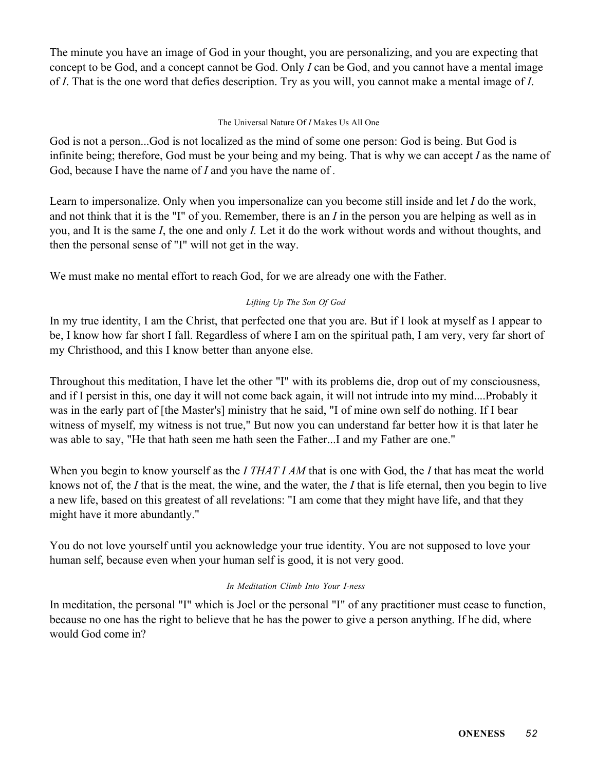The minute you have an image of God in your thought, you are personalizing, and you are expecting that concept to be God, and a concept cannot be God. Only *I* can be God, and you cannot have a mental image of *I*. That is the one word that defies description. Try as you will, you cannot make a mental image of *I*.

### The Universal Nature Of *I* Makes Us All One

God is not a person...God is not localized as the mind of some one person: God is being. But God is infinite being; therefore, God must be your being and my being. That is why we can accept *I* as the name of God, because I have the name of *I* and you have the name of .

Learn to impersonalize. Only when you impersonalize can you become still inside and let *I* do the work, and not think that it is the "I" of you. Remember, there is an *I* in the person you are helping as well as in you, and It is the same *I*, the one and only *I.* Let it do the work without words and without thoughts, and then the personal sense of "I" will not get in the way.

We must make no mental effort to reach God, for we are already one with the Father.

### *Lifting Up The Son Of God*

In my true identity, I am the Christ, that perfected one that you are. But if I look at myself as I appear to be, I know how far short I fall. Regardless of where I am on the spiritual path, I am very, very far short of my Christhood, and this I know better than anyone else.

Throughout this meditation, I have let the other "I" with its problems die, drop out of my consciousness, and if I persist in this, one day it will not come back again, it will not intrude into my mind....Probably it was in the early part of [the Master's] ministry that he said, "I of mine own self do nothing. If I bear witness of myself, my witness is not true," But now you can understand far better how it is that later he was able to say, "He that hath seen me hath seen the Father...I and my Father are one."

When you begin to know yourself as the *I THAT I AM* that is one with God, the *I* that has meat the world knows not of, the *I* that is the meat, the wine, and the water, the *I* that is life eternal, then you begin to live a new life, based on this greatest of all revelations: "I am come that they might have life, and that they might have it more abundantly."

You do not love yourself until you acknowledge your true identity. You are not supposed to love your human self, because even when your human self is good, it is not very good.

### *In Meditation Climb Into Your I-ness*

In meditation, the personal "I" which is Joel or the personal "I" of any practitioner must cease to function, because no one has the right to believe that he has the power to give a person anything. If he did, where would God come in?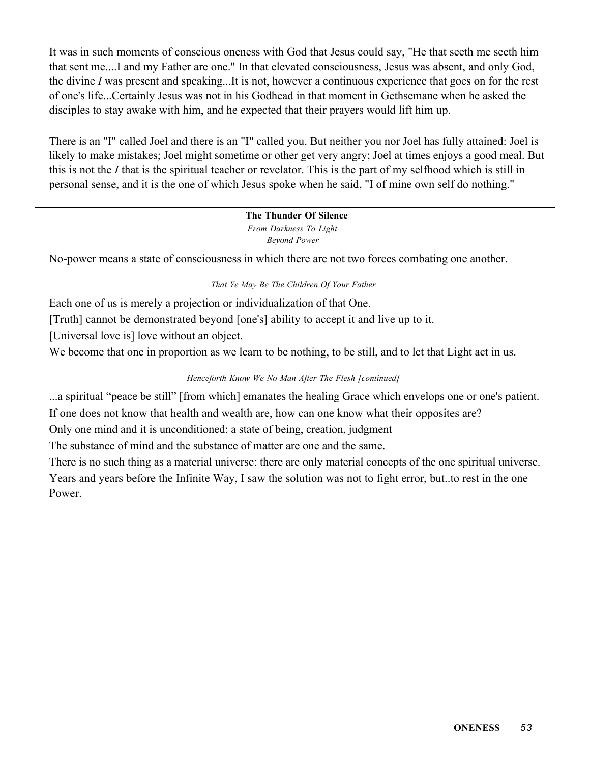It was in such moments of conscious oneness with God that Jesus could say, "He that seeth me seeth him that sent me....I and my Father are one." In that elevated consciousness, Jesus was absent, and only God, the divine *I* was present and speaking...It is not, however a continuous experience that goes on for the rest of one's life...Certainly Jesus was not in his Godhead in that moment in Gethsemane when he asked the disciples to stay awake with him, and he expected that their prayers would lift him up.

There is an "I" called Joel and there is an "I" called you. But neither you nor Joel has fully attained: Joel is likely to make mistakes; Joel might sometime or other get very angry; Joel at times enjoys a good meal. But this is not the *I* that is the spiritual teacher or revelator. This is the part of my selfhood which is still in personal sense, and it is the one of which Jesus spoke when he said, "I of mine own self do nothing."

---

**The Thunder Of Silence**

*From Darkness To Light*

*Beyond Power*

No-power means a state of consciousness in which there are not two forces combating one another.

*That Ye May Be The Children Of Your Father*

Each one of us is merely a projection or individualization of that One.

[Truth] cannot be demonstrated beyond [one's] ability to accept it and live up to it.

[Universal love is] love without an object.

We become that one in proportion as we learn to be nothing, to be still, and to let that Light act in us.

*Henceforth Know We No Man After The Flesh [continued]*

...a spiritual “peace be still” [from which] emanates the healing Grace which envelops one or one's patient.

If one does not know that health and wealth are, how can one know what their opposites are?

Only one mind and it is unconditioned: a state of being, creation, judgment

The substance of mind and the substance of matter are one and the same.

There is no such thing as a material universe: there are only material concepts of the one spiritual universe.

Years and years before the Infinite Way, I saw the solution was not to fight error, but..to rest in the one Power.